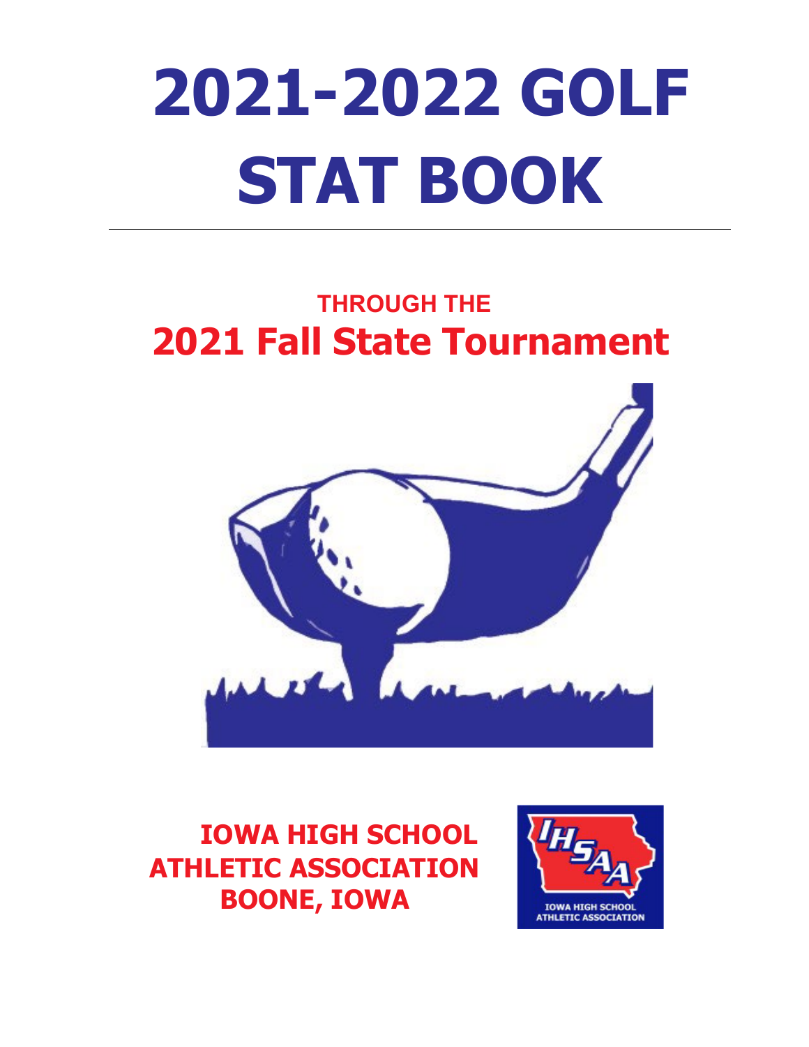# 2021-2022 GOLF STAT BOOK

---

**THROUGH THE**

## 2021 Fall State Tournament

**IOWA HIGH SCHOOL ATHLETIC ASSOCIATION**
**BOONE, IOWA**

IHSAA
IOWA HIGH SCHOOL ATHLETIC ASSOCIATION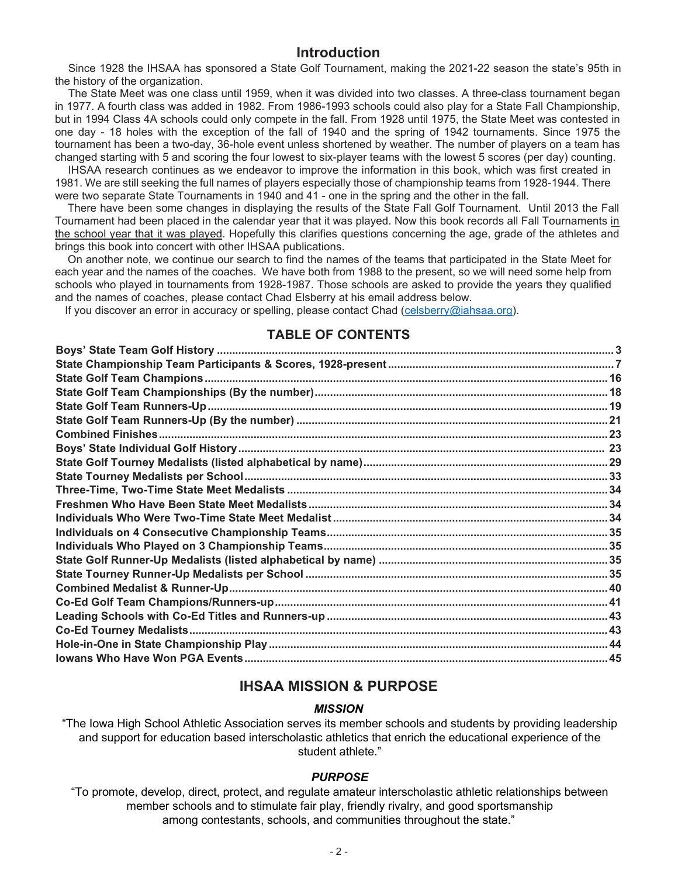## Introduction

Since 1928 the IHSAA has sponsored a State Golf Tournament, making the 2021-22 season the state's 95th in the history of the organization.

The State Meet was one class until 1959, when it was divided into two classes. A three-class tournament began in 1977. A fourth class was added in 1982. From 1986-1993 schools could also play for a State Fall Championship, but in 1994 Class 4A schools could only compete in the fall. From 1928 until 1975, the State Meet was contested in one day - 18 holes with the exception of the fall of 1940 and the spring of 1942 tournaments. Since 1975 the tournament has been a two-day, 36-hole event unless shortened by weather. The number of players on a team has changed starting with 5 and scoring the four lowest to six-player teams with the lowest 5 scores (per day) counting.

IHSAA research continues as we endeavor to improve the information in this book, which was first created in 1981. We are still seeking the full names of players especially those of championship teams from 1928-1944. There were two separate State Tournaments in 1940 and 41 - one in the spring and the other in the fall.

There have been some changes in displaying the results of the State Fall Golf Tournament. Until 2013 the Fall Tournament had been placed in the calendar year that it was played. Now this book records all Fall Tournaments in the school year that it was played. Hopefully this clarifies questions concerning the age, grade of the athletes and brings this book into concert with other IHSAA publications.

On another note, we continue our search to find the names of the teams that participated in the State Meet for each year and the names of the coaches. We have both from 1988 to the present, so we will need some help from schools who played in tournaments from 1928-1987. Those schools are asked to provide the years they qualified and the names of coaches, please contact Chad Elsberry at his email address below.

If you discover an error in accuracy or spelling, please contact Chad (celsberry@iahsaa.org).

## TABLE OF CONTENTS

| | |
|---|---|
| **Boys' State Team Golf History** | **3** |
| **State Championship Team Participants & Scores, 1928-present** | **7** |
| **State Golf Team Champions** | **16** |
| **State Golf Team Championships (By the number)** | **18** |
| **State Golf Team Runners-Up** | **19** |
| **State Golf Team Runners-Up (By the number)** | **21** |
| **Combined Finishes** | **23** |
| **Boys' State Individual Golf History** | **23** |
| **State Golf Tourney Medalists (listed alphabetical by name)** | **29** |
| **State Tourney Medalists per School** | **33** |
| **Three-Time, Two-Time State Meet Medalists** | **34** |
| **Freshmen Who Have Been State Meet Medalists** | **34** |
| **Individuals Who Were Two-Time State Meet Medalist** | **34** |
| **Individuals on 4 Consecutive Championship Teams** | **35** |
| **Individuals Who Played on 3 Championship Teams** | **35** |
| **State Golf Runner-Up Medalists (listed alphabetical by name)** | **35** |
| **State Tourney Runner-Up Medalists per School** | **35** |
| **Combined Medalist & Runner-Up** | **40** |
| **Co-Ed Golf Team Champions/Runners-up** | **41** |
| **Leading Schools with Co-Ed Titles and Runners-up** | **43** |
| **Co-Ed Tourney Medalists** | **43** |
| **Hole-in-One in State Championship Play** | **44** |
| **Iowans Who Have Won PGA Events** | **45** |

## IHSAA MISSION & PURPOSE

### *MISSION*

"The Iowa High School Athletic Association serves its member schools and students by providing leadership and support for education based interscholastic athletics that enrich the educational experience of the student athlete."

### *PURPOSE*

"To promote, develop, direct, protect, and regulate amateur interscholastic athletic relationships between member schools and to stimulate fair play, friendly rivalry, and good sportsmanship among contestants, schools, and communities throughout the state."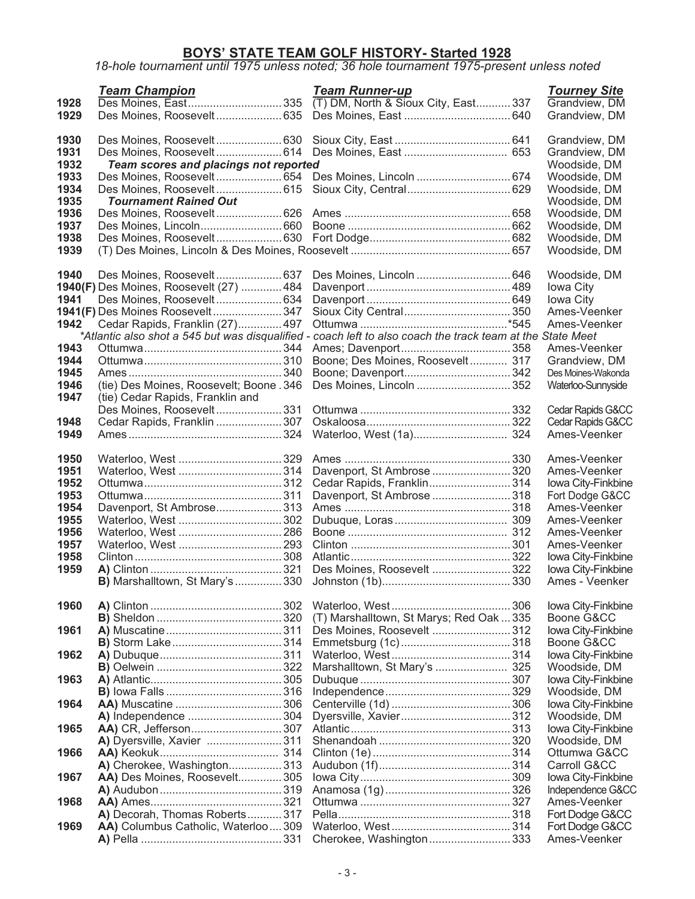## BOYS' STATE TEAM GOLF HISTORY- Started 1928

*18-hole tournament until 1975 unless noted; 36 hole tournament 1975-present unless noted*

| | *Team Champion* | *Team Runner-up* | *Tourney Site* |
|---|---|---|---|
| 1928 | Des Moines, East ....... 335 | (T) DM, North & Sioux City, East ....... 337 | Grandview, DM |
| 1929 | Des Moines, Roosevelt ....... 635 | Des Moines, East ....... 640 | Grandview, DM |
| 1930 | Des Moines, Roosevelt ....... 630 | Sioux City, East ....... 641 | Grandview, DM |
| 1931 | Des Moines, Roosevelt ....... 614 | Des Moines, East ....... 653 | Grandview, DM |
| 1932 | ***Team scores and placings not reported*** | | Woodside, DM |
| 1933 | Des Moines, Roosevelt ....... 654 | Des Moines, Lincoln ....... 674 | Woodside, DM |
| 1934 | Des Moines, Roosevelt ....... 615 | Sioux City, Central ....... 629 | Woodside, DM |
| 1935 | ***Tournament Rained Out*** | | Woodside, DM |
| 1936 | Des Moines, Roosevelt ....... 626 | Ames ....... 658 | Woodside, DM |
| 1937 | Des Moines, Lincoln ....... 660 | Boone ....... 662 | Woodside, DM |
| 1938 | Des Moines, Roosevelt ....... 630 | Fort Dodge ....... 682 | Woodside, DM |
| 1939 | (T) Des Moines, Lincoln & Des Moines, Roosevelt ....... 657 | | Woodside, DM |
| 1940 | Des Moines, Roosevelt ....... 637 | Des Moines, Lincoln ....... 646 | Woodside, DM |
| **1940(F)** | Des Moines, Roosevelt (27) ....... 484 | Davenport ....... 489 | Iowa City |
| 1941 | Des Moines, Roosevelt ....... 634 | Davenport ....... 649 | Iowa City |
| **1941(F)** | Des Moines Roosevelt ....... 347 | Sioux City Central ....... 350 | Ames-Veenker |
| 1942 | Cedar Rapids, Franklin (27) ....... 497 | Ottumwa ....... *545 | Ames-Veenker |
| | *\*Atlantic also shot a 545 but was disqualified - coach left to also coach the track team at the State Meet* | | |
| 1943 | Ottumwa ....... 344 | Ames; Davenport ....... 358 | Ames-Veenker |
| 1944 | Ottumwa ....... 310 | Boone; Des Moines, Roosevelt ....... 317 | Grandview, DM |
| 1945 | Ames ....... 340 | Boone; Davenport ....... 342 | Des Moines-Wakonda |
| 1946 | (tie) Des Moines, Roosevelt; Boone . 346 | Des Moines, Lincoln ....... 352 | Waterloo-Sunnyside |
| 1947 | (tie) Cedar Rapids, Franklin and Des Moines, Roosevelt ....... 331 | Ottumwa ....... 332 | Cedar Rapids G&CC |
| 1948 | Cedar Rapids, Franklin ....... 307 | Oskaloosa ....... 322 | Cedar Rapids G&CC |
| 1949 | Ames ....... 324 | Waterloo, West (1a) ....... 324 | Ames-Veenker |
| 1950 | Waterloo, West ....... 329 | Ames ....... 330 | Ames-Veenker |
| 1951 | Waterloo, West ....... 314 | Davenport, St Ambrose ....... 320 | Ames-Veenker |
| 1952 | Ottumwa ....... 312 | Cedar Rapids, Franklin ....... 314 | Iowa City-Finkbine |
| 1953 | Ottumwa ....... 311 | Davenport, St Ambrose ....... 318 | Fort Dodge G&CC |
| 1954 | Davenport, St Ambrose ....... 313 | Ames ....... 318 | Ames-Veenker |
| 1955 | Waterloo, West ....... 302 | Dubuque, Loras ....... 309 | Ames-Veenker |
| 1956 | Waterloo, West ....... 286 | Boone ....... 312 | Ames-Veenker |
| 1957 | Waterloo, West ....... 293 | Clinton ....... 301 | Ames-Veenker |
| 1958 | Clinton ....... 308 | Atlantic ....... 322 | Iowa City-Finkbine |
| 1959 | **A)** Clinton ....... 321 | Des Moines, Roosevelt ....... 322 | Iowa City-Finkbine |
| | **B)** Marshalltown, St Mary's ....... 330 | Johnston (1b) ....... 330 | Ames - Veenker |
| 1960 | **A)** Clinton ....... 302 | Waterloo, West ....... 306 | Iowa City-Finkbine |
| | **B)** Sheldon ....... 320 | (T) Marshalltown, St Marys; Red Oak ... 335 | Boone G&CC |
| 1961 | **A)** Muscatine ....... 311 | Des Moines, Roosevelt ....... 312 | Iowa City-Finkbine |
| | **B)** Storm Lake ....... 314 | Emmetsburg (1c) ....... 318 | Boone G&CC |
| 1962 | **A)** Dubuque ....... 311 | Waterloo, West ....... 314 | Iowa City-Finkbine |
| | **B)** Oelwein ....... 322 | Marshalltown, St Mary's ....... 325 | Woodside, DM |
| 1963 | **A)** Atlantic ....... 305 | Dubuque ....... 307 | Iowa City-Finkbine |
| | **B)** Iowa Falls ....... 316 | Independence ....... 329 | Woodside, DM |
| 1964 | **AA)** Muscatine ....... 306 | Centerville (1d) ....... 306 | Iowa City-Finkbine |
| | **A)** Independence ....... 304 | Dyersville, Xavier ....... 312 | Woodside, DM |
| 1965 | **AA)** CR, Jefferson ....... 307 | Atlantic ....... 313 | Iowa City-Finkbine |
| | **A)** Dyersville, Xavier ....... 311 | Shenandoah ....... 320 | Woodside, DM |
| 1966 | **AA)** Keokuk ....... 314 | Clinton (1e) ....... 314 | Ottumwa G&CC |
| | **A)** Cherokee, Washington ....... 313 | Audubon (1f) ....... 314 | Carroll G&CC |
| 1967 | **AA)** Des Moines, Roosevelt ....... 305 | Iowa City ....... 309 | Iowa City-Finkbine |
| | **A)** Audubon ....... 319 | Anamosa (1g) ....... 326 | Independence G&CC |
| 1968 | **AA)** Ames ....... 321 | Ottumwa ....... 327 | Ames-Veenker |
| | **A)** Decorah, Thomas Roberts ....... 317 | Pella ....... 318 | Fort Dodge G&CC |
| 1969 | **AA)** Columbus Catholic, Waterloo .... 309 | Waterloo, West ....... 314 | Fort Dodge G&CC |
| | **A)** Pella ....... 331 | Cherokee, Washington ....... 333 | Ames-Veenker |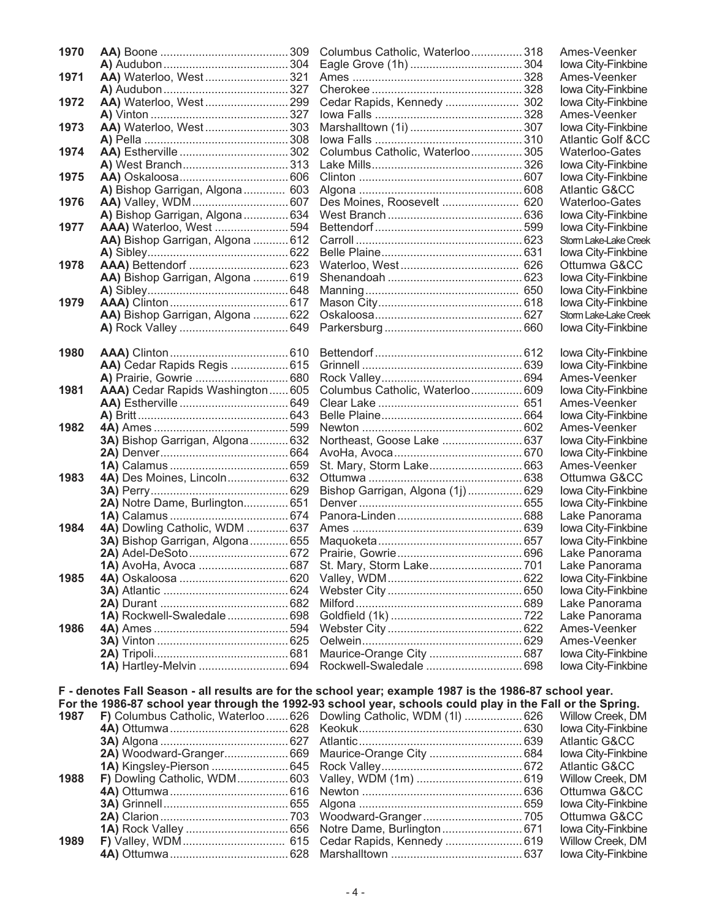| Year | Champion | Score | Runner-up | Score | Site |
|---|---|---|---|---|---|
| 1970 | **AA)** Boone | 309 | Columbus Catholic, Waterloo | 318 | Ames-Veenker |
| | **A)** Audubon | 304 | Eagle Grove (1h) | 304 | Iowa City-Finkbine |
| 1971 | **AA)** Waterloo, West | 321 | Ames | 328 | Ames-Veenker |
| | **A)** Audubon | 327 | Cherokee | 328 | Iowa City-Finkbine |
| 1972 | **AA)** Waterloo, West | 299 | Cedar Rapids, Kennedy | 302 | Iowa City-Finkbine |
| | **A)** Vinton | 327 | Iowa Falls | 328 | Ames-Veenker |
| 1973 | **AA)** Waterloo, West | 303 | Marshalltown (1i) | 307 | Iowa City-Finkbine |
| | **A)** Pella | 308 | Iowa Falls | 310 | Atlantic Golf &CC |
| 1974 | **AA)** Estherville | 302 | Columbus Catholic, Waterloo | 305 | Waterloo-Gates |
| | **A)** West Branch | 313 | Lake Mills | 326 | Iowa City-Finkbine |
| 1975 | **AA)** Oskaloosa | 606 | Clinton | 607 | Iowa City-Finkbine |
| | **A)** Bishop Garrigan, Algona | 603 | Algona | 608 | Atlantic G&CC |
| 1976 | **AA)** Valley, WDM | 607 | Des Moines, Roosevelt | 620 | Waterloo-Gates |
| | **A)** Bishop Garrigan, Algona | 634 | West Branch | 636 | Iowa City-Finkbine |
| 1977 | **AAA)** Waterloo, West | 594 | Bettendorf | 599 | Iowa City-Finkbine |
| | **AA)** Bishop Garrigan, Algona | 612 | Carroll | 623 | Storm Lake-Lake Creek |
| | **A)** Sibley | 622 | Belle Plaine | 631 | Iowa City-Finkbine |
| 1978 | **AAA)** Bettendorf | 623 | Waterloo, West | 626 | Ottumwa G&CC |
| | **AA)** Bishop Garrigan, Algona | 619 | Shenandoah | 623 | Iowa City-Finkbine |
| | **A)** Sibley | 648 | Manning | 650 | Iowa City-Finkbine |
| 1979 | **AAA)** Clinton | 617 | Mason City | 618 | Iowa City-Finkbine |
| | **AA)** Bishop Garrigan, Algona | 622 | Oskaloosa | 627 | Storm Lake-Lake Creek |
| | **A)** Rock Valley | 649 | Parkersburg | 660 | Iowa City-Finkbine |
| 1980 | **AAA)** Clinton | 610 | Bettendorf | 612 | Iowa City-Finkbine |
| | **AA)** Cedar Rapids Regis | 615 | Grinnell | 639 | Iowa City-Finkbine |
| | **A)** Prairie, Gowrie | 680 | Rock Valley | 694 | Ames-Veenker |
| 1981 | **AAA)** Cedar Rapids Washington | 605 | Columbus Catholic, Waterloo | 609 | Iowa City-Finkbine |
| | **AA)** Estherville | 649 | Clear Lake | 651 | Ames-Veenker |
| | **A)** Britt | 643 | Belle Plaine | 664 | Iowa City-Finkbine |
| 1982 | **4A)** Ames | 599 | Newton | 602 | Ames-Veenker |
| | **3A)** Bishop Garrigan, Algona | 632 | Northeast, Goose Lake | 637 | Iowa City-Finkbine |
| | **2A)** Denver | 664 | AvoHa, Avoca | 670 | Iowa City-Finkbine |
| | **1A)** Calamus | 659 | St. Mary, Storm Lake | 663 | Ames-Veenker |
| 1983 | **4A)** Des Moines, Lincoln | 632 | Ottumwa | 638 | Ottumwa G&CC |
| | **3A)** Perry | 629 | Bishop Garrigan, Algona (1j) | 629 | Iowa City-Finkbine |
| | **2A)** Notre Dame, Burlington | 651 | Denver | 655 | Iowa City-Finkbine |
| | **1A)** Calamus | 674 | Panora-Linden | 688 | Lake Panorama |
| 1984 | **4A)** Dowling Catholic, WDM | 637 | Ames | 639 | Iowa City-Finkbine |
| | **3A)** Bishop Garrigan, Algona | 655 | Maquoketa | 657 | Iowa City-Finkbine |
| | **2A)** Adel-DeSoto | 672 | Prairie, Gowrie | 696 | Lake Panorama |
| | **1A)** AvoHa, Avoca | 687 | St. Mary, Storm Lake | 701 | Lake Panorama |
| 1985 | **4A)** Oskaloosa | 620 | Valley, WDM | 622 | Iowa City-Finkbine |
| | **3A)** Atlantic | 624 | Webster City | 650 | Iowa City-Finkbine |
| | **2A)** Durant | 682 | Milford | 689 | Lake Panorama |
| | **1A)** Rockwell-Swaledale | 698 | Goldfield (1k) | 722 | Lake Panorama |
| 1986 | **4A)** Ames | 594 | Webster City | 622 | Ames-Veenker |
| | **3A)** Vinton | 625 | Oelwein | 629 | Ames-Veenker |
| | **2A)** Tripoli | 681 | Maurice-Orange City | 687 | Iowa City-Finkbine |
| | **1A)** Hartley-Melvin | 694 | Rockwell-Swaledale | 698 | Iowa City-Finkbine |

**F - denotes Fall Season - all results are for the school year; example 1987 is the 1986-87 school year.**
**For the 1986-87 school year through the 1992-93 school year, schools could play in the Fall or the Spring.**

| Year | Champion | Score | Runner-up | Score | Site |
|---|---|---|---|---|---|
| 1987 | **F)** Columbus Catholic, Waterloo | 626 | Dowling Catholic, WDM (1l) | 626 | Willow Creek, DM |
| | **4A)** Ottumwa | 628 | Keokuk | 630 | Iowa City-Finkbine |
| | **3A)** Algona | 627 | Atlantic | 639 | Atlantic G&CC |
| | **2A)** Woodward-Granger | 669 | Maurice-Orange City | 684 | Iowa City-Finkbine |
| | **1A)** Kingsley-Pierson | 645 | Rock Valley | 672 | Atlantic G&CC |
| 1988 | **F)** Dowling Catholic, WDM | 603 | Valley, WDM (1m) | 619 | Willow Creek, DM |
| | **4A)** Ottumwa | 616 | Newton | 636 | Ottumwa G&CC |
| | **3A)** Grinnell | 655 | Algona | 659 | Iowa City-Finkbine |
| | **2A)** Clarion | 703 | Woodward-Granger | 705 | Ottumwa G&CC |
| | **1A)** Rock Valley | 656 | Notre Dame, Burlington | 671 | Iowa City-Finkbine |
| 1989 | **F)** Valley, WDM | 615 | Cedar Rapids, Kennedy | 619 | Willow Creek, DM |
| | **4A)** Ottumwa | 628 | Marshalltown | 637 | Iowa City-Finkbine |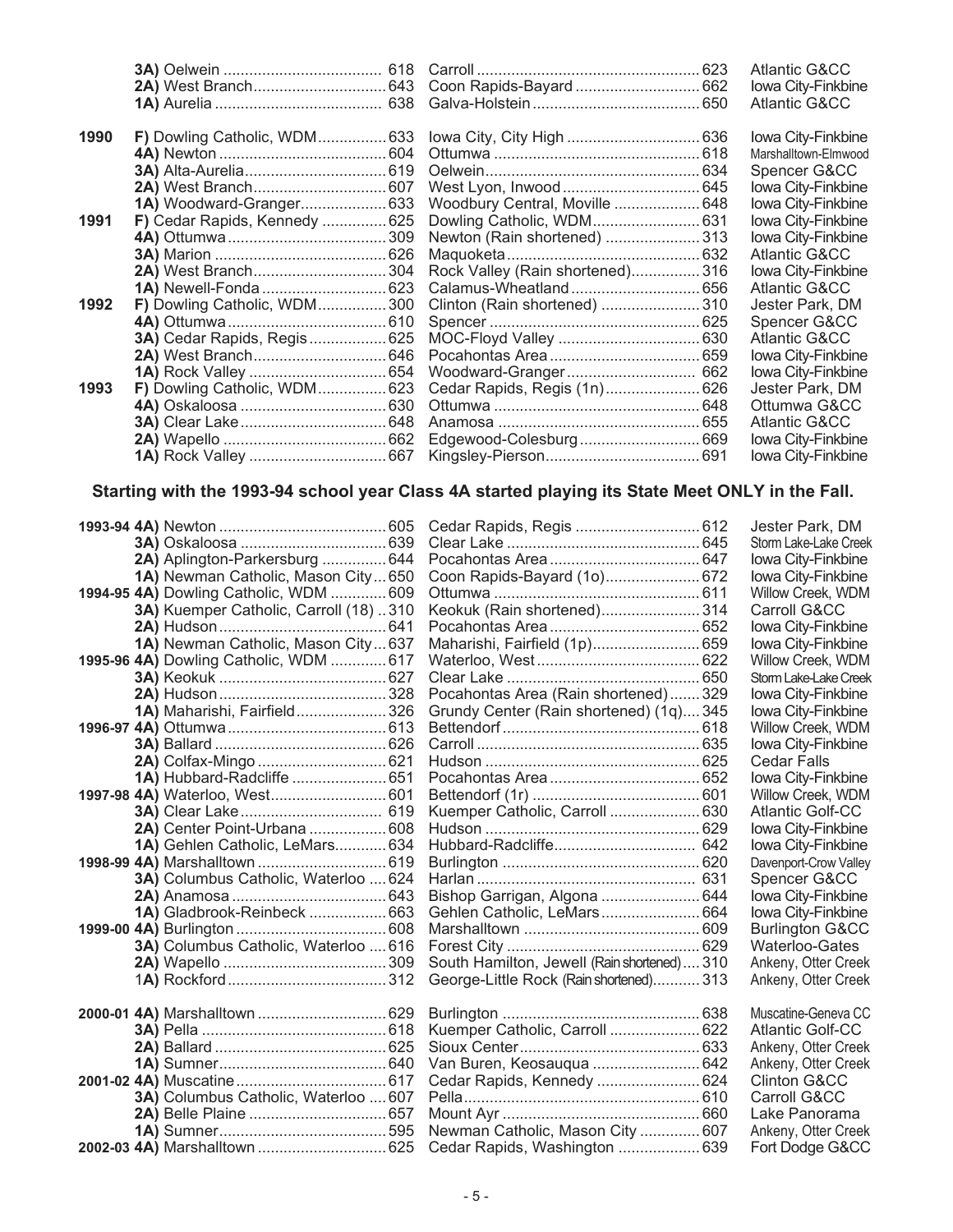| Year | Champion | Runner-up | Site |
|---|---|---|---|
| | **3A)** Oelwein .................................... 618 | Carroll .................................................. 623 | Atlantic G&CC |
| | **2A)** West Branch.............................. 643 | Coon Rapids-Bayard ............................ 662 | Iowa City-Finkbine |
| | **1A)** Aurelia ...................................... 638 | Galva-Holstein ...................................... 650 | Atlantic G&CC |
| **1990** | **F)** Dowling Catholic, WDM................ 633 | Iowa City, City High .............................. 636 | Iowa City-Finkbine |
| | **4A)** Newton ...................................... 604 | Ottumwa ............................................... 618 | Marshalltown-Elmwood |
| | **3A)** Alta-Aurelia................................ 619 | Oelwein................................................. 634 | Spencer G&CC |
| | **2A)** West Branch.............................. 607 | West Lyon, Inwood ................................ 645 | Iowa City-Finkbine |
| | **1A)** Woodward-Granger.................... 633 | Woodbury Central, Moville ................... 648 | Iowa City-Finkbine |
| **1991** | **F)** Cedar Rapids, Kennedy ............... 625 | Dowling Catholic, WDM......................... 631 | Iowa City-Finkbine |
| | **4A)** Ottumwa .................................... 309 | Newton (Rain shortened) ...................... 313 | Iowa City-Finkbine |
| | **3A)** Marion ....................................... 626 | Maquoketa............................................. 632 | Atlantic G&CC |
| | **2A)** West Branch.............................. 304 | Rock Valley (Rain shortened)................ 316 | Iowa City-Finkbine |
| | **1A)** Newell-Fonda ............................ 623 | Calamus-Wheatland ............................. 656 | Atlantic G&CC |
| **1992** | **F)** Dowling Catholic, WDM................ 300 | Clinton (Rain shortened) ....................... 310 | Jester Park, DM |
| | **4A)** Ottumwa .................................... 610 | Spencer ................................................ 625 | Spencer G&CC |
| | **3A)** Cedar Rapids, Regis .................. 625 | MOC-Floyd Valley ................................. 630 | Atlantic G&CC |
| | **2A)** West Branch.............................. 646 | Pocahontas Area .................................. 659 | Iowa City-Finkbine |
| | **1A)** Rock Valley ............................... 654 | Woodward-Granger............................. 662 | Iowa City-Finkbine |
| **1993** | **F)** Dowling Catholic, WDM................ 623 | Cedar Rapids, Regis (1n)..................... 626 | Jester Park, DM |
| | **4A)** Oskaloosa ................................. 630 | Ottumwa ............................................... 648 | Ottumwa G&CC |
| | **3A)** Clear Lake................................. 648 | Anamosa .............................................. 655 | Atlantic G&CC |
| | **2A)** Wapello ..................................... 662 | Edgewood-Colesburg........................... 669 | Iowa City-Finkbine |
| | **1A)** Rock Valley ............................... 667 | Kingsley-Pierson................................... 691 | Iowa City-Finkbine |

**Starting with the 1993-94 school year Class 4A started playing its State Meet ONLY in the Fall.**

| Year | Champion | Runner-up | Site |
|---|---|---|---|
| **1993-94** | **4A)** Newton ...................................... 605 | Cedar Rapids, Regis ............................ 612 | Jester Park, DM |
| | **3A)** Oskaloosa ................................. 639 | Clear Lake ............................................ 645 | Storm Lake-Lake Creek |
| | **2A)** Aplington-Parkersburg ............... 644 | Pocahontas Area .................................. 647 | Iowa City-Finkbine |
| | **1A)** Newman Catholic, Mason City... 650 | Coon Rapids-Bayard (1o)..................... 672 | Iowa City-Finkbine |
| **1994-95** | **4A)** Dowling Catholic, WDM ............ 609 | Ottumwa ............................................... 611 | Willow Creek, WDM |
| | **3A)** Kuemper Catholic, Carroll (18) .. 310 | Keokuk (Rain shortened)....................... 314 | Carroll G&CC |
| | **2A)** Hudson...................................... 641 | Pocahontas Area .................................. 652 | Iowa City-Finkbine |
| | **1A)** Newman Catholic, Mason City... 637 | Maharishi, Fairfield (1p)........................ 659 | Iowa City-Finkbine |
| **1995-96** | **4A)** Dowling Catholic, WDM ............ 617 | Waterloo, West...................................... 622 | Willow Creek, WDM |
| | **3A)** Keokuk ...................................... 627 | Clear Lake ............................................ 650 | Storm Lake-Lake Creek |
| | **2A)** Hudson...................................... 328 | Pocahontas Area (Rain shortened)....... 329 | Iowa City-Finkbine |
| | **1A)** Maharishi, Fairfield.................... 326 | Grundy Center (Rain shortened) (1q).... 345 | Iowa City-Finkbine |
| **1996-97** | **4A)** Ottumwa .................................... 613 | Bettendorf ............................................. 618 | Willow Creek, WDM |
| | **3A)** Ballard ....................................... 626 | Carroll ................................................... 635 | Iowa City-Finkbine |
| | **2A)** Colfax-Mingo ............................. 621 | Hudson ................................................. 625 | Cedar Falls |
| | **1A)** Hubbard-Radcliffe ...................... 651 | Pocahontas Area .................................. 652 | Iowa City-Finkbine |
| **1997-98** | **4A)** Waterloo, West........................... 601 | Bettendorf (1r) ...................................... 601 | Willow Creek, WDM |
| | **3A)** Clear Lake................................. 619 | Kuemper Catholic, Carroll .................... 630 | Atlantic Golf-CC |
| | **2A)** Center Point-Urbana ................. 608 | Hudson ................................................. 629 | Iowa City-Finkbine |
| | **1A)** Gehlen Catholic, LeMars............ 634 | Hubbard-Radcliffe................................ 642 | Iowa City-Finkbine |
| **1998-99** | **4A)** Marshalltown ............................. 619 | Burlington ............................................. 620 | Davenport-Crow Valley |
| | **3A)** Columbus Catholic, Waterloo .... 624 | Harlan .................................................. 631 | Spencer G&CC |
| | **2A)** Anamosa ................................... 643 | Bishop Garrigan, Algona ...................... 644 | Iowa City-Finkbine |
| | **1A)** Gladbrook-Reinbeck .................. 663 | Gehlen Catholic, LeMars...................... 664 | Iowa City-Finkbine |
| **1999-00** | **4A)** Burlington .................................. 608 | Marshalltown ........................................ 609 | Burlington G&CC |
| | **3A)** Columbus Catholic, Waterloo .... 616 | Forest City ............................................ 629 | Waterloo-Gates |
| | **2A)** Wapello ..................................... 309 | South Hamilton, Jewell (Rain shortened).... 310 | Ankeny, Otter Creek |
| | **1A)** Rockford.................................... 312 | George-Little Rock (Rain shortened)........... 313 | Ankeny, Otter Creek |
| **2000-01** | **4A)** Marshalltown ............................. 629 | Burlington ............................................. 638 | Muscatine-Geneva CC |
| | **3A)** Pella .......................................... 618 | Kuemper Catholic, Carroll .................... 622 | Atlantic Golf-CC |
| | **2A)** Ballard ....................................... 625 | Sioux Center......................................... 633 | Ankeny, Otter Creek |
| | **1A)** Sumner...................................... 640 | Van Buren, Keosauqua ......................... 642 | Ankeny, Otter Creek |
| **2001-02** | **4A)** Muscatine.................................. 617 | Cedar Rapids, Kennedy ....................... 624 | Clinton G&CC |
| | **3A)** Columbus Catholic, Waterloo .... 607 | Pella...................................................... 610 | Carroll G&CC |
| | **2A)** Belle Plaine ............................... 657 | Mount Ayr ............................................. 660 | Lake Panorama |
| | **1A)** Sumner...................................... 595 | Newman Catholic, Mason City .............. 607 | Ankeny, Otter Creek |
| **2002-03** | **4A)** Marshalltown ............................. 625 | Cedar Rapids, Washington .................. 639 | Fort Dodge G&CC |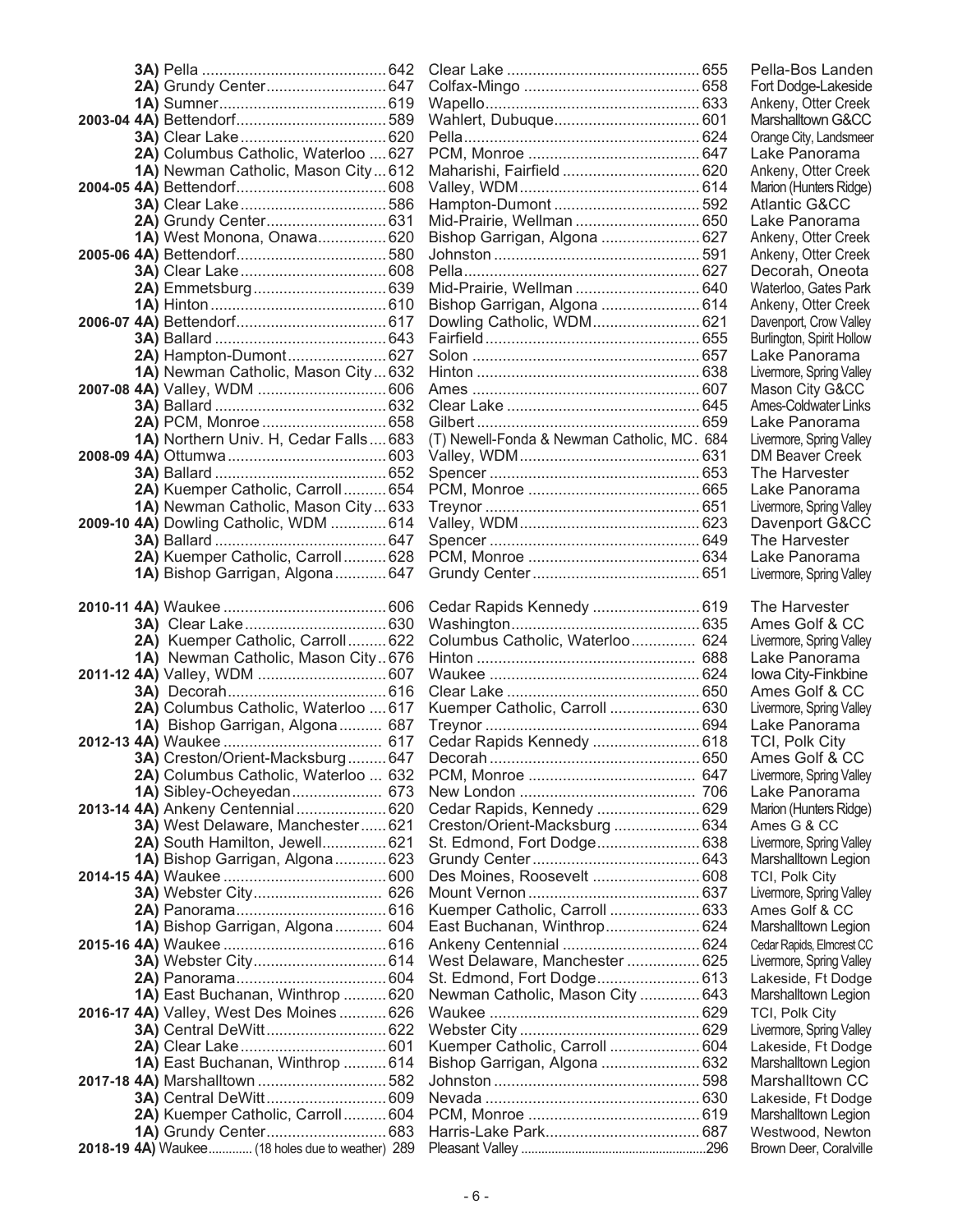| Year | Class | Champion | Score | Runner-up | Score | Site |
|---|---|---|---|---|---|---|
| | 3A) | Pella | 642 | Clear Lake | 655 | Pella-Bos Landen |
| | 2A) | Grundy Center | 647 | Colfax-Mingo | 658 | Fort Dodge-Lakeside |
| | 1A) | Sumner | 619 | Wapello | 633 | Ankeny, Otter Creek |
| 2003-04 | 4A) | Bettendorf | 589 | Wahlert, Dubuque | 601 | Marshalltown G&CC |
| | 3A) | Clear Lake | 620 | Pella | 624 | Orange City, Landsmeer |
| | 2A) | Columbus Catholic, Waterloo | 627 | PCM, Monroe | 647 | Lake Panorama |
| | 1A) | Newman Catholic, Mason City | 612 | Maharishi, Fairfield | 620 | Ankeny, Otter Creek |
| 2004-05 | 4A) | Bettendorf | 608 | Valley, WDM | 614 | Marion (Hunters Ridge) |
| | 3A) | Clear Lake | 586 | Hampton-Dumont | 592 | Atlantic G&CC |
| | 2A) | Grundy Center | 631 | Mid-Prairie, Wellman | 650 | Lake Panorama |
| | 1A) | West Monona, Onawa | 620 | Bishop Garrigan, Algona | 627 | Ankeny, Otter Creek |
| 2005-06 | 4A) | Bettendorf | 580 | Johnston | 591 | Ankeny, Otter Creek |
| | 3A) | Clear Lake | 608 | Pella | 627 | Decorah, Oneota |
| | 2A) | Emmetsburg | 639 | Mid-Prairie, Wellman | 640 | Waterloo, Gates Park |
| | 1A) | Hinton | 610 | Bishop Garrigan, Algona | 614 | Ankeny, Otter Creek |
| 2006-07 | 4A) | Bettendorf | 617 | Dowling Catholic, WDM | 621 | Davenport, Crow Valley |
| | 3A) | Ballard | 643 | Fairfield | 655 | Burlington, Spirit Hollow |
| | 2A) | Hampton-Dumont | 627 | Solon | 657 | Lake Panorama |
| | 1A) | Newman Catholic, Mason City | 632 | Hinton | 638 | Livermore, Spring Valley |
| 2007-08 | 4A) | Valley, WDM | 606 | Ames | 607 | Mason City G&CC |
| | 3A) | Ballard | 632 | Clear Lake | 645 | Ames-Coldwater Links |
| | 2A) | PCM, Monroe | 658 | Gilbert | 659 | Lake Panorama |
| | 1A) | Northern Univ. H, Cedar Falls | 683 | (T) Newell-Fonda & Newman Catholic, MC. | 684 | Livermore, Spring Valley |
| 2008-09 | 4A) | Ottumwa | 603 | Valley, WDM | 631 | DM Beaver Creek |
| | 3A) | Ballard | 652 | Spencer | 653 | The Harvester |
| | 2A) | Kuemper Catholic, Carroll | 654 | PCM, Monroe | 665 | Lake Panorama |
| | 1A) | Newman Catholic, Mason City | 633 | Treynor | 651 | Livermore, Spring Valley |
| 2009-10 | 4A) | Dowling Catholic, WDM | 614 | Valley, WDM | 623 | Davenport G&CC |
| | 3A) | Ballard | 647 | Spencer | 649 | The Harvester |
| | 2A) | Kuemper Catholic, Carroll | 628 | PCM, Monroe | 634 | Lake Panorama |
| | 1A) | Bishop Garrigan, Algona | 647 | Grundy Center | 651 | Livermore, Spring Valley |
| 2010-11 | 4A) | Waukee | 606 | Cedar Rapids Kennedy | 619 | The Harvester |
| | 3A) | Clear Lake | 630 | Washington | 635 | Ames Golf & CC |
| | 2A) | Kuemper Catholic, Carroll | 622 | Columbus Catholic, Waterloo | 624 | Livermore, Spring Valley |
| | 1A) | Newman Catholic, Mason City | 676 | Hinton | 688 | Lake Panorama |
| 2011-12 | 4A) | Valley, WDM | 607 | Waukee | 624 | Iowa City-Finkbine |
| | 3A) | Decorah | 616 | Clear Lake | 650 | Ames Golf & CC |
| | 2A) | Columbus Catholic, Waterloo | 617 | Kuemper Catholic, Carroll | 630 | Livermore, Spring Valley |
| | 1A) | Bishop Garrigan, Algona | 687 | Treynor | 694 | Lake Panorama |
| 2012-13 | 4A) | Waukee | 617 | Cedar Rapids Kennedy | 618 | TCI, Polk City |
| | 3A) | Creston/Orient-Macksburg | 647 | Decorah | 650 | Ames Golf & CC |
| | 2A) | Columbus Catholic, Waterloo | 632 | PCM, Monroe | 647 | Livermore, Spring Valley |
| | 1A) | Sibley-Ocheyedan | 673 | New London | 706 | Lake Panorama |
| 2013-14 | 4A) | Ankeny Centennial | 620 | Cedar Rapids, Kennedy | 629 | Marion (Hunters Ridge) |
| | 3A) | West Delaware, Manchester | 621 | Creston/Orient-Macksburg | 634 | Ames G & CC |
| | 2A) | South Hamilton, Jewell | 621 | St. Edmond, Fort Dodge | 638 | Livermore, Spring Valley |
| | 1A) | Bishop Garrigan, Algona | 623 | Grundy Center | 643 | Marshalltown Legion |
| 2014-15 | 4A) | Waukee | 600 | Des Moines, Roosevelt | 608 | TCI, Polk City |
| | 3A) | Webster City | 626 | Mount Vernon | 637 | Livermore, Spring Valley |
| | 2A) | Panorama | 616 | Kuemper Catholic, Carroll | 633 | Ames Golf & CC |
| | 1A) | Bishop Garrigan, Algona | 604 | East Buchanan, Winthrop | 624 | Marshalltown Legion |
| 2015-16 | 4A) | Waukee | 616 | Ankeny Centennial | 624 | Cedar Rapids, Elmcrest CC |
| | 3A) | Webster City | 614 | West Delaware, Manchester | 625 | Livermore, Spring Valley |
| | 2A) | Panorama | 604 | St. Edmond, Fort Dodge | 613 | Lakeside, Ft Dodge |
| | 1A) | East Buchanan, Winthrop | 620 | Newman Catholic, Mason City | 643 | Marshalltown Legion |
| 2016-17 | 4A) | Valley, West Des Moines | 626 | Waukee | 629 | TCI, Polk City |
| | 3A) | Central DeWitt | 622 | Webster City | 629 | Livermore, Spring Valley |
| | 2A) | Clear Lake | 601 | Kuemper Catholic, Carroll | 604 | Lakeside, Ft Dodge |
| | 1A) | East Buchanan, Winthrop | 614 | Bishop Garrigan, Algona | 632 | Marshalltown Legion |
| 2017-18 | 4A) | Marshalltown | 582 | Johnston | 598 | Marshalltown CC |
| | 3A) | Central DeWitt | 609 | Nevada | 630 | Lakeside, Ft Dodge |
| | 2A) | Kuemper Catholic, Carroll | 604 | PCM, Monroe | 619 | Marshalltown Legion |
| | 1A) | Grundy Center | 683 | Harris-Lake Park | 687 | Westwood, Newton |
| 2018-19 | 4A) | Waukee (18 holes due to weather) | 289 | Pleasant Valley | 296 | Brown Deer, Coralville |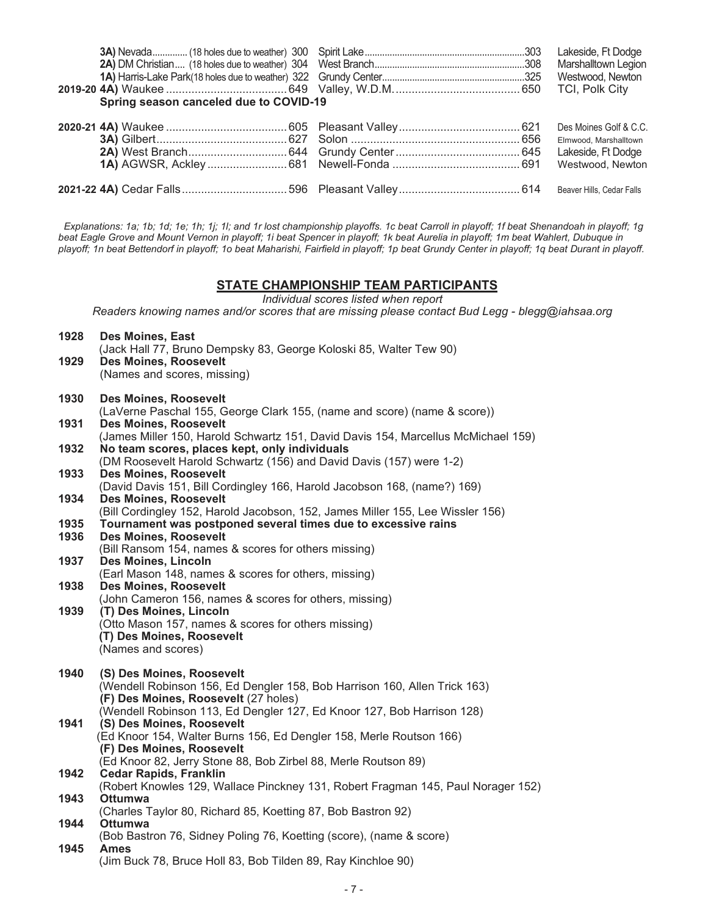| Year | Class / Champion | Score | Runner-up | Score | Site |
|---|---|---|---|---|---|
| | **3A)** Nevada.............. (18 holes due to weather) | 300 | Spirit Lake | 303 | Lakeside, Ft Dodge |
| | **2A)** DM Christian.... (18 holes due to weather) | 304 | West Branch | 308 | Marshalltown Legion |
| | **1A)** Harris-Lake Park(18 holes due to weather) | 322 | Grundy Center | 325 | Westwood, Newton |
| **2019-20** | **4A)** Waukee | 649 | Valley, W.D.M. | 650 | TCI, Polk City |
| | **Spring season canceled due to COVID-19** | | | | |
| **2020-21** | **4A)** Waukee | 605 | Pleasant Valley | 621 | Des Moines Golf & C.C. |
| | **3A)** Gilbert | 627 | Solon | 656 | Elmwood, Marshalltown |
| | **2A)** West Branch | 644 | Grundy Center | 645 | Lakeside, Ft Dodge |
| | **1A)** AGWSR, Ackley | 681 | Newell-Fonda | 691 | Westwood, Newton |
| **2021-22** | **4A)** Cedar Falls | 596 | Pleasant Valley | 614 | Beaver Hills, Cedar Falls |

*Explanations: 1a; 1b; 1d; 1e; 1h; 1j; 1l; and 1r lost championship playoffs. 1c beat Carroll in playoff; 1f beat Shenandoah in playoff; 1g beat Eagle Grove and Mount Vernon in playoff; 1i beat Spencer in playoff; 1k beat Aurelia in playoff; 1m beat Wahlert, Dubuque in playoff; 1n beat Bettendorf in playoff; 1o beat Maharishi, Fairfield in playoff; 1p beat Grundy Center in playoff; 1q beat Durant in playoff.*

## STATE CHAMPIONSHIP TEAM PARTICIPANTS

*Individual scores listed when report*

*Readers knowing names and/or scores that are missing please contact Bud Legg - blegg@iahsaa.org*

**1928 Des Moines, East**
(Jack Hall 77, Bruno Dempsky 83, George Koloski 85, Walter Tew 90)

**1929 Des Moines, Roosevelt**
(Names and scores, missing)

**1930 Des Moines, Roosevelt**
(LaVerne Paschal 155, George Clark 155, (name and score) (name & score))

**1931 Des Moines, Roosevelt**
(James Miller 150, Harold Schwartz 151, David Davis 154, Marcellus McMichael 159)

**1932 No team scores, places kept, only individuals**
(DM Roosevelt Harold Schwartz (156) and David Davis (157) were 1-2)

**1933 Des Moines, Roosevelt**
(David Davis 151, Bill Cordingley 166, Harold Jacobson 168, (name?) 169)

**1934 Des Moines, Roosevelt**
(Bill Cordingley 152, Harold Jacobson, 152, James Miller 155, Lee Wissler 156)

**1935 Tournament was postponed several times due to excessive rains**

**1936 Des Moines, Roosevelt**
(Bill Ransom 154, names & scores for others missing)

**1937 Des Moines, Lincoln**
(Earl Mason 148, names & scores for others, missing)

**1938 Des Moines, Roosevelt**
(John Cameron 156, names & scores for others, missing)

**1939 (T) Des Moines, Lincoln**
(Otto Mason 157, names & scores for others missing)
**(T) Des Moines, Roosevelt**
(Names and scores)

**1940 (S) Des Moines, Roosevelt**
(Wendell Robinson 156, Ed Dengler 158, Bob Harrison 160, Allen Trick 163)
**(F) Des Moines, Roosevelt** (27 holes)
(Wendell Robinson 113, Ed Dengler 127, Ed Knoor 127, Bob Harrison 128)

**1941 (S) Des Moines, Roosevelt**
(Ed Knoor 154, Walter Burns 156, Ed Dengler 158, Merle Routson 166)
**(F) Des Moines, Roosevelt**
(Ed Knoor 82, Jerry Stone 88, Bob Zirbel 88, Merle Routson 89)

**1942 Cedar Rapids, Franklin**
(Robert Knowles 129, Wallace Pinckney 131, Robert Fragman 145, Paul Norager 152)

**1943 Ottumwa**
(Charles Taylor 80, Richard 85, Koetting 87, Bob Bastron 92)

**1944 Ottumwa**
(Bob Bastron 76, Sidney Poling 76, Koetting (score), (name & score)

**1945 Ames**
(Jim Buck 78, Bruce Holl 83, Bob Tilden 89, Ray Kinchloe 90)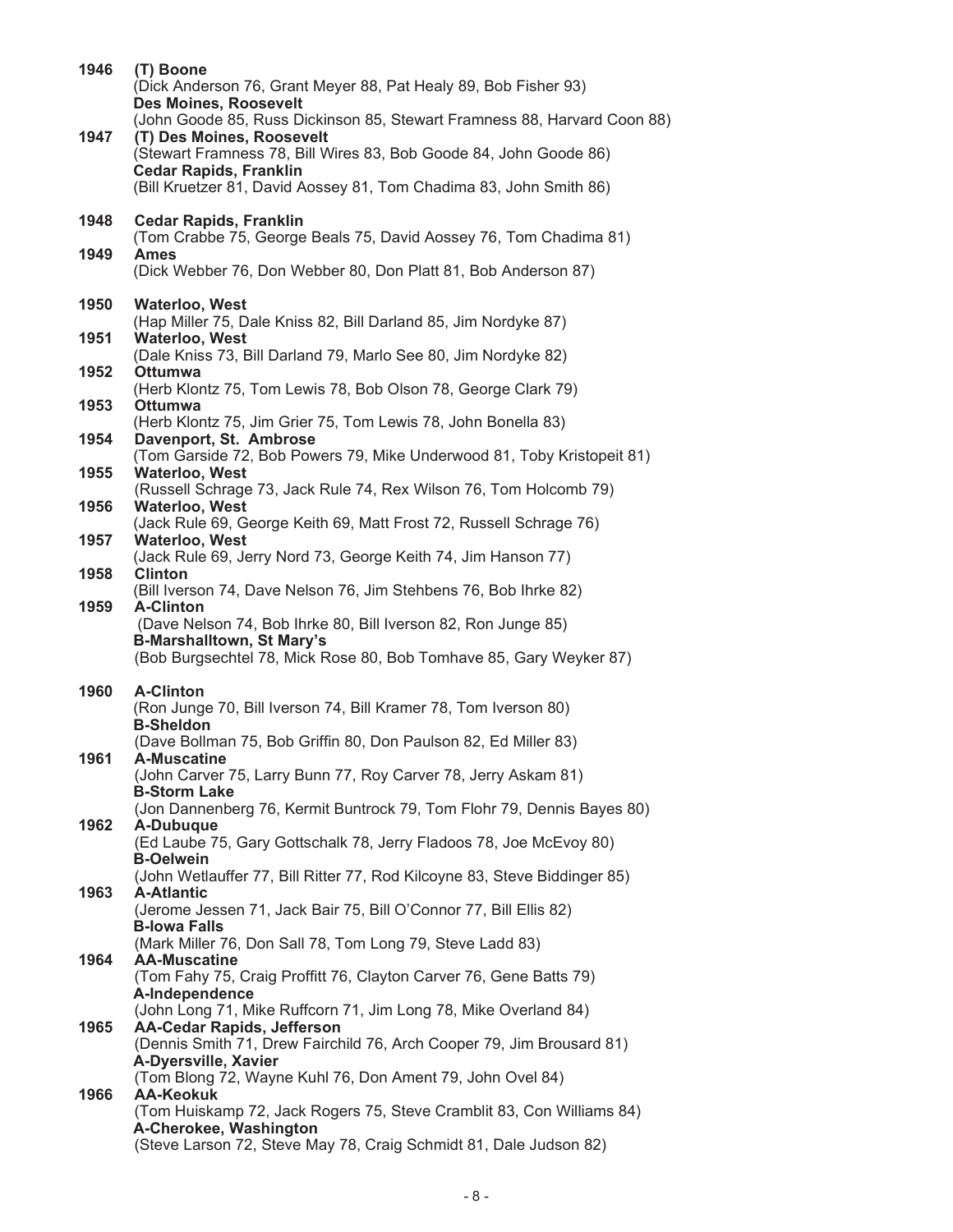**1946** **(T) Boone**
(Dick Anderson 76, Grant Meyer 88, Pat Healy 89, Bob Fisher 93)
**Des Moines, Roosevelt**
(John Goode 85, Russ Dickinson 85, Stewart Framness 88, Harvard Coon 88)

**1947** **(T) Des Moines, Roosevelt**
(Stewart Framness 78, Bill Wires 83, Bob Goode 84, John Goode 86)
**Cedar Rapids, Franklin**
(Bill Kruetzer 81, David Aossey 81, Tom Chadima 83, John Smith 86)

**1948** **Cedar Rapids, Franklin**
(Tom Crabbe 75, George Beals 75, David Aossey 76, Tom Chadima 81)

**1949** **Ames**
(Dick Webber 76, Don Webber 80, Don Platt 81, Bob Anderson 87)

**1950** **Waterloo, West**
(Hap Miller 75, Dale Kniss 82, Bill Darland 85, Jim Nordyke 87)

**1951** **Waterloo, West**
(Dale Kniss 73, Bill Darland 79, Marlo See 80, Jim Nordyke 82)

**1952** **Ottumwa**
(Herb Klontz 75, Tom Lewis 78, Bob Olson 78, George Clark 79)

**1953** **Ottumwa**
(Herb Klontz 75, Jim Grier 75, Tom Lewis 78, John Bonella 83)

**1954** **Davenport, St. Ambrose**
(Tom Garside 72, Bob Powers 79, Mike Underwood 81, Toby Kristopeit 81)

**1955** **Waterloo, West**
(Russell Schrage 73, Jack Rule 74, Rex Wilson 76, Tom Holcomb 79)

**1956** **Waterloo, West**
(Jack Rule 69, George Keith 69, Matt Frost 72, Russell Schrage 76)

**1957** **Waterloo, West**
(Jack Rule 69, Jerry Nord 73, George Keith 74, Jim Hanson 77)

**1958** **Clinton**
(Bill Iverson 74, Dave Nelson 76, Jim Stehbens 76, Bob Ihrke 82)

**1959** **A-Clinton**
(Dave Nelson 74, Bob Ihrke 80, Bill Iverson 82, Ron Junge 85)
**B-Marshalltown, St Mary's**
(Bob Burgsechtel 78, Mick Rose 80, Bob Tomhave 85, Gary Weyker 87)

**1960** **A-Clinton**
(Ron Junge 70, Bill Iverson 74, Bill Kramer 78, Tom Iverson 80)
**B-Sheldon**
(Dave Bollman 75, Bob Griffin 80, Don Paulson 82, Ed Miller 83)

**1961** **A-Muscatine**
(John Carver 75, Larry Bunn 77, Roy Carver 78, Jerry Askam 81)
**B-Storm Lake**
(Jon Dannenberg 76, Kermit Buntrock 79, Tom Flohr 79, Dennis Bayes 80)

**1962** **A-Dubuque**
(Ed Laube 75, Gary Gottschalk 78, Jerry Fladoos 78, Joe McEvoy 80)
**B-Oelwein**
(John Wetlauffer 77, Bill Ritter 77, Rod Kilcoyne 83, Steve Biddinger 85)

**1963** **A-Atlantic**
(Jerome Jessen 71, Jack Bair 75, Bill O'Connor 77, Bill Ellis 82)
**B-Iowa Falls**
(Mark Miller 76, Don Sall 78, Tom Long 79, Steve Ladd 83)

**1964** **AA-Muscatine**
(Tom Fahy 75, Craig Proffitt 76, Clayton Carver 76, Gene Batts 79)
**A-Independence**
(John Long 71, Mike Ruffcorn 71, Jim Long 78, Mike Overland 84)

**1965** **AA-Cedar Rapids, Jefferson**
(Dennis Smith 71, Drew Fairchild 76, Arch Cooper 79, Jim Brousard 81)
**A-Dyersville, Xavier**
(Tom Blong 72, Wayne Kuhl 76, Don Ament 79, John Ovel 84)

**1966** **AA-Keokuk**
(Tom Huiskamp 72, Jack Rogers 75, Steve Cramblit 83, Con Williams 84)
**A-Cherokee, Washington**
(Steve Larson 72, Steve May 78, Craig Schmidt 81, Dale Judson 82)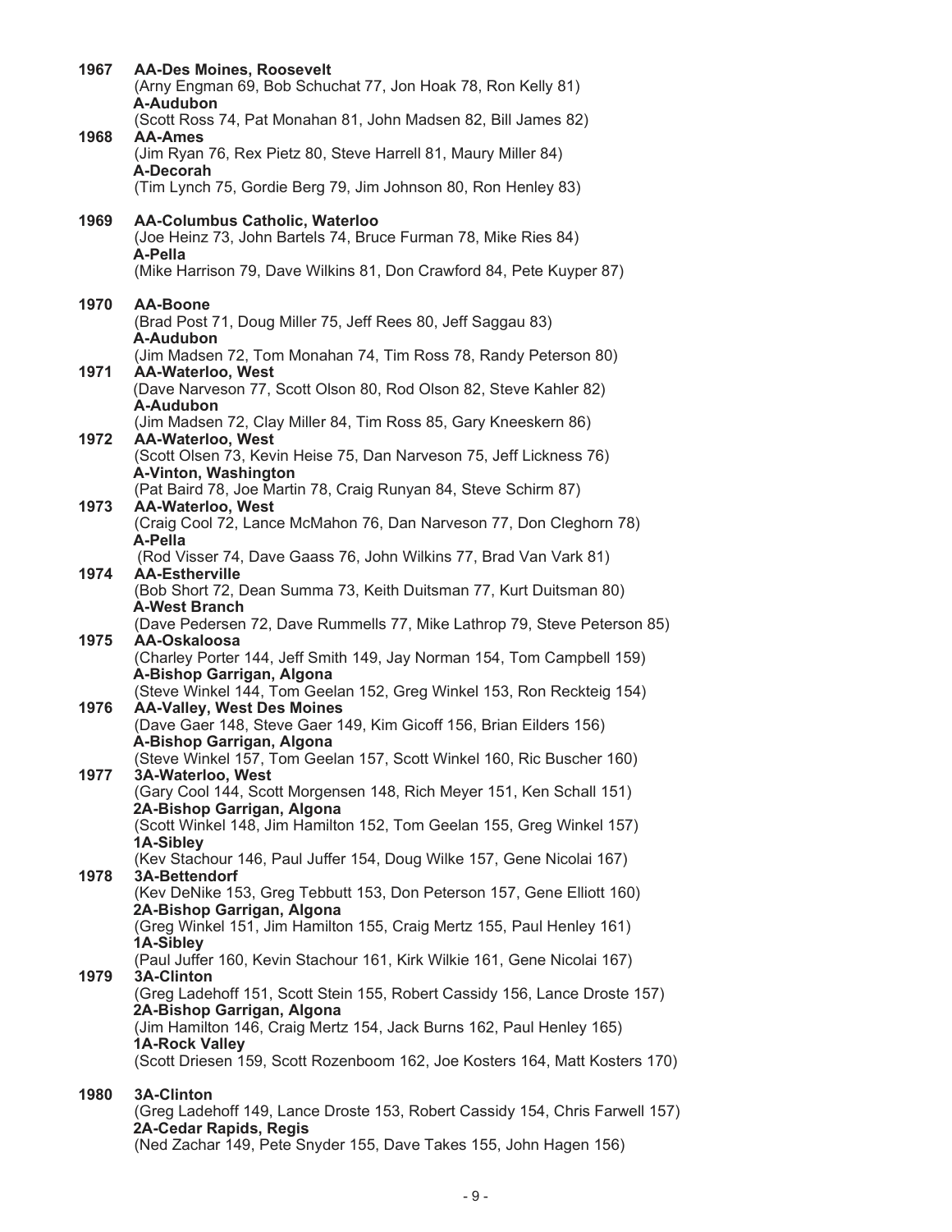**1967 AA-Des Moines, Roosevelt**
(Arny Engman 69, Bob Schuchat 77, Jon Hoak 78, Ron Kelly 81)
**A-Audubon**
(Scott Ross 74, Pat Monahan 81, John Madsen 82, Bill James 82)

**1968 AA-Ames**
(Jim Ryan 76, Rex Pietz 80, Steve Harrell 81, Maury Miller 84)
**A-Decorah**
(Tim Lynch 75, Gordie Berg 79, Jim Johnson 80, Ron Henley 83)

**1969 AA-Columbus Catholic, Waterloo**
(Joe Heinz 73, John Bartels 74, Bruce Furman 78, Mike Ries 84)
**A-Pella**
(Mike Harrison 79, Dave Wilkins 81, Don Crawford 84, Pete Kuyper 87)

**1970 AA-Boone**
(Brad Post 71, Doug Miller 75, Jeff Rees 80, Jeff Saggau 83)
**A-Audubon**
(Jim Madsen 72, Tom Monahan 74, Tim Ross 78, Randy Peterson 80)

**1971 AA-Waterloo, West**
(Dave Narveson 77, Scott Olson 80, Rod Olson 82, Steve Kahler 82)
**A-Audubon**
(Jim Madsen 72, Clay Miller 84, Tim Ross 85, Gary Kneeskern 86)

**1972 AA-Waterloo, West**
(Scott Olsen 73, Kevin Heise 75, Dan Narveson 75, Jeff Lickness 76)
**A-Vinton, Washington**
(Pat Baird 78, Joe Martin 78, Craig Runyan 84, Steve Schirm 87)

**1973 AA-Waterloo, West**
(Craig Cool 72, Lance McMahon 76, Dan Narveson 77, Don Cleghorn 78)
**A-Pella**
(Rod Visser 74, Dave Gaass 76, John Wilkins 77, Brad Van Vark 81)

**1974 AA-Estherville**
(Bob Short 72, Dean Summa 73, Keith Duitsman 77, Kurt Duitsman 80)
**A-West Branch**
(Dave Pedersen 72, Dave Rummells 77, Mike Lathrop 79, Steve Peterson 85)

**1975 AA-Oskaloosa**
(Charley Porter 144, Jeff Smith 149, Jay Norman 154, Tom Campbell 159)
**A-Bishop Garrigan, Algona**
(Steve Winkel 144, Tom Geelan 152, Greg Winkel 153, Ron Reckteig 154)

**1976 AA-Valley, West Des Moines**
(Dave Gaer 148, Steve Gaer 149, Kim Gicoff 156, Brian Eilders 156)
**A-Bishop Garrigan, Algona**
(Steve Winkel 157, Tom Geelan 157, Scott Winkel 160, Ric Buscher 160)

**1977 3A-Waterloo, West**
(Gary Cool 144, Scott Morgensen 148, Rich Meyer 151, Ken Schall 151)
**2A-Bishop Garrigan, Algona**
(Scott Winkel 148, Jim Hamilton 152, Tom Geelan 155, Greg Winkel 157)
**1A-Sibley**
(Kev Stachour 146, Paul Juffer 154, Doug Wilke 157, Gene Nicolai 167)

**1978 3A-Bettendorf**
(Kev DeNike 153, Greg Tebbutt 153, Don Peterson 157, Gene Elliott 160)
**2A-Bishop Garrigan, Algona**
(Greg Winkel 151, Jim Hamilton 155, Craig Mertz 155, Paul Henley 161)
**1A-Sibley**
(Paul Juffer 160, Kevin Stachour 161, Kirk Wilkie 161, Gene Nicolai 167)

**1979 3A-Clinton**
(Greg Ladehoff 151, Scott Stein 155, Robert Cassidy 156, Lance Droste 157)
**2A-Bishop Garrigan, Algona**
(Jim Hamilton 146, Craig Mertz 154, Jack Burns 162, Paul Henley 165)
**1A-Rock Valley**
(Scott Driesen 159, Scott Rozenboom 162, Joe Kosters 164, Matt Kosters 170)

**1980 3A-Clinton**
(Greg Ladehoff 149, Lance Droste 153, Robert Cassidy 154, Chris Farwell 157)
**2A-Cedar Rapids, Regis**
(Ned Zachar 149, Pete Snyder 155, Dave Takes 155, John Hagen 156)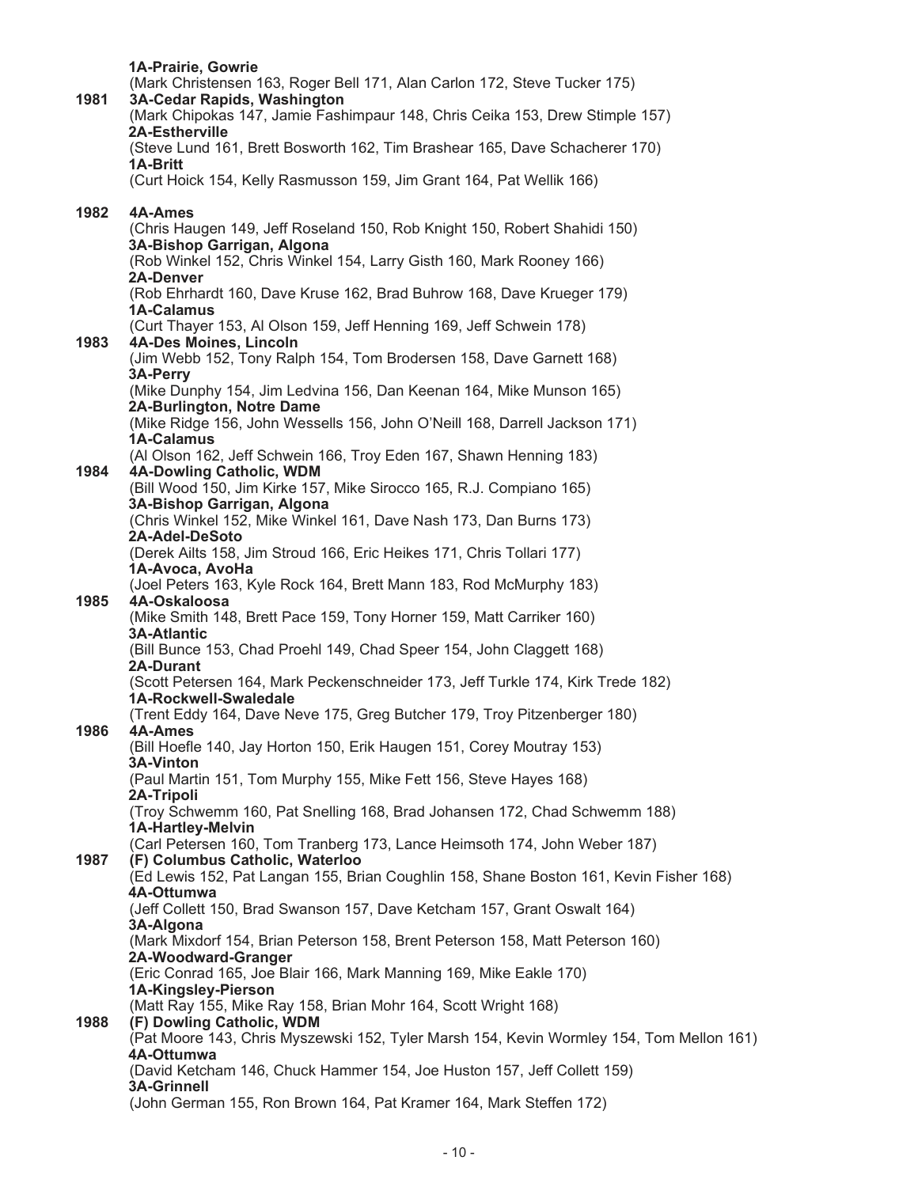**1A-Prairie, Gowrie**
(Mark Christensen 163, Roger Bell 171, Alan Carlon 172, Steve Tucker 175)

**1981** **3A-Cedar Rapids, Washington**
(Mark Chipokas 147, Jamie Fashimpaur 148, Chris Ceika 153, Drew Stimple 157)
**2A-Estherville**
(Steve Lund 161, Brett Bosworth 162, Tim Brashear 165, Dave Schacherer 170)
**1A-Britt**
(Curt Hoick 154, Kelly Rasmusson 159, Jim Grant 164, Pat Wellik 166)

**1982** **4A-Ames**
(Chris Haugen 149, Jeff Roseland 150, Rob Knight 150, Robert Shahidi 150)
**3A-Bishop Garrigan, Algona**
(Rob Winkel 152, Chris Winkel 154, Larry Gisth 160, Mark Rooney 166)
**2A-Denver**
(Rob Ehrhardt 160, Dave Kruse 162, Brad Buhrow 168, Dave Krueger 179)
**1A-Calamus**
(Curt Thayer 153, Al Olson 159, Jeff Henning 169, Jeff Schwein 178)

**1983** **4A-Des Moines, Lincoln**
(Jim Webb 152, Tony Ralph 154, Tom Brodersen 158, Dave Garnett 168)
**3A-Perry**
(Mike Dunphy 154, Jim Ledvina 156, Dan Keenan 164, Mike Munson 165)
**2A-Burlington, Notre Dame**
(Mike Ridge 156, John Wessells 156, John O'Neill 168, Darrell Jackson 171)
**1A-Calamus**
(Al Olson 162, Jeff Schwein 166, Troy Eden 167, Shawn Henning 183)

**1984** **4A-Dowling Catholic, WDM**
(Bill Wood 150, Jim Kirke 157, Mike Sirocco 165, R.J. Compiano 165)
**3A-Bishop Garrigan, Algona**
(Chris Winkel 152, Mike Winkel 161, Dave Nash 173, Dan Burns 173)
**2A-Adel-DeSoto**
(Derek Ailts 158, Jim Stroud 166, Eric Heikes 171, Chris Tollari 177)
**1A-Avoca, AvoHa**
(Joel Peters 163, Kyle Rock 164, Brett Mann 183, Rod McMurphy 183)

**1985** **4A-Oskaloosa**
(Mike Smith 148, Brett Pace 159, Tony Horner 159, Matt Carriker 160)
**3A-Atlantic**
(Bill Bunce 153, Chad Proehl 149, Chad Speer 154, John Claggett 168)
**2A-Durant**
(Scott Petersen 164, Mark Peckenschneider 173, Jeff Turkle 174, Kirk Trede 182)
**1A-Rockwell-Swaledale**
(Trent Eddy 164, Dave Neve 175, Greg Butcher 179, Troy Pitzenberger 180)

**1986** **4A-Ames**
(Bill Hoefle 140, Jay Horton 150, Erik Haugen 151, Corey Moutray 153)
**3A-Vinton**
(Paul Martin 151, Tom Murphy 155, Mike Fett 156, Steve Hayes 168)
**2A-Tripoli**
(Troy Schwemm 160, Pat Snelling 168, Brad Johansen 172, Chad Schwemm 188)
**1A-Hartley-Melvin**
(Carl Petersen 160, Tom Tranberg 173, Lance Heimsoth 174, John Weber 187)

**1987** **(F) Columbus Catholic, Waterloo**
(Ed Lewis 152, Pat Langan 155, Brian Coughlin 158, Shane Boston 161, Kevin Fisher 168)
**4A-Ottumwa**
(Jeff Collett 150, Brad Swanson 157, Dave Ketcham 157, Grant Oswalt 164)
**3A-Algona**
(Mark Mixdorf 154, Brian Peterson 158, Brent Peterson 158, Matt Peterson 160)
**2A-Woodward-Granger**
(Eric Conrad 165, Joe Blair 166, Mark Manning 169, Mike Eakle 170)
**1A-Kingsley-Pierson**
(Matt Ray 155, Mike Ray 158, Brian Mohr 164, Scott Wright 168)

**1988** **(F) Dowling Catholic, WDM**
(Pat Moore 143, Chris Myszewski 152, Tyler Marsh 154, Kevin Wormley 154, Tom Mellon 161)
**4A-Ottumwa**
(David Ketcham 146, Chuck Hammer 154, Joe Huston 157, Jeff Collett 159)
**3A-Grinnell**
(John German 155, Ron Brown 164, Pat Kramer 164, Mark Steffen 172)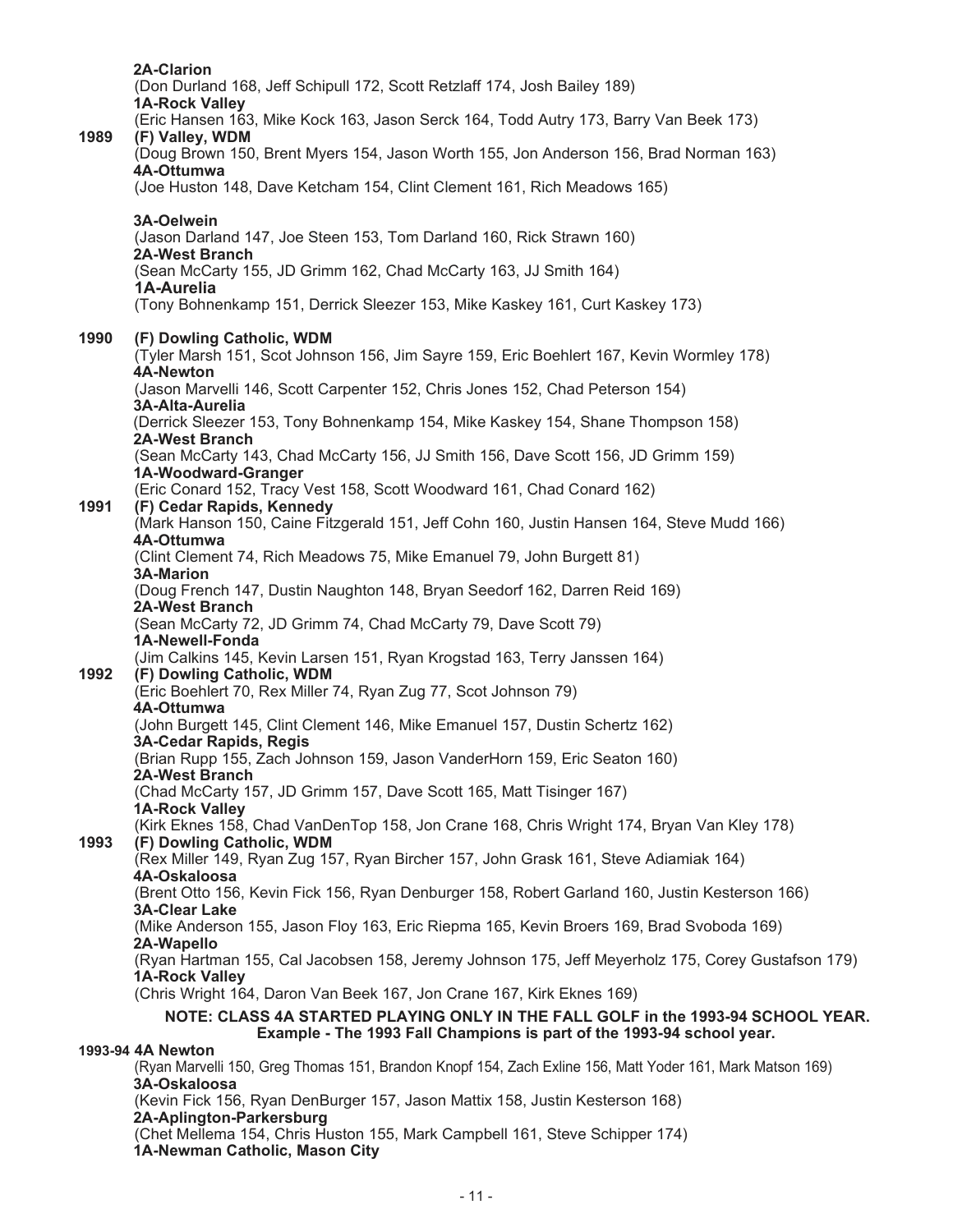**2A-Clarion**
(Don Durland 168, Jeff Schipull 172, Scott Retzlaff 174, Josh Bailey 189)
**1A-Rock Valley**
(Eric Hansen 163, Mike Kock 163, Jason Serck 164, Todd Autry 173, Barry Van Beek 173)

**1989** **(F) Valley, WDM**
(Doug Brown 150, Brent Myers 154, Jason Worth 155, Jon Anderson 156, Brad Norman 163)
**4A-Ottumwa**
(Joe Huston 148, Dave Ketcham 154, Clint Clement 161, Rich Meadows 165)

**3A-Oelwein**
(Jason Darland 147, Joe Steen 153, Tom Darland 160, Rick Strawn 160)
**2A-West Branch**
(Sean McCarty 155, JD Grimm 162, Chad McCarty 163, JJ Smith 164)
**1A-Aurelia**
(Tony Bohnenkamp 151, Derrick Sleezer 153, Mike Kaskey 161, Curt Kaskey 173)

**1990** **(F) Dowling Catholic, WDM**
(Tyler Marsh 151, Scot Johnson 156, Jim Sayre 159, Eric Boehlert 167, Kevin Wormley 178)
**4A-Newton**
(Jason Marvelli 146, Scott Carpenter 152, Chris Jones 152, Chad Peterson 154)
**3A-Alta-Aurelia**
(Derrick Sleezer 153, Tony Bohnenkamp 154, Mike Kaskey 154, Shane Thompson 158)
**2A-West Branch**
(Sean McCarty 143, Chad McCarty 156, JJ Smith 156, Dave Scott 156, JD Grimm 159)
**1A-Woodward-Granger**
(Eric Conard 152, Tracy Vest 158, Scott Woodward 161, Chad Conard 162)

**1991** **(F) Cedar Rapids, Kennedy**
(Mark Hanson 150, Caine Fitzgerald 151, Jeff Cohn 160, Justin Hansen 164, Steve Mudd 166)
**4A-Ottumwa**
(Clint Clement 74, Rich Meadows 75, Mike Emanuel 79, John Burgett 81)
**3A-Marion**
(Doug French 147, Dustin Naughton 148, Bryan Seedorf 162, Darren Reid 169)
**2A-West Branch**
(Sean McCarty 72, JD Grimm 74, Chad McCarty 79, Dave Scott 79)
**1A-Newell-Fonda**
(Jim Calkins 145, Kevin Larsen 151, Ryan Krogstad 163, Terry Janssen 164)

**1992** **(F) Dowling Catholic, WDM**
(Eric Boehlert 70, Rex Miller 74, Ryan Zug 77, Scot Johnson 79)
**4A-Ottumwa**
(John Burgett 145, Clint Clement 146, Mike Emanuel 157, Dustin Schertz 162)
**3A-Cedar Rapids, Regis**
(Brian Rupp 155, Zach Johnson 159, Jason VanderHorn 159, Eric Seaton 160)
**2A-West Branch**
(Chad McCarty 157, JD Grimm 157, Dave Scott 165, Matt Tisinger 167)
**1A-Rock Valley**
(Kirk Eknes 158, Chad VanDenTop 158, Jon Crane 168, Chris Wright 174, Bryan Van Kley 178)

**1993** **(F) Dowling Catholic, WDM**
(Rex Miller 149, Ryan Zug 157, Ryan Bircher 157, John Grask 161, Steve Adiamiak 164)
**4A-Oskaloosa**
(Brent Otto 156, Kevin Fick 156, Ryan Denburger 158, Robert Garland 160, Justin Kesterson 166)
**3A-Clear Lake**
(Mike Anderson 155, Jason Floy 163, Eric Riepma 165, Kevin Broers 169, Brad Svoboda 169)
**2A-Wapello**
(Ryan Hartman 155, Cal Jacobsen 158, Jeremy Johnson 175, Jeff Meyerholz 175, Corey Gustafson 179)
**1A-Rock Valley**
(Chris Wright 164, Daron Van Beek 167, Jon Crane 167, Kirk Eknes 169)

**NOTE: CLASS 4A STARTED PLAYING ONLY IN THE FALL GOLF in the 1993-94 SCHOOL YEAR. Example - The 1993 Fall Champions is part of the 1993-94 school year.**

**1993-94** **4A Newton**
(Ryan Marvelli 150, Greg Thomas 151, Brandon Knopf 154, Zach Exline 156, Matt Yoder 161, Mark Matson 169)
**3A-Oskaloosa**
(Kevin Fick 156, Ryan DenBurger 157, Jason Mattix 158, Justin Kesterson 168)
**2A-Aplington-Parkersburg**
(Chet Mellema 154, Chris Huston 155, Mark Campbell 161, Steve Schipper 174)
**1A-Newman Catholic, Mason City**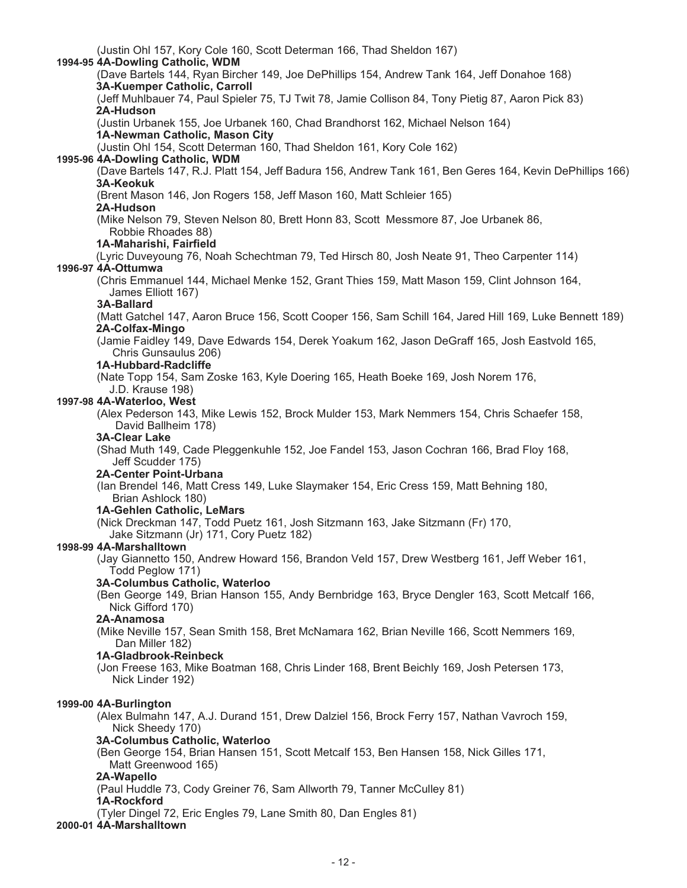(Justin Ohl 157, Kory Cole 160, Scott Determan 166, Thad Sheldon 167)

**1994-95 4A-Dowling Catholic, WDM**
(Dave Bartels 144, Ryan Bircher 149, Joe DePhillips 154, Andrew Tank 164, Jeff Donahoe 168)
**3A-Kuemper Catholic, Carroll**
(Jeff Muhlbauer 74, Paul Spieler 75, TJ Twit 78, Jamie Collison 84, Tony Pietig 87, Aaron Pick 83)
**2A-Hudson**
(Justin Urbanek 155, Joe Urbanek 160, Chad Brandhorst 162, Michael Nelson 164)
**1A-Newman Catholic, Mason City**
(Justin Ohl 154, Scott Determan 160, Thad Sheldon 161, Kory Cole 162)

**1995-96 4A-Dowling Catholic, WDM**
(Dave Bartels 147, R.J. Platt 154, Jeff Badura 156, Andrew Tank 161, Ben Geres 164, Kevin DePhillips 166)
**3A-Keokuk**
(Brent Mason 146, Jon Rogers 158, Jeff Mason 160, Matt Schleier 165)
**2A-Hudson**
(Mike Nelson 79, Steven Nelson 80, Brett Honn 83, Scott Messmore 87, Joe Urbanek 86, Robbie Rhoades 88)
**1A-Maharishi, Fairfield**
(Lyric Duveyoung 76, Noah Schechtman 79, Ted Hirsch 80, Josh Neate 91, Theo Carpenter 114)

**1996-97 4A-Ottumwa**
(Chris Emmanuel 144, Michael Menke 152, Grant Thies 159, Matt Mason 159, Clint Johnson 164, James Elliott 167)
**3A-Ballard**
(Matt Gatchel 147, Aaron Bruce 156, Scott Cooper 156, Sam Schill 164, Jared Hill 169, Luke Bennett 189)
**2A-Colfax-Mingo**
(Jamie Faidley 149, Dave Edwards 154, Derek Yoakum 162, Jason DeGraff 165, Josh Eastvold 165, Chris Gunsaulus 206)
**1A-Hubbard-Radcliffe**
(Nate Topp 154, Sam Zoske 163, Kyle Doering 165, Heath Boeke 169, Josh Norem 176, J.D. Krause 198)

**1997-98 4A-Waterloo, West**
(Alex Pederson 143, Mike Lewis 152, Brock Mulder 153, Mark Nemmers 154, Chris Schaefer 158, David Ballheim 178)
**3A-Clear Lake**
(Shad Muth 149, Cade Pleggenkuhle 152, Joe Fandel 153, Jason Cochran 166, Brad Floy 168, Jeff Scudder 175)
**2A-Center Point-Urbana**
(Ian Brendel 146, Matt Cress 149, Luke Slaymaker 154, Eric Cress 159, Matt Behning 180, Brian Ashlock 180)
**1A-Gehlen Catholic, LeMars**
(Nick Dreckman 147, Todd Puetz 161, Josh Sitzmann 163, Jake Sitzmann (Fr) 170, Jake Sitzmann (Jr) 171, Cory Puetz 182)

**1998-99 4A-Marshalltown**
(Jay Giannetto 150, Andrew Howard 156, Brandon Veld 157, Drew Westberg 161, Jeff Weber 161, Todd Peglow 171)
**3A-Columbus Catholic, Waterloo**
(Ben George 149, Brian Hanson 155, Andy Bernbridge 163, Bryce Dengler 163, Scott Metcalf 166, Nick Gifford 170)
**2A-Anamosa**
(Mike Neville 157, Sean Smith 158, Bret McNamara 162, Brian Neville 166, Scott Nemmers 169, Dan Miller 182)
**1A-Gladbrook-Reinbeck**
(Jon Freese 163, Mike Boatman 168, Chris Linder 168, Brent Beichly 169, Josh Petersen 173, Nick Linder 192)

**1999-00 4A-Burlington**
(Alex Bulmahn 147, A.J. Durand 151, Drew Dalziel 156, Brock Ferry 157, Nathan Vavroch 159, Nick Sheedy 170)
**3A-Columbus Catholic, Waterloo**
(Ben George 154, Brian Hansen 151, Scott Metcalf 153, Ben Hansen 158, Nick Gilles 171, Matt Greenwood 165)
**2A-Wapello**
(Paul Huddle 73, Cody Greiner 76, Sam Allworth 79, Tanner McCulley 81)
**1A-Rockford**
(Tyler Dingel 72, Eric Engles 79, Lane Smith 80, Dan Engles 81)

**2000-01 4A-Marshalltown**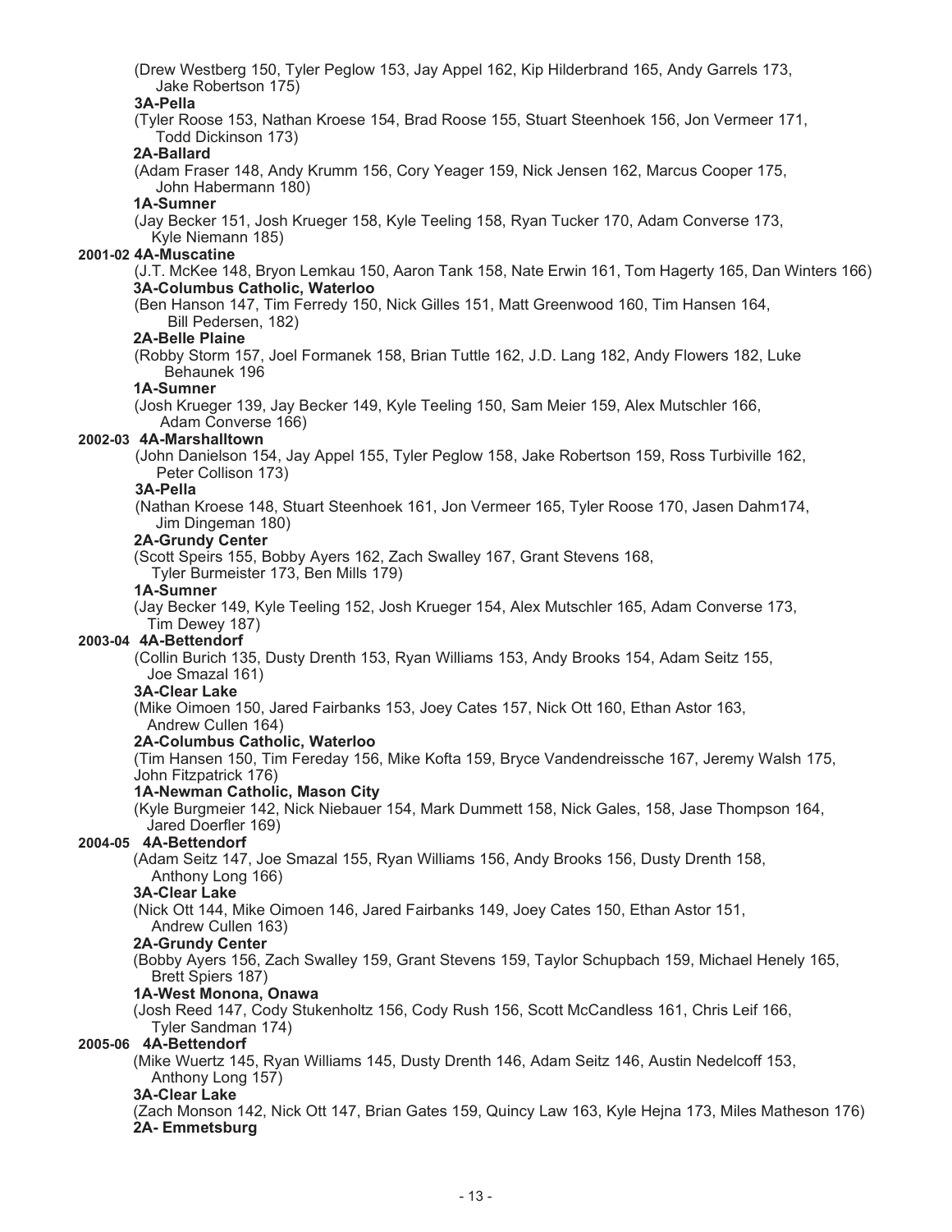(Drew Westberg 150, Tyler Peglow 153, Jay Appel 162, Kip Hilderbrand 165, Andy Garrels 173, Jake Robertson 175)

**3A-Pella**

(Tyler Roose 153, Nathan Kroese 154, Brad Roose 155, Stuart Steenhoek 156, Jon Vermeer 171, Todd Dickinson 173)

**2A-Ballard**

(Adam Fraser 148, Andy Krumm 156, Cory Yeager 159, Nick Jensen 162, Marcus Cooper 175, John Habermann 180)

**1A-Sumner**

(Jay Becker 151, Josh Krueger 158, Kyle Teeling 158, Ryan Tucker 170, Adam Converse 173, Kyle Niemann 185)

**2001-02 4A-Muscatine**

(J.T. McKee 148, Bryon Lemkau 150, Aaron Tank 158, Nate Erwin 161, Tom Hagerty 165, Dan Winters 166)

**3A-Columbus Catholic, Waterloo**

(Ben Hanson 147, Tim Ferredy 150, Nick Gilles 151, Matt Greenwood 160, Tim Hansen 164, Bill Pedersen, 182)

**2A-Belle Plaine**

(Robby Storm 157, Joel Formanek 158, Brian Tuttle 162, J.D. Lang 182, Andy Flowers 182, Luke Behaunek 196

**1A-Sumner**

(Josh Krueger 139, Jay Becker 149, Kyle Teeling 150, Sam Meier 159, Alex Mutschler 166, Adam Converse 166)

**2002-03 4A-Marshalltown**

(John Danielson 154, Jay Appel 155, Tyler Peglow 158, Jake Robertson 159, Ross Turbiville 162, Peter Collison 173)

**3A-Pella**

(Nathan Kroese 148, Stuart Steenhoek 161, Jon Vermeer 165, Tyler Roose 170, Jasen Dahm174, Jim Dingeman 180)

**2A-Grundy Center**

(Scott Speirs 155, Bobby Ayers 162, Zach Swalley 167, Grant Stevens 168, Tyler Burmeister 173, Ben Mills 179)

**1A-Sumner**

(Jay Becker 149, Kyle Teeling 152, Josh Krueger 154, Alex Mutschler 165, Adam Converse 173, Tim Dewey 187)

**2003-04 4A-Bettendorf**

(Collin Burich 135, Dusty Drenth 153, Ryan Williams 153, Andy Brooks 154, Adam Seitz 155, Joe Smazal 161)

**3A-Clear Lake**

(Mike Oimoen 150, Jared Fairbanks 153, Joey Cates 157, Nick Ott 160, Ethan Astor 163, Andrew Cullen 164)

**2A-Columbus Catholic, Waterloo**

(Tim Hansen 150, Tim Fereday 156, Mike Kofta 159, Bryce Vandendreissche 167, Jeremy Walsh 175, John Fitzpatrick 176)

**1A-Newman Catholic, Mason City**

(Kyle Burgmeier 142, Nick Niebauer 154, Mark Dummett 158, Nick Gales, 158, Jase Thompson 164, Jared Doerfler 169)

**2004-05 4A-Bettendorf**

(Adam Seitz 147, Joe Smazal 155, Ryan Williams 156, Andy Brooks 156, Dusty Drenth 158, Anthony Long 166)

**3A-Clear Lake**

(Nick Ott 144, Mike Oimoen 146, Jared Fairbanks 149, Joey Cates 150, Ethan Astor 151, Andrew Cullen 163)

**2A-Grundy Center**

(Bobby Ayers 156, Zach Swalley 159, Grant Stevens 159, Taylor Schupbach 159, Michael Henely 165, Brett Spiers 187)

**1A-West Monona, Onawa**

(Josh Reed 147, Cody Stukenholtz 156, Cody Rush 156, Scott McCandless 161, Chris Leif 166, Tyler Sandman 174)

**2005-06 4A-Bettendorf**

(Mike Wuertz 145, Ryan Williams 145, Dusty Drenth 146, Adam Seitz 146, Austin Nedelcoff 153, Anthony Long 157)

**3A-Clear Lake**

(Zach Monson 142, Nick Ott 147, Brian Gates 159, Quincy Law 163, Kyle Hejna 173, Miles Matheson 176)

**2A- Emmetsburg**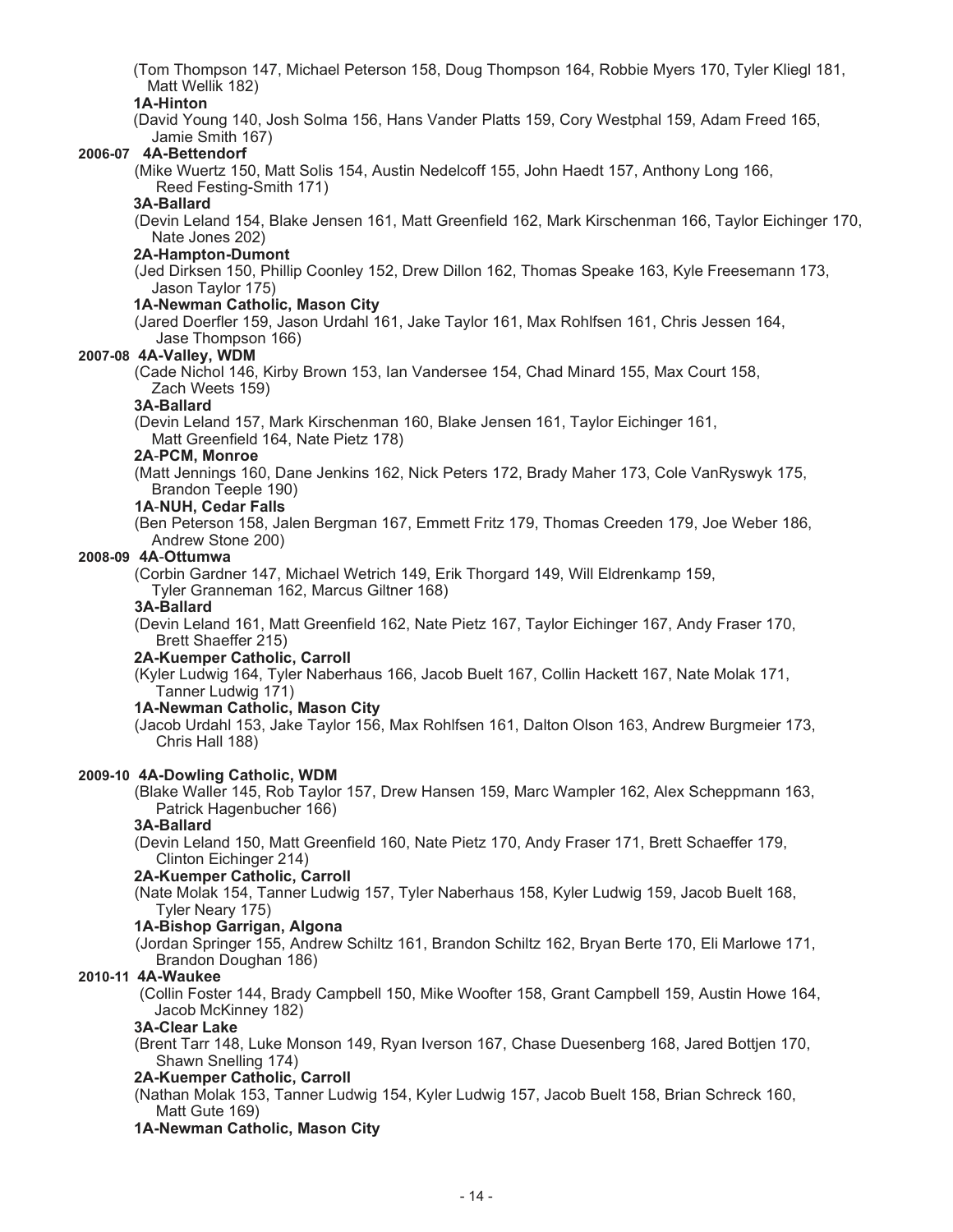(Tom Thompson 147, Michael Peterson 158, Doug Thompson 164, Robbie Myers 170, Tyler Kliegl 181, Matt Wellik 182)

**1A-Hinton**

(David Young 140, Josh Solma 156, Hans Vander Platts 159, Cory Westphal 159, Adam Freed 165, Jamie Smith 167)

**2006-07 4A-Bettendorf**

(Mike Wuertz 150, Matt Solis 154, Austin Nedelcoff 155, John Haedt 157, Anthony Long 166, Reed Festing-Smith 171)

**3A-Ballard**

(Devin Leland 154, Blake Jensen 161, Matt Greenfield 162, Mark Kirschenman 166, Taylor Eichinger 170, Nate Jones 202)

**2A-Hampton-Dumont**

(Jed Dirksen 150, Phillip Coonley 152, Drew Dillon 162, Thomas Speake 163, Kyle Freesemann 173, Jason Taylor 175)

**1A-Newman Catholic, Mason City**

(Jared Doerfler 159, Jason Urdahl 161, Jake Taylor 161, Max Rohlfsen 161, Chris Jessen 164, Jase Thompson 166)

**2007-08 4A-Valley, WDM**

(Cade Nichol 146, Kirby Brown 153, Ian Vandersee 154, Chad Minard 155, Max Court 158, Zach Weets 159)

**3A-Ballard**

(Devin Leland 157, Mark Kirschenman 160, Blake Jensen 161, Taylor Eichinger 161, Matt Greenfield 164, Nate Pietz 178)

**2A-PCM, Monroe**

(Matt Jennings 160, Dane Jenkins 162, Nick Peters 172, Brady Maher 173, Cole VanRyswyk 175, Brandon Teeple 190)

**1A-NUH, Cedar Falls**

(Ben Peterson 158, Jalen Bergman 167, Emmett Fritz 179, Thomas Creeden 179, Joe Weber 186, Andrew Stone 200)

**2008-09 4A-Ottumwa**

(Corbin Gardner 147, Michael Wetrich 149, Erik Thorgard 149, Will Eldrenkamp 159, Tyler Granneman 162, Marcus Giltner 168)

**3A-Ballard**

(Devin Leland 161, Matt Greenfield 162, Nate Pietz 167, Taylor Eichinger 167, Andy Fraser 170, Brett Shaeffer 215)

**2A-Kuemper Catholic, Carroll**

(Kyler Ludwig 164, Tyler Naberhaus 166, Jacob Buelt 167, Collin Hackett 167, Nate Molak 171, Tanner Ludwig 171)

**1A-Newman Catholic, Mason City**

(Jacob Urdahl 153, Jake Taylor 156, Max Rohlfsen 161, Dalton Olson 163, Andrew Burgmeier 173, Chris Hall 188)

**2009-10 4A-Dowling Catholic, WDM**

(Blake Waller 145, Rob Taylor 157, Drew Hansen 159, Marc Wampler 162, Alex Scheppmann 163, Patrick Hagenbucher 166)

**3A-Ballard**

(Devin Leland 150, Matt Greenfield 160, Nate Pietz 170, Andy Fraser 171, Brett Schaeffer 179, Clinton Eichinger 214)

**2A-Kuemper Catholic, Carroll**

(Nate Molak 154, Tanner Ludwig 157, Tyler Naberhaus 158, Kyler Ludwig 159, Jacob Buelt 168, Tyler Neary 175)

**1A-Bishop Garrigan, Algona**

(Jordan Springer 155, Andrew Schiltz 161, Brandon Schiltz 162, Bryan Berte 170, Eli Marlowe 171, Brandon Doughan 186)

**2010-11 4A-Waukee**

(Collin Foster 144, Brady Campbell 150, Mike Woofter 158, Grant Campbell 159, Austin Howe 164, Jacob McKinney 182)

**3A-Clear Lake**

(Brent Tarr 148, Luke Monson 149, Ryan Iverson 167, Chase Duesenberg 168, Jared Bottjen 170, Shawn Snelling 174)

**2A-Kuemper Catholic, Carroll**

(Nathan Molak 153, Tanner Ludwig 154, Kyler Ludwig 157, Jacob Buelt 158, Brian Schreck 160, Matt Gute 169)

**1A-Newman Catholic, Mason City**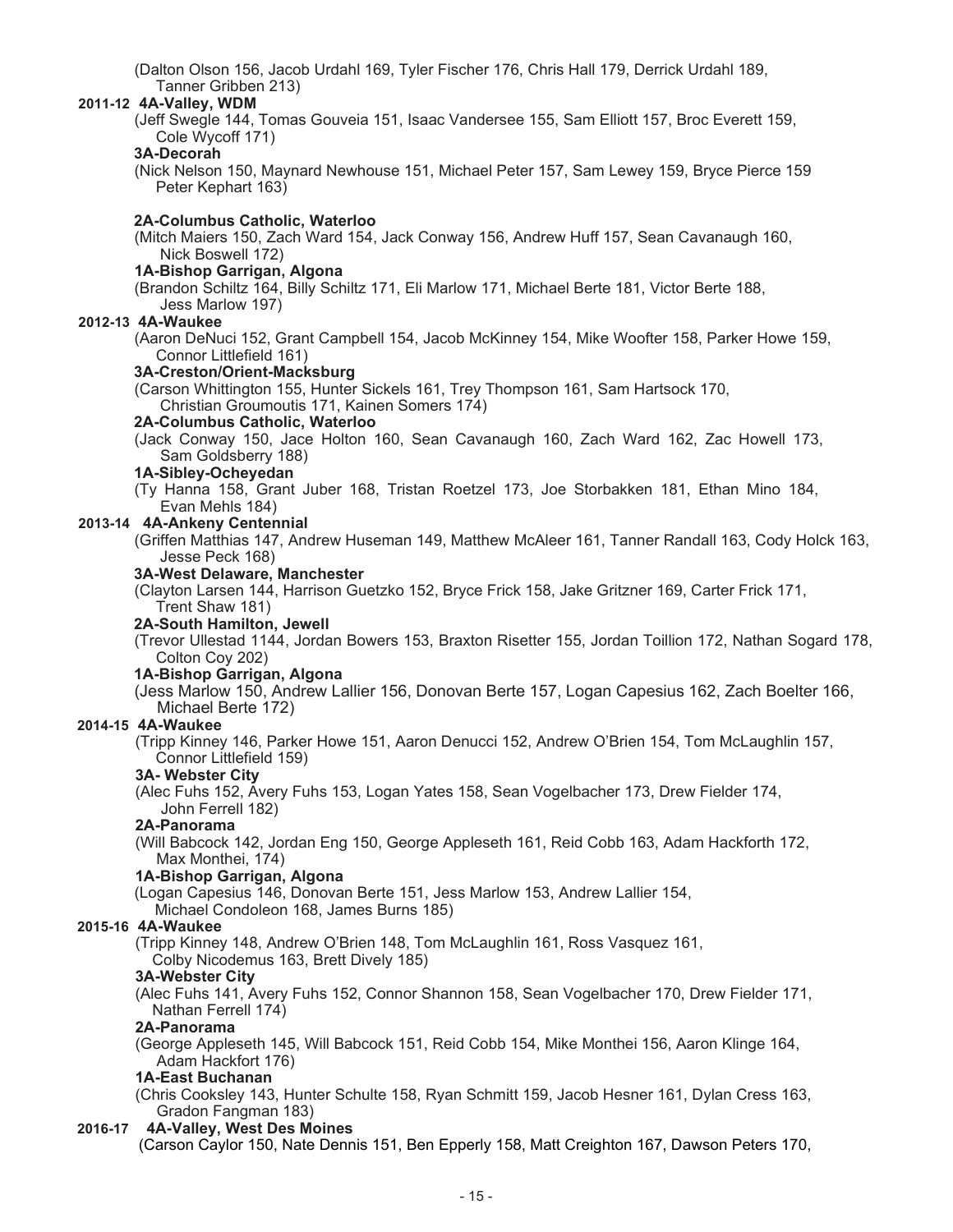(Dalton Olson 156, Jacob Urdahl 169, Tyler Fischer 176, Chris Hall 179, Derrick Urdahl 189, Tanner Gribben 213)

**2011-12 4A-Valley, WDM**

(Jeff Swegle 144, Tomas Gouveia 151, Isaac Vandersee 155, Sam Elliott 157, Broc Everett 159, Cole Wycoff 171)

**3A-Decorah**

(Nick Nelson 150, Maynard Newhouse 151, Michael Peter 157, Sam Lewey 159, Bryce Pierce 159 Peter Kephart 163)

**2A-Columbus Catholic, Waterloo**

(Mitch Maiers 150, Zach Ward 154, Jack Conway 156, Andrew Huff 157, Sean Cavanaugh 160, Nick Boswell 172)

**1A-Bishop Garrigan, Algona**

(Brandon Schiltz 164, Billy Schiltz 171, Eli Marlow 171, Michael Berte 181, Victor Berte 188, Jess Marlow 197)

**2012-13 4A-Waukee**

(Aaron DeNuci 152, Grant Campbell 154, Jacob McKinney 154, Mike Woofter 158, Parker Howe 159, Connor Littlefield 161)

**3A-Creston/Orient-Macksburg**

(Carson Whittington 155, Hunter Sickels 161, Trey Thompson 161, Sam Hartsock 170, Christian Groumoutis 171, Kainen Somers 174)

**2A-Columbus Catholic, Waterloo**

(Jack Conway 150, Jace Holton 160, Sean Cavanaugh 160, Zach Ward 162, Zac Howell 173, Sam Goldsberry 188)

**1A-Sibley-Ocheyedan**

(Ty Hanna 158, Grant Juber 168, Tristan Roetzel 173, Joe Storbakken 181, Ethan Mino 184, Evan Mehls 184)

**2013-14 4A-Ankeny Centennial**

(Griffen Matthias 147, Andrew Huseman 149, Matthew McAleer 161, Tanner Randall 163, Cody Holck 163, Jesse Peck 168)

**3A-West Delaware, Manchester**

(Clayton Larsen 144, Harrison Guetzko 152, Bryce Frick 158, Jake Gritzner 169, Carter Frick 171, Trent Shaw 181)

**2A-South Hamilton, Jewell**

(Trevor Ullestad 1144, Jordan Bowers 153, Braxton Risetter 155, Jordan Toillion 172, Nathan Sogard 178, Colton Coy 202)

**1A-Bishop Garrigan, Algona**

(Jess Marlow 150, Andrew Lallier 156, Donovan Berte 157, Logan Capesius 162, Zach Boelter 166, Michael Berte 172)

**2014-15 4A-Waukee**

(Tripp Kinney 146, Parker Howe 151, Aaron Denucci 152, Andrew O'Brien 154, Tom McLaughlin 157, Connor Littlefield 159)

**3A- Webster City**

(Alec Fuhs 152, Avery Fuhs 153, Logan Yates 158, Sean Vogelbacher 173, Drew Fielder 174, John Ferrell 182)

**2A-Panorama**

(Will Babcock 142, Jordan Eng 150, George Appleseth 161, Reid Cobb 163, Adam Hackforth 172, Max Monthei, 174)

**1A-Bishop Garrigan, Algona**

(Logan Capesius 146, Donovan Berte 151, Jess Marlow 153, Andrew Lallier 154, Michael Condoleon 168, James Burns 185)

**2015-16 4A-Waukee**

(Tripp Kinney 148, Andrew O'Brien 148, Tom McLaughlin 161, Ross Vasquez 161, Colby Nicodemus 163, Brett Dively 185)

**3A-Webster City**

(Alec Fuhs 141, Avery Fuhs 152, Connor Shannon 158, Sean Vogelbacher 170, Drew Fielder 171, Nathan Ferrell 174)

**2A-Panorama**

(George Appleseth 145, Will Babcock 151, Reid Cobb 154, Mike Monthei 156, Aaron Klinge 164, Adam Hackfort 176)

**1A-East Buchanan**

(Chris Cooksley 143, Hunter Schulte 158, Ryan Schmitt 159, Jacob Hesner 161, Dylan Cress 163, Gradon Fangman 183)

**2016-17 4A-Valley, West Des Moines**

(Carson Caylor 150, Nate Dennis 151, Ben Epperly 158, Matt Creighton 167, Dawson Peters 170,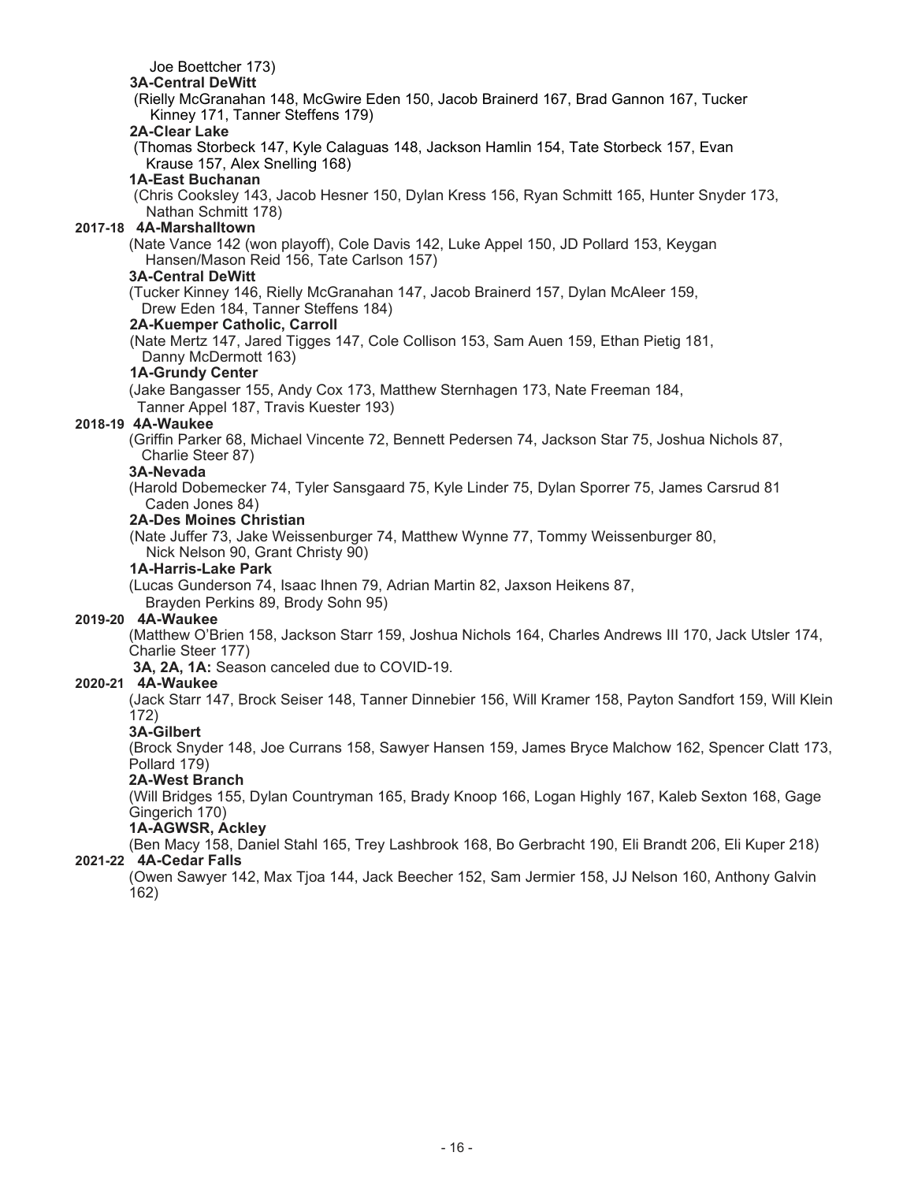Joe Boettcher 173)

**3A-Central DeWitt**

(Rielly McGranahan 148, McGwire Eden 150, Jacob Brainerd 167, Brad Gannon 167, Tucker Kinney 171, Tanner Steffens 179)

**2A-Clear Lake**

(Thomas Storbeck 147, Kyle Calaguas 148, Jackson Hamlin 154, Tate Storbeck 157, Evan Krause 157, Alex Snelling 168)

**1A-East Buchanan**

(Chris Cooksley 143, Jacob Hesner 150, Dylan Kress 156, Ryan Schmitt 165, Hunter Snyder 173, Nathan Schmitt 178)

**2017-18 4A-Marshalltown**

(Nate Vance 142 (won playoff), Cole Davis 142, Luke Appel 150, JD Pollard 153, Keygan Hansen/Mason Reid 156, Tate Carlson 157)

**3A-Central DeWitt**

(Tucker Kinney 146, Rielly McGranahan 147, Jacob Brainerd 157, Dylan McAleer 159, Drew Eden 184, Tanner Steffens 184)

**2A-Kuemper Catholic, Carroll**

(Nate Mertz 147, Jared Tigges 147, Cole Collison 153, Sam Auen 159, Ethan Pietig 181, Danny McDermott 163)

**1A-Grundy Center**

(Jake Bangasser 155, Andy Cox 173, Matthew Sternhagen 173, Nate Freeman 184, Tanner Appel 187, Travis Kuester 193)

**2018-19 4A-Waukee**

(Griffin Parker 68, Michael Vincente 72, Bennett Pedersen 74, Jackson Star 75, Joshua Nichols 87, Charlie Steer 87)

**3A-Nevada**

(Harold Dobemecker 74, Tyler Sansgaard 75, Kyle Linder 75, Dylan Sporrer 75, James Carsrud 81 Caden Jones 84)

**2A-Des Moines Christian**

(Nate Juffer 73, Jake Weissenburger 74, Matthew Wynne 77, Tommy Weissenburger 80, Nick Nelson 90, Grant Christy 90)

**1A-Harris-Lake Park**

(Lucas Gunderson 74, Isaac Ihnen 79, Adrian Martin 82, Jaxson Heikens 87, Brayden Perkins 89, Brody Sohn 95)

**2019-20 4A-Waukee**

(Matthew O'Brien 158, Jackson Starr 159, Joshua Nichols 164, Charles Andrews III 170, Jack Utsler 174, Charlie Steer 177)

**3A, 2A, 1A:** Season canceled due to COVID-19.

**2020-21 4A-Waukee**

(Jack Starr 147, Brock Seiser 148, Tanner Dinnebier 156, Will Kramer 158, Payton Sandfort 159, Will Klein 172)

**3A-Gilbert**

(Brock Snyder 148, Joe Currans 158, Sawyer Hansen 159, James Bryce Malchow 162, Spencer Clatt 173, Pollard 179)

**2A-West Branch**

(Will Bridges 155, Dylan Countryman 165, Brady Knoop 166, Logan Highly 167, Kaleb Sexton 168, Gage Gingerich 170)

**1A-AGWSR, Ackley**

(Ben Macy 158, Daniel Stahl 165, Trey Lashbrook 168, Bo Gerbracht 190, Eli Brandt 206, Eli Kuper 218)

**2021-22 4A-Cedar Falls**

(Owen Sawyer 142, Max Tjoa 144, Jack Beecher 152, Sam Jermier 158, JJ Nelson 160, Anthony Galvin 162)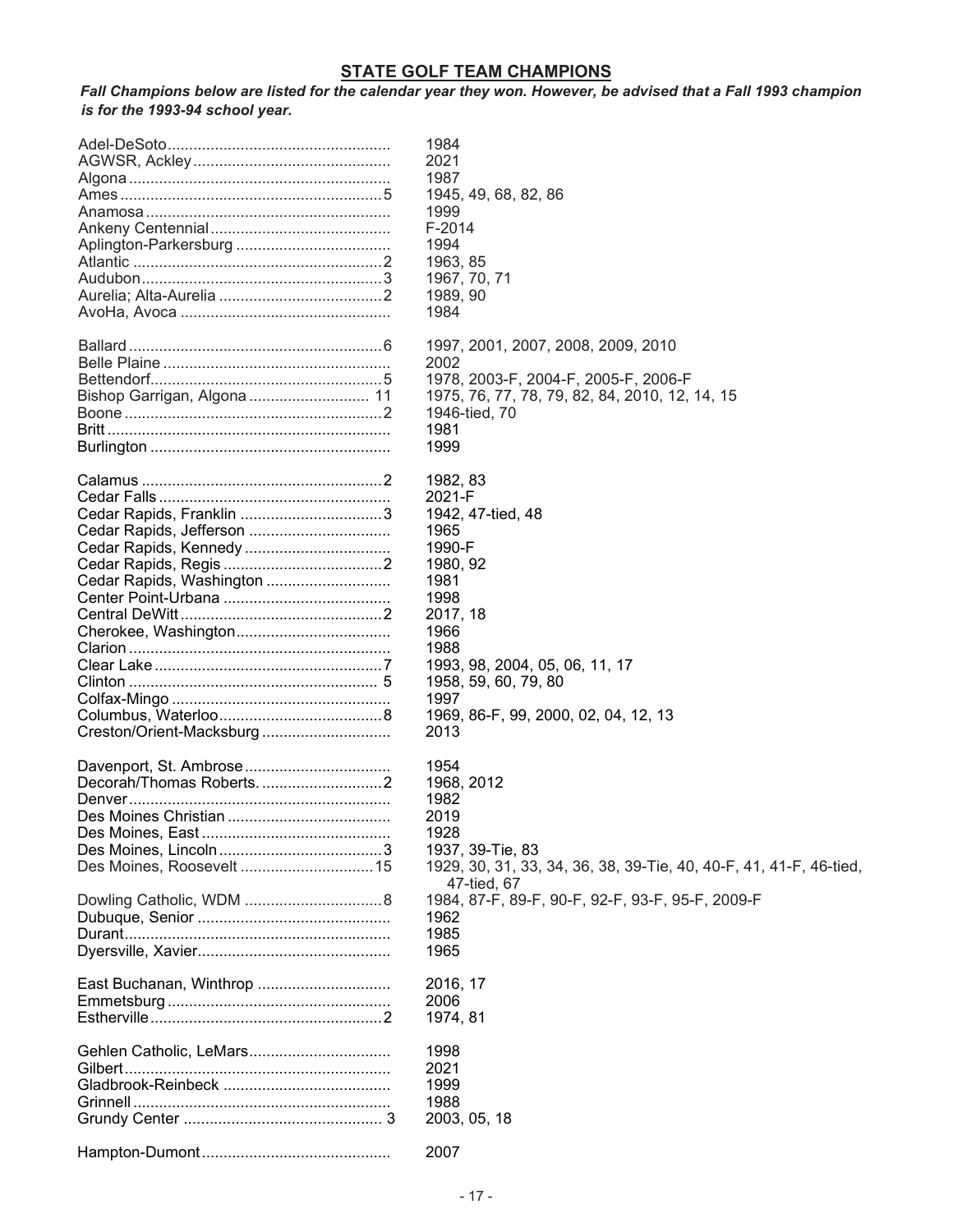## STATE GOLF TEAM CHAMPIONS

***Fall Champions below are listed for the calendar year they won. However, be advised that a Fall 1993 champion is for the 1993-94 school year.***

| School | Total | Years |
|---|---|---|
| Adel-DeSoto | | 1984 |
| AGWSR, Ackley | | 2021 |
| Algona | | 1987 |
| Ames | 5 | 1945, 49, 68, 82, 86 |
| Anamosa | | 1999 |
| Ankeny Centennial | | F-2014 |
| Aplington-Parkersburg | | 1994 |
| Atlantic | 2 | 1963, 85 |
| Audubon | 3 | 1967, 70, 71 |
| Aurelia; Alta-Aurelia | 2 | 1989, 90 |
| AvoHa, Avoca | | 1984 |
| | | |
| Ballard | 6 | 1997, 2001, 2007, 2008, 2009, 2010 |
| Belle Plaine | | 2002 |
| Bettendorf | 5 | 1978, 2003-F, 2004-F, 2005-F, 2006-F |
| Bishop Garrigan, Algona | 11 | 1975, 76, 77, 78, 79, 82, 84, 2010, 12, 14, 15 |
| Boone | 2 | 1946-tied, 70 |
| Britt | | 1981 |
| Burlington | | 1999 |
| | | |
| Calamus | 2 | 1982, 83 |
| Cedar Falls | | 2021-F |
| Cedar Rapids, Franklin | 3 | 1942, 47-tied, 48 |
| Cedar Rapids, Jefferson | | 1965 |
| Cedar Rapids, Kennedy | | 1990-F |
| Cedar Rapids, Regis | 2 | 1980, 92 |
| Cedar Rapids, Washington | | 1981 |
| Center Point-Urbana | | 1998 |
| Central DeWitt | 2 | 2017, 18 |
| Cherokee, Washington | | 1966 |
| Clarion | | 1988 |
| Clear Lake | 7 | 1993, 98, 2004, 05, 06, 11, 17 |
| Clinton | 5 | 1958, 59, 60, 79, 80 |
| Colfax-Mingo | | 1997 |
| Columbus, Waterloo | 8 | 1969, 86-F, 99, 2000, 02, 04, 12, 13 |
| Creston/Orient-Macksburg | | 2013 |
| | | |
| Davenport, St. Ambrose | | 1954 |
| Decorah/Thomas Roberts. | 2 | 1968, 2012 |
| Denver | | 1982 |
| Des Moines Christian | | 2019 |
| Des Moines, East | | 1928 |
| Des Moines, Lincoln | 3 | 1937, 39-Tie, 83 |
| Des Moines, Roosevelt | 15 | 1929, 30, 31, 33, 34, 36, 38, 39-Tie, 40, 40-F, 41, 41-F, 46-tied, 47-tied, 67 |
| Dowling Catholic, WDM | 8 | 1984, 87-F, 89-F, 90-F, 92-F, 93-F, 95-F, 2009-F |
| Dubuque, Senior | | 1962 |
| Durant | | 1985 |
| Dyersville, Xavier | | 1965 |
| | | |
| East Buchanan, Winthrop | | 2016, 17 |
| Emmetsburg | | 2006 |
| Estherville | 2 | 1974, 81 |
| | | |
| Gehlen Catholic, LeMars | | 1998 |
| Gilbert | | 2021 |
| Gladbrook-Reinbeck | | 1999 |
| Grinnell | | 1988 |
| Grundy Center | 3 | 2003, 05, 18 |
| | | |
| Hampton-Dumont | | 2007 |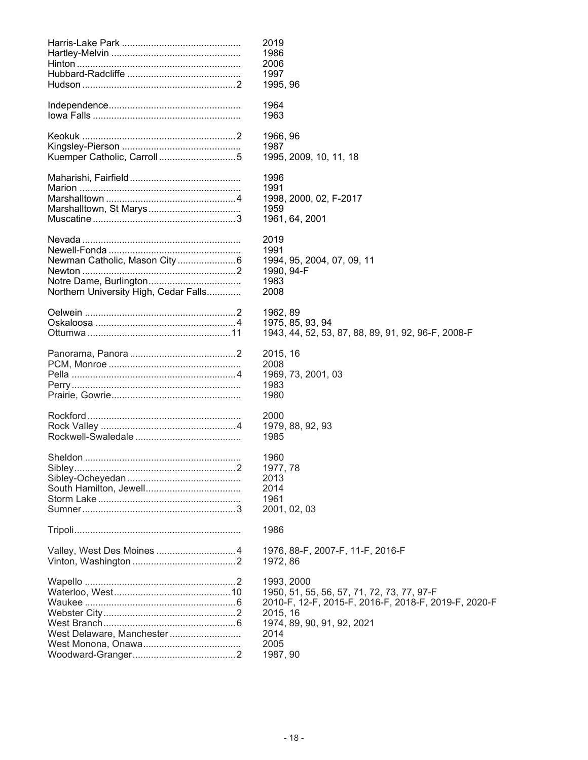| School | Count | Years |
|---|---|---|
| Harris-Lake Park | | 2019 |
| Hartley-Melvin | | 1986 |
| Hinton | | 2006 |
| Hubbard-Radcliffe | | 1997 |
| Hudson | 2 | 1995, 96 |
| | | |
| Independence | | 1964 |
| Iowa Falls | | 1963 |
| | | |
| Keokuk | 2 | 1966, 96 |
| Kingsley-Pierson | | 1987 |
| Kuemper Catholic, Carroll | 5 | 1995, 2009, 10, 11, 18 |
| | | |
| Maharishi, Fairfield | | 1996 |
| Marion | | 1991 |
| Marshalltown | 4 | 1998, 2000, 02, F-2017 |
| Marshalltown, St Marys | | 1959 |
| Muscatine | 3 | 1961, 64, 2001 |
| | | |
| Nevada | | 2019 |
| Newell-Fonda | | 1991 |
| Newman Catholic, Mason City | 6 | 1994, 95, 2004, 07, 09, 11 |
| Newton | 2 | 1990, 94-F |
| Notre Dame, Burlington | | 1983 |
| Northern University High, Cedar Falls | | 2008 |
| | | |
| Oelwein | 2 | 1962, 89 |
| Oskaloosa | 4 | 1975, 85, 93, 94 |
| Ottumwa | 11 | 1943, 44, 52, 53, 87, 88, 89, 91, 92, 96-F, 2008-F |
| | | |
| Panorama, Panora | 2 | 2015, 16 |
| PCM, Monroe | | 2008 |
| Pella | 4 | 1969, 73, 2001, 03 |
| Perry | | 1983 |
| Prairie, Gowrie | | 1980 |
| | | |
| Rockford | | 2000 |
| Rock Valley | 4 | 1979, 88, 92, 93 |
| Rockwell-Swaledale | | 1985 |
| | | |
| Sheldon | | 1960 |
| Sibley | 2 | 1977, 78 |
| Sibley-Ocheyedan | | 2013 |
| South Hamilton, Jewell | | 2014 |
| Storm Lake | | 1961 |
| Sumner | 3 | 2001, 02, 03 |
| | | |
| Tripoli | | 1986 |
| | | |
| Valley, West Des Moines | 4 | 1976, 88-F, 2007-F, 11-F, 2016-F |
| Vinton, Washington | 2 | 1972, 86 |
| | | |
| Wapello | 2 | 1993, 2000 |
| Waterloo, West | 10 | 1950, 51, 55, 56, 57, 71, 72, 73, 77, 97-F |
| Waukee | 6 | 2010-F, 12-F, 2015-F, 2016-F, 2018-F, 2019-F, 2020-F |
| Webster City | 2 | 2015, 16 |
| West Branch | 6 | 1974, 89, 90, 91, 92, 2021 |
| West Delaware, Manchester | | 2014 |
| West Monona, Onawa | | 2005 |
| Woodward-Granger | 2 | 1987, 90 |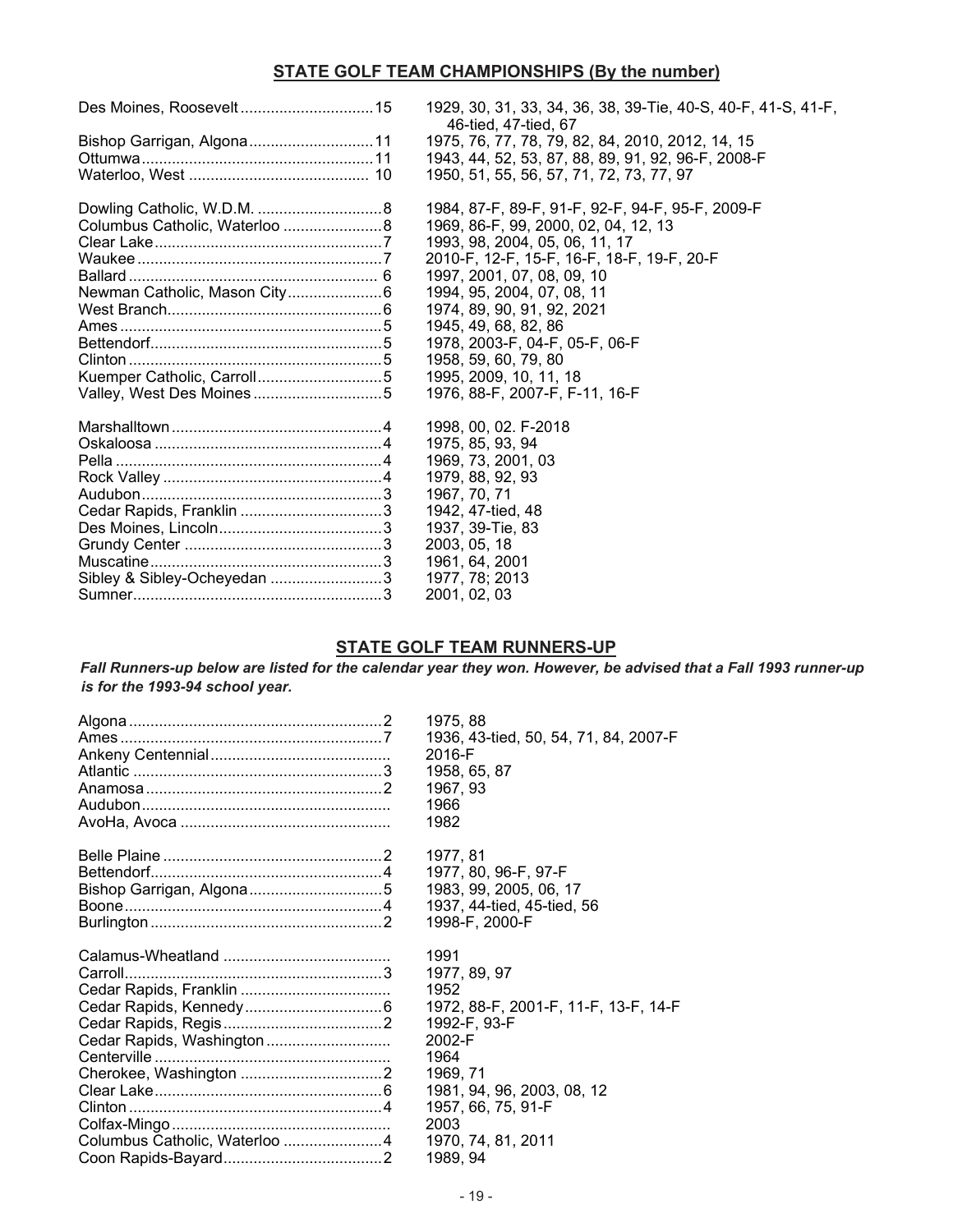## STATE GOLF TEAM CHAMPIONSHIPS (By the number)

| School | No. | Years |
|---|---|---|
| Des Moines, Roosevelt | 15 | 1929, 30, 31, 33, 34, 36, 38, 39-Tie, 40-S, 40-F, 41-S, 41-F, 46-tied, 47-tied, 67 |
| Bishop Garrigan, Algona | 11 | 1975, 76, 77, 78, 79, 82, 84, 2010, 2012, 14, 15 |
| Ottumwa | 11 | 1943, 44, 52, 53, 87, 88, 89, 91, 92, 96-F, 2008-F |
| Waterloo, West | 10 | 1950, 51, 55, 56, 57, 71, 72, 73, 77, 97 |
| Dowling Catholic, W.D.M. | 8 | 1984, 87-F, 89-F, 91-F, 92-F, 94-F, 95-F, 2009-F |
| Columbus Catholic, Waterloo | 8 | 1969, 86-F, 99, 2000, 02, 04, 12, 13 |
| Clear Lake | 7 | 1993, 98, 2004, 05, 06, 11, 17 |
| Waukee | 7 | 2010-F, 12-F, 15-F, 16-F, 18-F, 19-F, 20-F |
| Ballard | 6 | 1997, 2001, 07, 08, 09, 10 |
| Newman Catholic, Mason City | 6 | 1994, 95, 2004, 07, 08, 11 |
| West Branch | 6 | 1974, 89, 90, 91, 92, 2021 |
| Ames | 5 | 1945, 49, 68, 82, 86 |
| Bettendorf | 5 | 1978, 2003-F, 04-F, 05-F, 06-F |
| Clinton | 5 | 1958, 59, 60, 79, 80 |
| Kuemper Catholic, Carroll | 5 | 1995, 2009, 10, 11, 18 |
| Valley, West Des Moines | 5 | 1976, 88-F, 2007-F, F-11, 16-F |
| Marshalltown | 4 | 1998, 00, 02. F-2018 |
| Oskaloosa | 4 | 1975, 85, 93, 94 |
| Pella | 4 | 1969, 73, 2001, 03 |
| Rock Valley | 4 | 1979, 88, 92, 93 |
| Audubon | 3 | 1967, 70, 71 |
| Cedar Rapids, Franklin | 3 | 1942, 47-tied, 48 |
| Des Moines, Lincoln | 3 | 1937, 39-Tie, 83 |
| Grundy Center | 3 | 2003, 05, 18 |
| Muscatine | 3 | 1961, 64, 2001 |
| Sibley & Sibley-Ocheyedan | 3 | 1977, 78; 2013 |
| Sumner | 3 | 2001, 02, 03 |

## STATE GOLF TEAM RUNNERS-UP

***Fall Runners-up below are listed for the calendar year they won. However, be advised that a Fall 1993 runner-up is for the 1993-94 school year.***

| School | No. | Years |
|---|---|---|
| Algona | 2 | 1975, 88 |
| Ames | 7 | 1936, 43-tied, 50, 54, 71, 84, 2007-F |
| Ankeny Centennial | | 2016-F |
| Atlantic | 3 | 1958, 65, 87 |
| Anamosa | 2 | 1967, 93 |
| Audubon | | 1966 |
| AvoHa, Avoca | | 1982 |
| Belle Plaine | 2 | 1977, 81 |
| Bettendorf | 4 | 1977, 80, 96-F, 97-F |
| Bishop Garrigan, Algona | 5 | 1983, 99, 2005, 06, 17 |
| Boone | 4 | 1937, 44-tied, 45-tied, 56 |
| Burlington | 2 | 1998-F, 2000-F |
| Calamus-Wheatland | | 1991 |
| Carroll | 3 | 1977, 89, 97 |
| Cedar Rapids, Franklin | | 1952 |
| Cedar Rapids, Kennedy | 6 | 1972, 88-F, 2001-F, 11-F, 13-F, 14-F |
| Cedar Rapids, Regis | 2 | 1992-F, 93-F |
| Cedar Rapids, Washington | | 2002-F |
| Centerville | | 1964 |
| Cherokee, Washington | 2 | 1969, 71 |
| Clear Lake | 6 | 1981, 94, 96, 2003, 08, 12 |
| Clinton | 4 | 1957, 66, 75, 91-F |
| Colfax-Mingo | | 2003 |
| Columbus Catholic, Waterloo | 4 | 1970, 74, 81, 2011 |
| Coon Rapids-Bayard | 2 | 1989, 94 |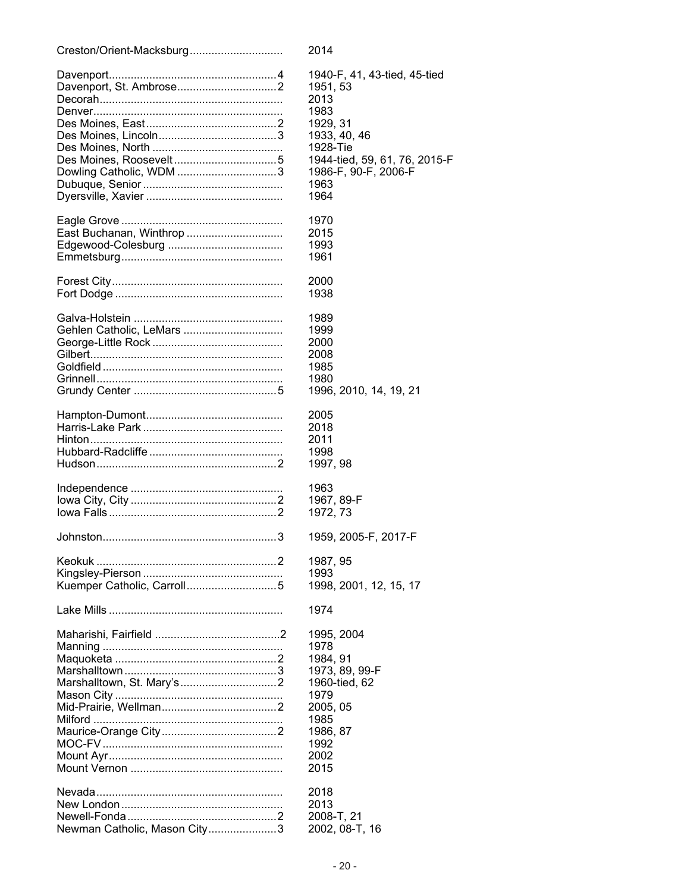| School | Count | Years |
|---|---|---|
| Creston/Orient-Macksburg | | 2014 |
| | | |
| Davenport | 4 | 1940-F, 41, 43-tied, 45-tied |
| Davenport, St. Ambrose | 2 | 1951, 53 |
| Decorah | | 2013 |
| Denver | | 1983 |
| Des Moines, East | 2 | 1929, 31 |
| Des Moines, Lincoln | 3 | 1933, 40, 46 |
| Des Moines, North | | 1928-Tie |
| Des Moines, Roosevelt | 5 | 1944-tied, 59, 61, 76, 2015-F |
| Dowling Catholic, WDM | 3 | 1986-F, 90-F, 2006-F |
| Dubuque, Senior | | 1963 |
| Dyersville, Xavier | | 1964 |
| | | |
| Eagle Grove | | 1970 |
| East Buchanan, Winthrop | | 2015 |
| Edgewood-Colesburg | | 1993 |
| Emmetsburg | | 1961 |
| | | |
| Forest City | | 2000 |
| Fort Dodge | | 1938 |
| | | |
| Galva-Holstein | | 1989 |
| Gehlen Catholic, LeMars | | 1999 |
| George-Little Rock | | 2000 |
| Gilbert | | 2008 |
| Goldfield | | 1985 |
| Grinnell | | 1980 |
| Grundy Center | 5 | 1996, 2010, 14, 19, 21 |
| | | |
| Hampton-Dumont | | 2005 |
| Harris-Lake Park | | 2018 |
| Hinton | | 2011 |
| Hubbard-Radcliffe | | 1998 |
| Hudson | 2 | 1997, 98 |
| | | |
| Independence | | 1963 |
| Iowa City, City | 2 | 1967, 89-F |
| Iowa Falls | 2 | 1972, 73 |
| | | |
| Johnston | 3 | 1959, 2005-F, 2017-F |
| | | |
| Keokuk | 2 | 1987, 95 |
| Kingsley-Pierson | | 1993 |
| Kuemper Catholic, Carroll | 5 | 1998, 2001, 12, 15, 17 |
| | | |
| Lake Mills | | 1974 |
| | | |
| Maharishi, Fairfield | 2 | 1995, 2004 |
| Manning | | 1978 |
| Maquoketa | 2 | 1984, 91 |
| Marshalltown | 3 | 1973, 89, 99-F |
| Marshalltown, St. Mary's | 2 | 1960-tied, 62 |
| Mason City | | 1979 |
| Mid-Prairie, Wellman | 2 | 2005, 05 |
| Milford | | 1985 |
| Maurice-Orange City | 2 | 1986, 87 |
| MOC-FV | | 1992 |
| Mount Ayr | | 2002 |
| Mount Vernon | | 2015 |
| | | |
| Nevada | | 2018 |
| New London | | 2013 |
| Newell-Fonda | 2 | 2008-T, 21 |
| Newman Catholic, Mason City | 3 | 2002, 08-T, 16 |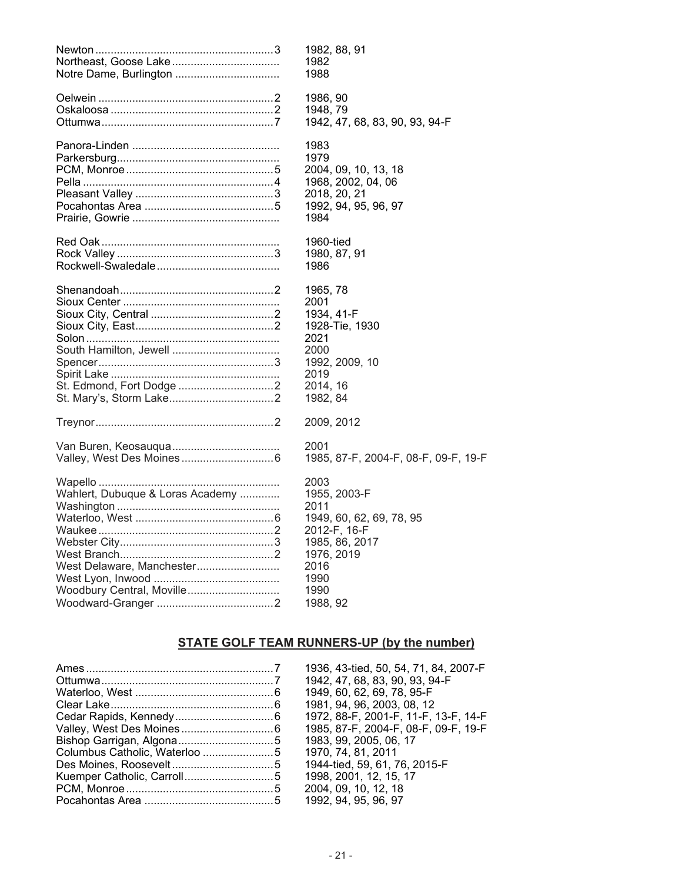| | | |
|---|---|---|
| Newton | 3 | 1982, 88, 91 |
| Northeast, Goose Lake | | 1982 |
| Notre Dame, Burlington | | 1988 |
| | | |
| Oelwein | 2 | 1986, 90 |
| Oskaloosa | 2 | 1948, 79 |
| Ottumwa | 7 | 1942, 47, 68, 83, 90, 93, 94-F |
| | | |
| Panora-Linden | | 1983 |
| Parkersburg | | 1979 |
| PCM, Monroe | 5 | 2004, 09, 10, 13, 18 |
| Pella | 4 | 1968, 2002, 04, 06 |
| Pleasant Valley | 3 | 2018, 20, 21 |
| Pocahontas Area | 5 | 1992, 94, 95, 96, 97 |
| Prairie, Gowrie | | 1984 |
| | | |
| Red Oak | | 1960-tied |
| Rock Valley | 3 | 1980, 87, 91 |
| Rockwell-Swaledale | | 1986 |
| | | |
| Shenandoah | 2 | 1965, 78 |
| Sioux Center | | 2001 |
| Sioux City, Central | 2 | 1934, 41-F |
| Sioux City, East | 2 | 1928-Tie, 1930 |
| Solon | | 2021 |
| South Hamilton, Jewell | | 2000 |
| Spencer | 3 | 1992, 2009, 10 |
| Spirit Lake | | 2019 |
| St. Edmond, Fort Dodge | 2 | 2014, 16 |
| St. Mary's, Storm Lake | 2 | 1982, 84 |
| | | |
| Treynor | 2 | 2009, 2012 |
| | | |
| Van Buren, Keosauqua | | 2001 |
| Valley, West Des Moines | 6 | 1985, 87-F, 2004-F, 08-F, 09-F, 19-F |
| | | |
| Wapello | | 2003 |
| Wahlert, Dubuque & Loras Academy | | 1955, 2003-F |
| Washington | | 2011 |
| Waterloo, West | 6 | 1949, 60, 62, 69, 78, 95 |
| Waukee | 2 | 2012-F, 16-F |
| Webster City | 3 | 1985, 86, 2017 |
| West Branch | 2 | 1976, 2019 |
| West Delaware, Manchester | | 2016 |
| West Lyon, Inwood | | 1990 |
| Woodbury Central, Moville | | 1990 |
| Woodward-Granger | 2 | 1988, 92 |

## STATE GOLF TEAM RUNNERS-UP (by the number)

| | | |
|---|---|---|
| Ames | 7 | 1936, 43-tied, 50, 54, 71, 84, 2007-F |
| Ottumwa | 7 | 1942, 47, 68, 83, 90, 93, 94-F |
| Waterloo, West | 6 | 1949, 60, 62, 69, 78, 95-F |
| Clear Lake | 6 | 1981, 94, 96, 2003, 08, 12 |
| Cedar Rapids, Kennedy | 6 | 1972, 88-F, 2001-F, 11-F, 13-F, 14-F |
| Valley, West Des Moines | 6 | 1985, 87-F, 2004-F, 08-F, 09-F, 19-F |
| Bishop Garrigan, Algona | 5 | 1983, 99, 2005, 06, 17 |
| Columbus Catholic, Waterloo | 5 | 1970, 74, 81, 2011 |
| Des Moines, Roosevelt | 5 | 1944-tied, 59, 61, 76, 2015-F |
| Kuemper Catholic, Carroll | 5 | 1998, 2001, 12, 15, 17 |
| PCM, Monroe | 5 | 2004, 09, 10, 12, 18 |
| Pocahontas Area | 5 | 1992, 94, 95, 96, 97 |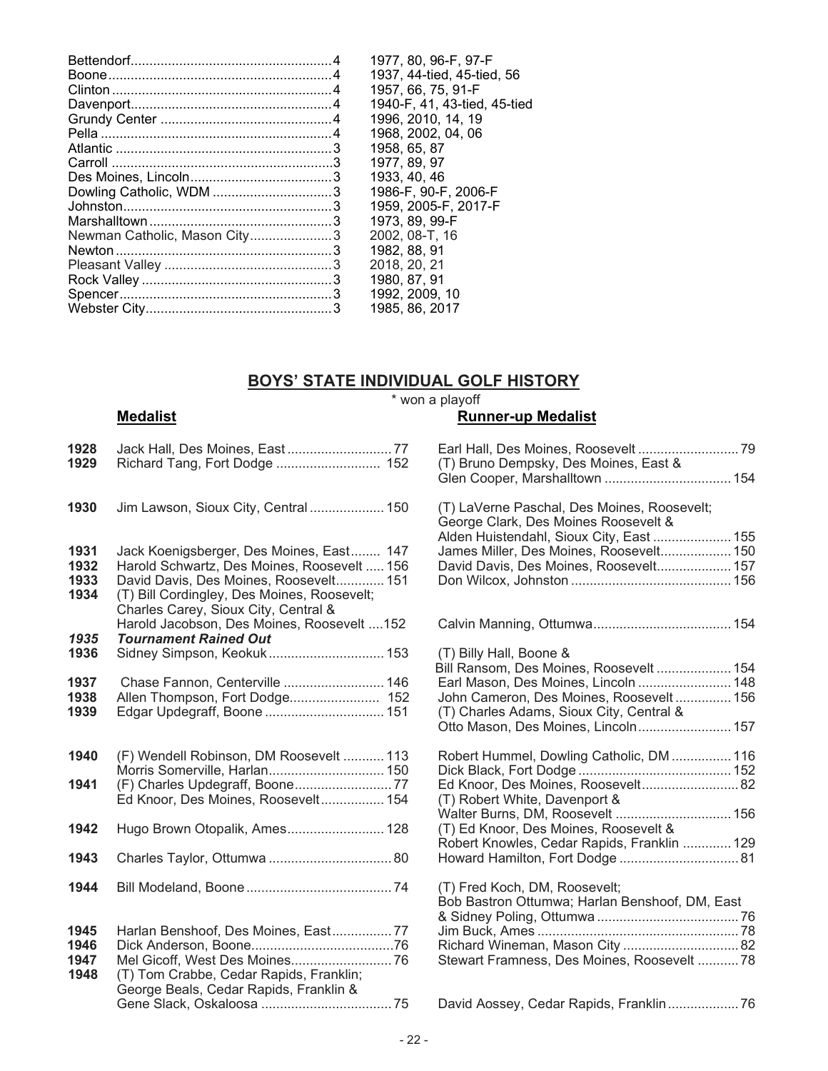| School | Titles | Years |
|---|---|---|
| Bettendorf | 4 | 1977, 80, 96-F, 97-F |
| Boone | 4 | 1937, 44-tied, 45-tied, 56 |
| Clinton | 4 | 1957, 66, 75, 91-F |
| Davenport | 4 | 1940-F, 41, 43-tied, 45-tied |
| Grundy Center | 4 | 1996, 2010, 14, 19 |
| Pella | 4 | 1968, 2002, 04, 06 |
| Atlantic | 3 | 1958, 65, 87 |
| Carroll | 3 | 1977, 89, 97 |
| Des Moines, Lincoln | 3 | 1933, 40, 46 |
| Dowling Catholic, WDM | 3 | 1986-F, 90-F, 2006-F |
| Johnston | 3 | 1959, 2005-F, 2017-F |
| Marshalltown | 3 | 1973, 89, 99-F |
| Newman Catholic, Mason City | 3 | 2002, 08-T, 16 |
| Newton | 3 | 1982, 88, 91 |
| Pleasant Valley | 3 | 2018, 20, 21 |
| Rock Valley | 3 | 1980, 87, 91 |
| Spencer | 3 | 1992, 2009, 10 |
| Webster City | 3 | 1985, 86, 2017 |

## BOYS' STATE INDIVIDUAL GOLF HISTORY

\* won a playoff

| Year | Medalist | Runner-up Medalist |
|---|---|---|
| **1928** | Jack Hall, Des Moines, East ... 77 | Earl Hall, Des Moines, Roosevelt ... 79 |
| **1929** | Richard Tang, Fort Dodge ... 152 | (T) Bruno Dempsky, Des Moines, East & Glen Cooper, Marshalltown ... 154 |
| **1930** | Jim Lawson, Sioux City, Central ... 150 | (T) LaVerne Paschal, Des Moines, Roosevelt; George Clark, Des Moines Roosevelt & Alden Huistendahl, Sioux City, East ... 155 |
| **1931** | Jack Koenigsberger, Des Moines, East ... 147 | James Miller, Des Moines, Roosevelt ... 150 |
| **1932** | Harold Schwartz, Des Moines, Roosevelt ... 156 | David Davis, Des Moines, Roosevelt ... 157 |
| **1933** | David Davis, Des Moines, Roosevelt ... 151 | Don Wilcox, Johnston ... 156 |
| **1934** | (T) Bill Cordingley, Des Moines, Roosevelt; Charles Carey, Sioux City, Central & Harold Jacobson, Des Moines, Roosevelt ... 152 | Calvin Manning, Ottumwa ... 154 |
| ***1935*** | ***Tournament Rained Out*** | |
| **1936** | Sidney Simpson, Keokuk ... 153 | (T) Billy Hall, Boone & Bill Ransom, Des Moines, Roosevelt ... 154 |
| **1937** | Chase Fannon, Centerville ... 146 | Earl Mason, Des Moines, Lincoln ... 148 |
| **1938** | Allen Thompson, Fort Dodge ... 152 | John Cameron, Des Moines, Roosevelt ... 156 |
| **1939** | Edgar Updegraff, Boone ... 151 | (T) Charles Adams, Sioux City, Central & Otto Mason, Des Moines, Lincoln ... 157 |
| **1940** | (F) Wendell Robinson, DM Roosevelt ... 113 | Robert Hummel, Dowling Catholic, DM ... 116 |
| | Morris Somerville, Harlan ... 150 | Dick Black, Fort Dodge ... 152 |
| **1941** | (F) Charles Updegraff, Boone ... 77 | Ed Knoor, Des Moines, Roosevelt ... 82 |
| | Ed Knoor, Des Moines, Roosevelt ... 154 | (T) Robert White, Davenport & Walter Burns, DM, Roosevelt ... 156 |
| **1942** | Hugo Brown Otopalik, Ames ... 128 | (T) Ed Knoor, Des Moines, Roosevelt & Robert Knowles, Cedar Rapids, Franklin ... 129 |
| **1943** | Charles Taylor, Ottumwa ... 80 | Howard Hamilton, Fort Dodge ... 81 |
| **1944** | Bill Modeland, Boone ... 74 | (T) Fred Koch, DM, Roosevelt; Bob Bastron Ottumwa; Harlan Benshoof, DM, East & Sidney Poling, Ottumwa ... 76 |
| **1945** | Harlan Benshoof, Des Moines, East ... 77 | Jim Buck, Ames ... 78 |
| **1946** | Dick Anderson, Boone ... 76 | Richard Wineman, Mason City ... 82 |
| **1947** | Mel Gicoff, West Des Moines ... 76 | Stewart Framness, Des Moines, Roosevelt ... 78 |
| **1948** | (T) Tom Crabbe, Cedar Rapids, Franklin; George Beals, Cedar Rapids, Franklin & Gene Slack, Oskaloosa ... 75 | David Aossey, Cedar Rapids, Franklin ... 76 |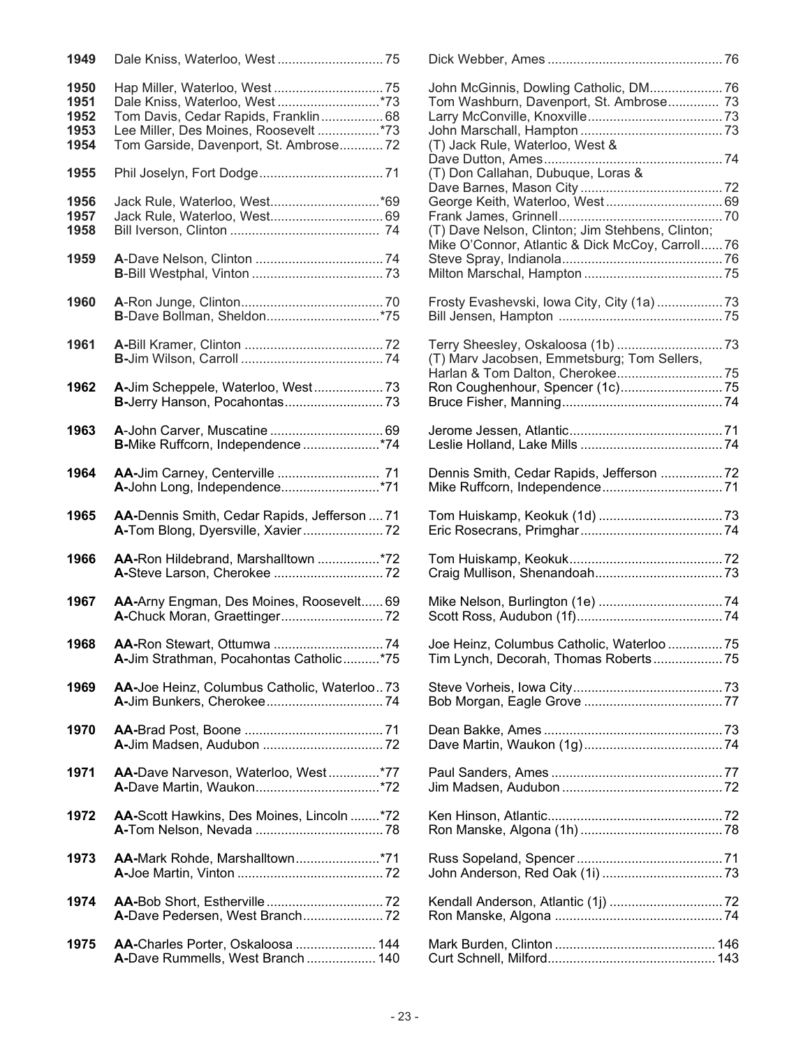| Year | | |
|---|---|---|
| 1949 | Dale Kniss, Waterloo, West ........ 75 | Dick Webber, Ames ........ 76 |
| 1950 | Hap Miller, Waterloo, West ........ 75 | John McGinnis, Dowling Catholic, DM........ 76 |
| 1951 | Dale Kniss, Waterloo, West ........ *73 | Tom Washburn, Davenport, St. Ambrose........ 73 |
| 1952 | Tom Davis, Cedar Rapids, Franklin ........ 68 | Larry McConville, Knoxville........ 73 |
| 1953 | Lee Miller, Des Moines, Roosevelt ........ *73 | John Marschall, Hampton ........ 73 |
| 1954 | Tom Garside, Davenport, St. Ambrose........ 72 | (T) Jack Rule, Waterloo, West & Dave Dutton, Ames........ 74 |
| 1955 | Phil Joselyn, Fort Dodge........ 71 | (T) Don Callahan, Dubuque, Loras & Dave Barnes, Mason City ........ 72 |
| 1956 | Jack Rule, Waterloo, West........ *69 | George Keith, Waterloo, West ........ 69 |
| 1957 | Jack Rule, Waterloo, West........ 69 | Frank James, Grinnell........ 70 |
| 1958 | Bill Iverson, Clinton ........ 74 | (T) Dave Nelson, Clinton; Jim Stehbens, Clinton; Mike O'Connor, Atlantic & Dick McCoy, Carroll........ 76 |
| 1959 | **A**-Dave Nelson, Clinton ........ 74 | Steve Spray, Indianola........ 76 |
| | **B**-Bill Westphal, Vinton ........ 73 | Milton Marschal, Hampton ........ 75 |
| 1960 | **A**-Ron Junge, Clinton........ 70 | Frosty Evashevski, Iowa City, City (1a) ........ 73 |
| | **B**-Dave Bollman, Sheldon........ *75 | Bill Jensen, Hampton ........ 75 |
| 1961 | **A**-Bill Kramer, Clinton ........ 72 | Terry Sheesley, Oskaloosa (1b) ........ 73 |
| | **B**-Jim Wilson, Carroll ........ 74 | (T) Marv Jacobsen, Emmetsburg; Tom Sellers, Harlan & Tom Dalton, Cherokee........ 75 |
| 1962 | **A**-Jim Scheppele, Waterloo, West ........ 73 | Ron Coughenhour, Spencer (1c)........ 75 |
| | **B**-Jerry Hanson, Pocahontas........ 73 | Bruce Fisher, Manning........ 74 |
| 1963 | **A**-John Carver, Muscatine ........ 69 | Jerome Jessen, Atlantic........ 71 |
| | **B**-Mike Ruffcorn, Independence ........ *74 | Leslie Holland, Lake Mills ........ 74 |
| 1964 | **AA**-Jim Carney, Centerville ........ 71 | Dennis Smith, Cedar Rapids, Jefferson ........ 72 |
| | **A**-John Long, Independence........ *71 | Mike Ruffcorn, Independence........ 71 |
| 1965 | **AA**-Dennis Smith, Cedar Rapids, Jefferson ........ 71 | Tom Huiskamp, Keokuk (1d) ........ 73 |
| | **A**-Tom Blong, Dyersville, Xavier ........ 72 | Eric Rosecrans, Primghar........ 74 |
| 1966 | **AA**-Ron Hildebrand, Marshalltown ........ *72 | Tom Huiskamp, Keokuk........ 72 |
| | **A**-Steve Larson, Cherokee ........ 72 | Craig Mullison, Shenandoah........ 73 |
| 1967 | **AA**-Arny Engman, Des Moines, Roosevelt........ 69 | Mike Nelson, Burlington (1e) ........ 74 |
| | **A**-Chuck Moran, Graettinger........ 72 | Scott Ross, Audubon (1f)........ 74 |
| 1968 | **AA**-Ron Stewart, Ottumwa ........ 74 | Joe Heinz, Columbus Catholic, Waterloo ........ 75 |
| | **A**-Jim Strathman, Pocahontas Catholic........ *75 | Tim Lynch, Decorah, Thomas Roberts........ 75 |
| 1969 | **AA**-Joe Heinz, Columbus Catholic, Waterloo........ 73 | Steve Vorheis, Iowa City........ 73 |
| | **A**-Jim Bunkers, Cherokee........ 74 | Bob Morgan, Eagle Grove ........ 77 |
| 1970 | **AA**-Brad Post, Boone ........ 71 | Dean Bakke, Ames ........ 73 |
| | **A**-Jim Madsen, Audubon ........ 72 | Dave Martin, Waukon (1g)........ 74 |
| 1971 | **AA**-Dave Narveson, Waterloo, West ........ *77 | Paul Sanders, Ames ........ 77 |
| | **A**-Dave Martin, Waukon........ *72 | Jim Madsen, Audubon ........ 72 |
| 1972 | **AA**-Scott Hawkins, Des Moines, Lincoln ........ *72 | Ken Hinson, Atlantic........ 72 |
| | **A**-Tom Nelson, Nevada ........ 78 | Ron Manske, Algona (1h) ........ 78 |
| 1973 | **AA**-Mark Rohde, Marshalltown........ *71 | Russ Sopeland, Spencer ........ 71 |
| | **A**-Joe Martin, Vinton ........ 72 | John Anderson, Red Oak (1i) ........ 73 |
| 1974 | **AA**-Bob Short, Estherville ........ 72 | Kendall Anderson, Atlantic (1j) ........ 72 |
| | **A**-Dave Pedersen, West Branch........ 72 | Ron Manske, Algona ........ 74 |
| 1975 | **AA**-Charles Porter, Oskaloosa ........ 144 | Mark Burden, Clinton ........ 146 |
| | **A**-Dave Rummells, West Branch ........ 140 | Curt Schnell, Milford........ 143 |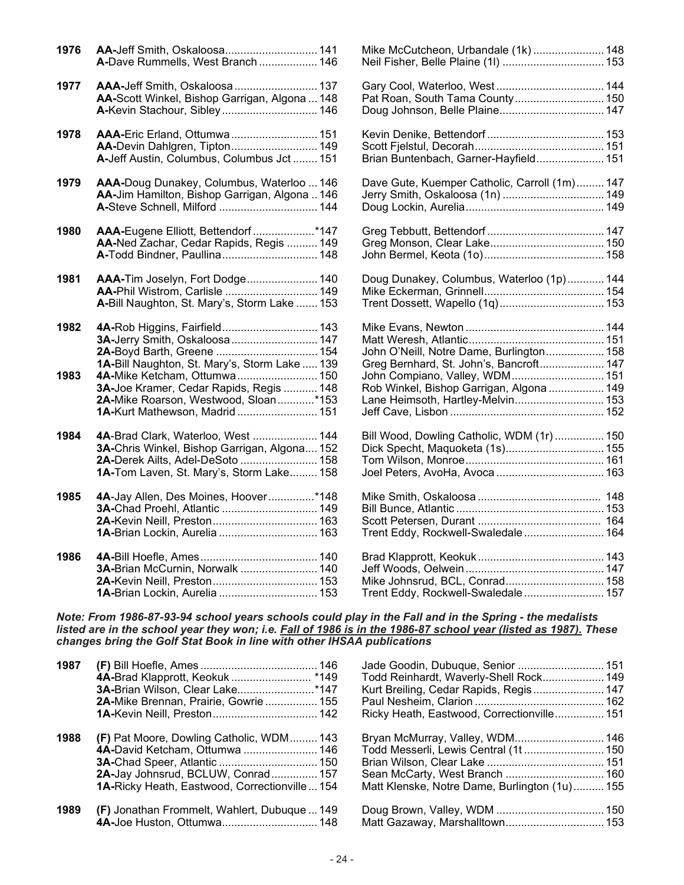| Year | Medalist | Score | Runner-up | Score |
|---|---|---|---|---|
| 1976 | **AA-**Jeff Smith, Oskaloosa | 141 | Mike McCutcheon, Urbandale (1k) | 148 |
| | **A-**Dave Rummells, West Branch | 146 | Neil Fisher, Belle Plaine (1l) | 153 |
| 1977 | **AAA-**Jeff Smith, Oskaloosa | 137 | Gary Cool, Waterloo, West | 144 |
| | **AA-**Scott Winkel, Bishop Garrigan, Algona | 148 | Pat Roan, South Tama County | 150 |
| | **A-**Kevin Stachour, Sibley | 146 | Doug Johnson, Belle Plaine | 147 |
| 1978 | **AAA-**Eric Erland, Ottumwa | 151 | Kevin Denike, Bettendorf | 153 |
| | **AA-**Devin Dahlgren, Tipton | 149 | Scott Fjelstul, Decorah | 151 |
| | **A-**Jeff Austin, Columbus, Columbus Jct | 151 | Brian Buntenbach, Garner-Hayfield | 151 |
| 1979 | **AAA-**Doug Dunakey, Columbus, Waterloo | 146 | Dave Gute, Kuemper Catholic, Carroll (1m) | 147 |
| | **AA-**Jim Hamilton, Bishop Garrigan, Algona | 146 | Jerry Smith, Oskaloosa (1n) | 149 |
| | **A-**Steve Schnell, Milford | 144 | Doug Lockin, Aurelia | 149 |
| 1980 | **AAA-**Eugene Elliott, Bettendorf | *147 | Greg Tebbutt, Bettendorf | 147 |
| | **AA-**Ned Zachar, Cedar Rapids, Regis | 149 | Greg Monson, Clear Lake | 150 |
| | **A-**Todd Bindner, Paullina | 148 | John Bermel, Keota (1o) | 158 |
| 1981 | **AAA-**Tim Joselyn, Fort Dodge | 140 | Doug Dunakey, Columbus, Waterloo (1p) | 144 |
| | **AA-**Phil Wistrom, Carlisle | 149 | Mike Eckerman, Grinnell | 154 |
| | **A-**Bill Naughton, St. Mary's, Storm Lake | 153 | Trent Dossett, Wapello (1q) | 153 |
| 1982 | **4A-**Rob Higgins, Fairfield | 143 | Mike Evans, Newton | 144 |
| | **3A-**Jerry Smith, Oskaloosa | 147 | Matt Weresh, Atlantic | 151 |
| | **2A-**Boyd Barth, Greene | 154 | John O'Neill, Notre Dame, Burlington | 158 |
| | **1A-**Bill Naughton, St. Mary's, Storm Lake | 139 | Greg Bernhard, St. John's, Bancroft | 147 |
| 1983 | **4A-**Mike Ketcham, Ottumwa | 150 | John Compiano, Valley, WDM | 151 |
| | **3A-**Joe Kramer, Cedar Rapids, Regis | 148 | Rob Winkel, Bishop Garrigan, Algona | 149 |
| | **2A-**Mike Roarson, Westwood, Sloan | *153 | Lane Heimsoth, Hartley-Melvin | 153 |
| | **1A-**Kurt Mathewson, Madrid | 151 | Jeff Cave, Lisbon | 152 |
| 1984 | **4A**-Brad Clark, Waterloo, West | 144 | Bill Wood, Dowling Catholic, WDM (1r) | 150 |
| | **3A-**Chris Winkel, Bishop Garrigan, Algona | 152 | Dick Specht, Maquoketa (1s) | 155 |
| | **2A-**Derek Ailts, Adel-DeSoto | 158 | Tom Wilson, Monroe | 161 |
| | **1A-**Tom Laven, St. Mary's, Storm Lake | 158 | Joel Peters, AvoHa, Avoca | 163 |
| 1985 | **4A**-Jay Allen, Des Moines, Hoover | *148 | Mike Smith, Oskaloosa | 148 |
| | **3A-**Chad Proehl, Atlantic | 149 | Bill Bunce, Atlantic | 153 |
| | **2A-**Kevin Neill, Preston | 163 | Scott Petersen, Durant | 164 |
| | **1A-**Brian Lockin, Aurelia | 163 | Trent Eddy, Rockwell-Swaledale | 164 |
| 1986 | **4A-**Bill Hoefle, Ames | 140 | Brad Klapprott, Keokuk | 143 |
| | **3A-**Brian McCurnin, Norwalk | 140 | Jeff Woods, Oelwein | 147 |
| | **2A-**Kevin Neill, Preston | 153 | Mike Johnsrud, BCL, Conrad | 158 |
| | **1A-**Brian Lockin, Aurelia | 153 | Trent Eddy, Rockwell-Swaledale | 157 |

***Note: From 1986-87-93-94 school years schools could play in the Fall and in the Spring - the medalists listed are in the school year they won; i.e. Fall of 1986 is in the 1986-87 school year (listed as 1987). These changes bring the Golf Stat Book in line with other IHSAA publications***

| Year | Medalist | Score | Runner-up | Score |
|---|---|---|---|---|
| 1987 | **(F)** Bill Hoefle, Ames | 146 | Jade Goodin, Dubuque, Senior | 151 |
| | **4A-**Brad Klapprott, Keokuk | *149 | Todd Reinhardt, Waverly-Shell Rock | 149 |
| | **3A-**Brian Wilson, Clear Lake | *147 | Kurt Breiling, Cedar Rapids, Regis | 147 |
| | **2A-**Mike Brennan, Prairie, Gowrie | 155 | Paul Nesheim, Clarion | 162 |
| | **1A-**Kevin Neill, Preston | 142 | Ricky Heath, Eastwood, Correctionville | 151 |
| 1988 | **(F)** Pat Moore, Dowling Catholic, WDM | 143 | Bryan McMurray, Valley, WDM | 146 |
| | **4A-**David Ketcham, Ottumwa | 146 | Todd Messerli, Lewis Central (1t | 150 |
| | **3A-**Chad Speer, Atlantic | 150 | Brian Wilson, Clear Lake | 151 |
| | **2A-**Jay Johnsrud, BCLUW, Conrad | 157 | Sean McCarty, West Branch | 160 |
| | **1A-**Ricky Heath, Eastwood, Correctionville | 154 | Matt Klenske, Notre Dame, Burlington (1u) | 155 |
| 1989 | **(F)** Jonathan Frommelt, Wahlert, Dubuque | 149 | Doug Brown, Valley, WDM | 150 |
| | **4A-**Joe Huston, Ottumwa | 148 | Matt Gazaway, Marshalltown | 153 |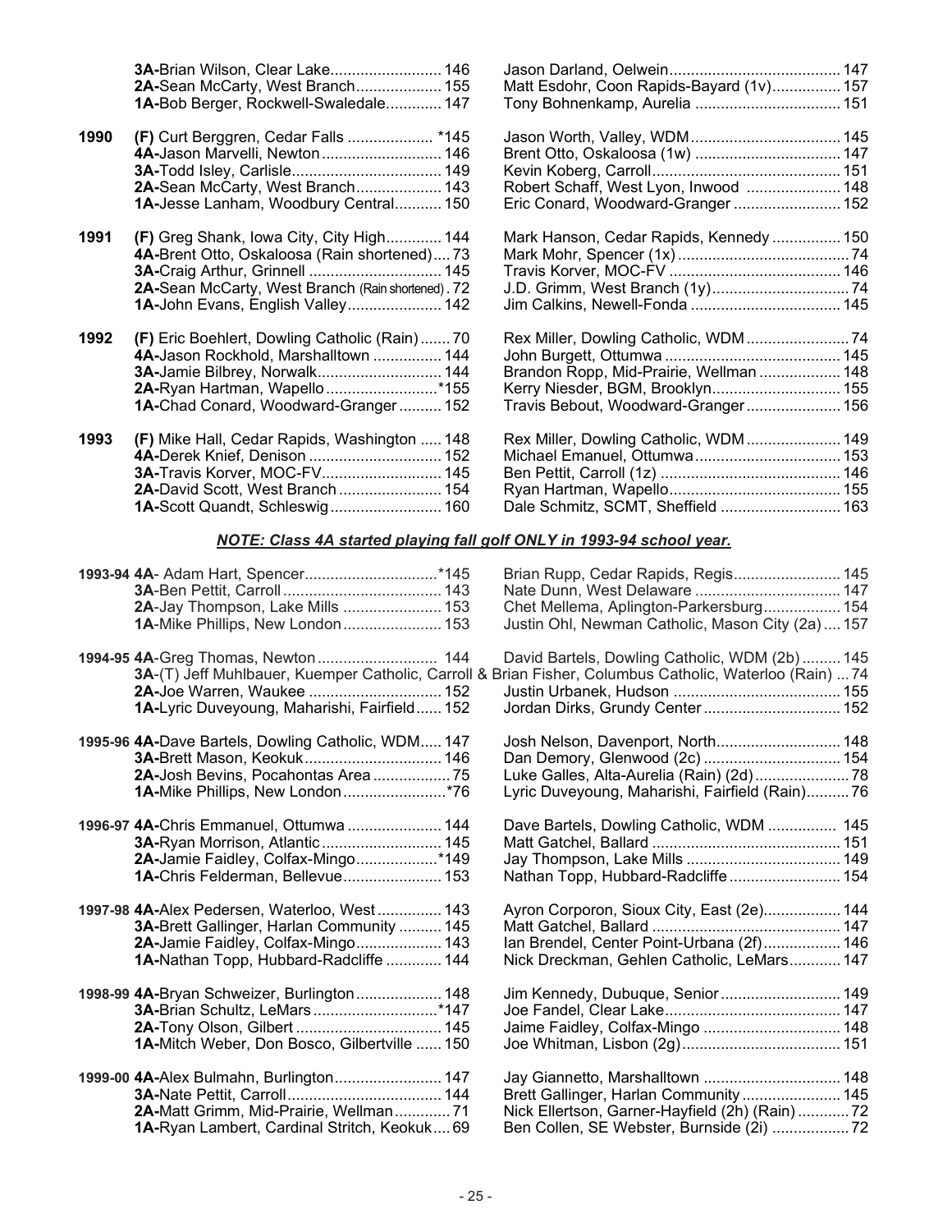| Year | Champion | Runner-up |
|---|---|---|
| | **3A-**Brian Wilson, Clear Lake........................ 146 | Jason Darland, Oelwein........................................ 147 |
| | **2A-**Sean McCarty, West Branch.................... 155 | Matt Esdohr, Coon Rapids-Bayard (1v)................ 157 |
| | **1A-**Bob Berger, Rockwell-Swaledale............. 147 | Tony Bohnenkamp, Aurelia .................................. 151 |
| **1990** | **(F)** Curt Berggren, Cedar Falls .................... *145 | Jason Worth, Valley, WDM................................... 145 |
| | **4A-**Jason Marvelli, Newton ............................ 146 | Brent Otto, Oskaloosa (1w) .................................. 147 |
| | **3A-**Todd Isley, Carlisle.................................. 149 | Kevin Koberg, Carroll........................................... 151 |
| | **2A-**Sean McCarty, West Branch.................... 143 | Robert Schaff, West Lyon, Inwood ...................... 148 |
| | **1A-**Jesse Lanham, Woodbury Central........... 150 | Eric Conard, Woodward-Granger ......................... 152 |
| **1991** | **(F)** Greg Shank, Iowa City, City High............. 144 | Mark Hanson, Cedar Rapids, Kennedy ................ 150 |
| | **4A-**Brent Otto, Oskaloosa (Rain shortened).... 73 | Mark Mohr, Spencer (1x)........................................ 74 |
| | **3A-**Craig Arthur, Grinnell ............................... 145 | Travis Korver, MOC-FV ........................................ 146 |
| | **2A-**Sean McCarty, West Branch (Rain shortened) . 72 | J.D. Grimm, West Branch (1y)................................ 74 |
| | **1A-**John Evans, English Valley...................... 142 | Jim Calkins, Newell-Fonda ................................... 145 |
| **1992** | **(F)** Eric Boehlert, Dowling Catholic (Rain) ....... 70 | Rex Miller, Dowling Catholic, WDM ........................ 74 |
| | **4A-**Jason Rockhold, Marshalltown ................ 144 | John Burgett, Ottumwa ......................................... 145 |
| | **3A-**Jamie Bilbrey, Norwalk............................. 144 | Brandon Ropp, Mid-Prairie, Wellman ................... 148 |
| | **2A-**Ryan Hartman, Wapello ..........................*155 | Kerry Niesder, BGM, Brooklyn.............................. 155 |
| | **1A-**Chad Conard, Woodward-Granger .......... 152 | Travis Bebout, Woodward-Granger...................... 156 |
| **1993** | **(F)** Mike Hall, Cedar Rapids, Washington ..... 148 | Rex Miller, Dowling Catholic, WDM ...................... 149 |
| | **4A-**Derek Knief, Denison ............................... 152 | Michael Emanuel, Ottumwa.................................. 153 |
| | **3A-**Travis Korver, MOC-FV............................ 145 | Ben Pettit, Carroll (1z) .......................................... 146 |
| | **2A-**David Scott, West Branch ........................ 154 | Ryan Hartman, Wapello........................................ 155 |
| | **1A-**Scott Quandt, Schleswig.......................... 160 | Dale Schmitz, SCMT, Sheffield ............................ 163 |

***NOTE: Class 4A started playing fall golf ONLY in 1993-94 school year.***

| Year | Champion | Runner-up |
|---|---|---|
| **1993-94** | **4A**- Adam Hart, Spencer...............................*145 | Brian Rupp, Cedar Rapids, Regis......................... 145 |
| | **3A**-Ben Pettit, Carroll ..................................... 143 | Nate Dunn, West Delaware .................................. 147 |
| | **2A**-Jay Thompson, Lake Mills ....................... 153 | Chet Mellema, Aplington-Parkersburg.................. 154 |
| | **1A**-Mike Phillips, New London ....................... 153 | Justin Ohl, Newman Catholic, Mason City (2a) .... 157 |
| **1994-95** | **4A**-Greg Thomas, Newton ........................... 144 | David Bartels, Dowling Catholic, WDM (2b) ......... 145 |
| | **3A**-(T) Jeff Muhlbauer, Kuemper Catholic, Carroll & Brian Fisher, Columbus Catholic, Waterloo (Rain) ... 74 | |
| | **2A-**Joe Warren, Waukee ............................... 152 | Justin Urbanek, Hudson ....................................... 155 |
| | **1A-**Lyric Duveyoung, Maharishi, Fairfield...... 152 | Jordan Dirks, Grundy Center ................................ 152 |
| **1995-96** | **4A-**Dave Bartels, Dowling Catholic, WDM..... 147 | Josh Nelson, Davenport, North............................. 148 |
| | **3A-**Brett Mason, Keokuk................................ 146 | Dan Demory, Glenwood (2c) ................................ 154 |
| | **2A-**Josh Bevins, Pocahontas Area .................. 75 | Luke Galles, Alta-Aurelia (Rain) (2d) ...................... 78 |
| | **1A-**Mike Phillips, New London........................*76 | Lyric Duveyoung, Maharishi, Fairfield (Rain).......... 76 |
| **1996-97** | **4A-**Chris Emmanuel, Ottumwa ...................... 144 | Dave Bartels, Dowling Catholic, WDM ............... 145 |
| | **3A-**Ryan Morrison, Atlantic ............................ 145 | Matt Gatchel, Ballard ............................................ 151 |
| | **2A-**Jamie Faidley, Colfax-Mingo...................*149 | Jay Thompson, Lake Mills .................................... 149 |
| | **1A-**Chris Felderman, Bellevue....................... 153 | Nathan Topp, Hubbard-Radcliffe .......................... 154 |
| **1997-98** | **4A-**Alex Pedersen, Waterloo, West ............... 143 | Ayron Corporon, Sioux City, East (2e).................. 144 |
| | **3A-**Brett Gallinger, Harlan Community .......... 145 | Matt Gatchel, Ballard ............................................ 147 |
| | **2A-**Jamie Faidley, Colfax-Mingo.................... 143 | Ian Brendel, Center Point-Urbana (2f).................. 146 |
| | **1A-**Nathan Topp, Hubbard-Radcliffe ............. 144 | Nick Dreckman, Gehlen Catholic, LeMars............ 147 |
| **1998-99** | **4A-**Bryan Schweizer, Burlington .................... 148 | Jim Kennedy, Dubuque, Senior ............................ 149 |
| | **3A-**Brian Schultz, LeMars .............................*147 | Joe Fandel, Clear Lake......................................... 147 |
| | **2A-**Tony Olson, Gilbert .................................. 145 | Jaime Faidley, Colfax-Mingo ................................ 148 |
| | **1A-**Mitch Weber, Don Bosco, Gilbertville ...... 150 | Joe Whitman, Lisbon (2g)..................................... 151 |
| **1999-00** | **4A-**Alex Bulmahn, Burlington......................... 147 | Jay Giannetto, Marshalltown ................................ 148 |
| | **3A-**Nate Pettit, Carroll.................................... 144 | Brett Gallinger, Harlan Community ....................... 145 |
| | **2A-**Matt Grimm, Mid-Prairie, Wellman............. 71 | Nick Ellertson, Garner-Hayfield (2h) (Rain) ............ 72 |
| | **1A-**Ryan Lambert, Cardinal Stritch, Keokuk.... 69 | Ben Collen, SE Webster, Burnside (2i) .................. 72 |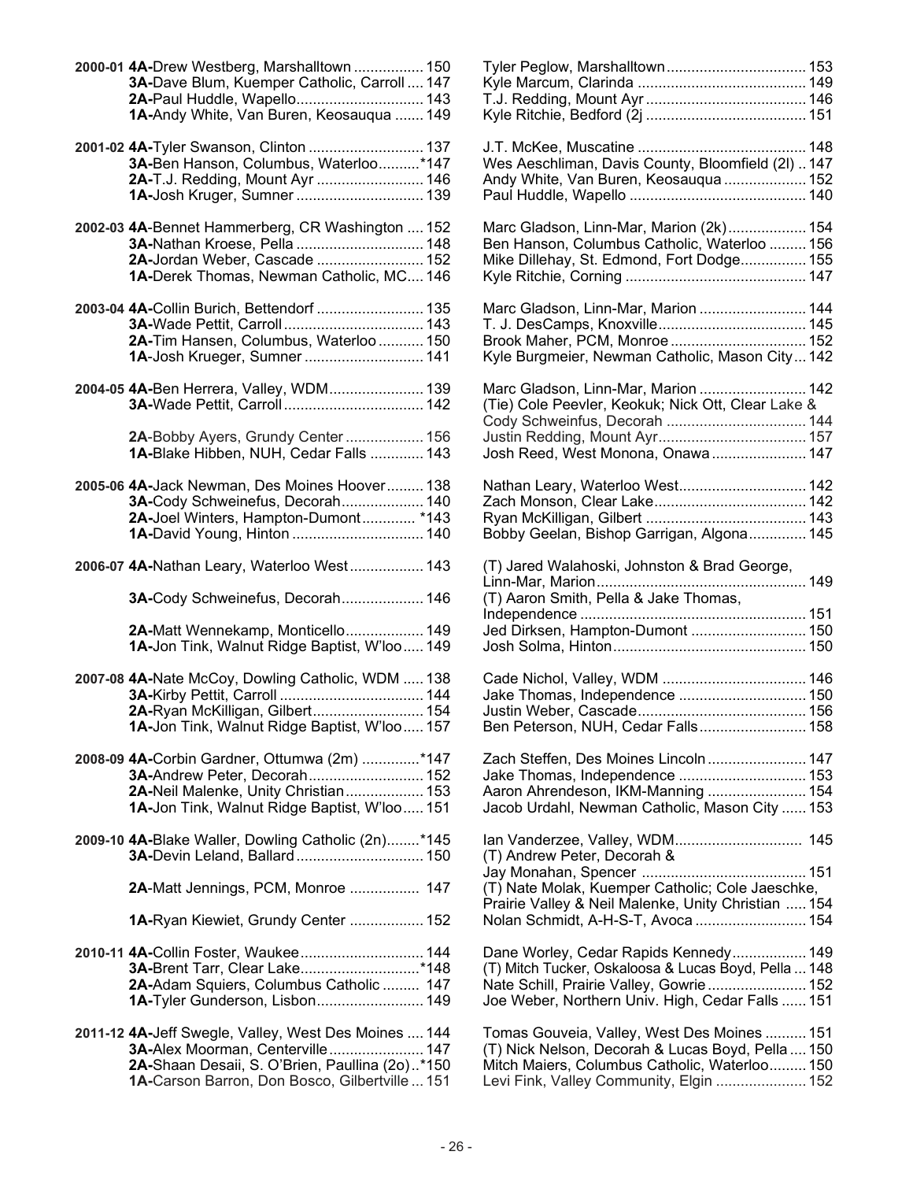| Year | Champion | Runner-up |
|---|---|---|
| 2000-01 | **4A-**Drew Westberg, Marshalltown ................. 150 | Tyler Peglow, Marshalltown ................................. 153 |
| | **3A-**Dave Blum, Kuemper Catholic, Carroll .... 147 | Kyle Marcum, Clarinda ......................................... 149 |
| | **2A-**Paul Huddle, Wapello ............................... 143 | T.J. Redding, Mount Ayr ...................................... 146 |
| | **1A-**Andy White, Van Buren, Keosauqua ....... 149 | Kyle Ritchie, Bedford (2j ...................................... 151 |
| 2001-02 | **4A-**Tyler Swanson, Clinton ............................ 137 | J.T. McKee, Muscatine ......................................... 148 |
| | **3A-**Ben Hanson, Columbus, Waterloo..........*147 | Wes Aeschliman, Davis County, Bloomfield (2l) .. 147 |
| | **2A-**T.J. Redding, Mount Ayr .......................... 146 | Andy White, Van Buren, Keosauqua .................... 152 |
| | **1A-**Josh Kruger, Sumner ............................... 139 | Paul Huddle, Wapello ........................................... 140 |
| 2002-03 | **4A**-Bennet Hammerberg, CR Washington .... 152 | Marc Gladson, Linn-Mar, Marion (2k) ................... 154 |
| | **3A-**Nathan Kroese, Pella ............................... 148 | Ben Hanson, Columbus Catholic, Waterloo ......... 156 |
| | **2A-**Jordan Weber, Cascade .......................... 152 | Mike Dillehay, St. Edmond, Fort Dodge................ 155 |
| | **1A-**Derek Thomas, Newman Catholic, MC.... 146 | Kyle Ritchie, Corning ............................................ 147 |
| 2003-04 | **4A-**Collin Burich, Bettendorf .......................... 135 | Marc Gladson, Linn-Mar, Marion .......................... 144 |
| | **3A-**Wade Pettit, Carroll .................................. 143 | T. J. DesCamps, Knoxville .................................... 145 |
| | **2A-**Tim Hansen, Columbus, Waterloo ........... 150 | Brook Maher, PCM, Monroe ................................. 152 |
| | **1A**-Josh Krueger, Sumner ............................. 141 | Kyle Burgmeier, Newman Catholic, Mason City ... 142 |
| 2004-05 | **4A-**Ben Herrera, Valley, WDM....................... 139 | Marc Gladson, Linn-Mar, Marion .......................... 142 |
| | **3A-**Wade Pettit, Carroll .................................. 142 | (Tie) Cole Peevler, Keokuk; Nick Ott, Clear Lake & Cody Schweinfus, Decorah .................................. 144 |
| | **2A**-Bobby Ayers, Grundy Center ................... 156 | Justin Redding, Mount Ayr .................................... 157 |
| | **1A-**Blake Hibben, NUH, Cedar Falls ............. 143 | Josh Reed, West Monona, Onawa ....................... 147 |
| 2005-06 | **4A-**Jack Newman, Des Moines Hoover......... 138 | Nathan Leary, Waterloo West ............................... 142 |
| | **3A-**Cody Schweinefus, Decorah .................... 140 | Zach Monson, Clear Lake ..................................... 142 |
| | **2A-**Joel Winters, Hampton-Dumont ............. *143 | Ryan McKilligan, Gilbert ....................................... 143 |
| | **1A-**David Young, Hinton ................................ 140 | Bobby Geelan, Bishop Garrigan, Algona .............. 145 |
| 2006-07 | **4A-**Nathan Leary, Waterloo West .................. 143 | (T) Jared Walahoski, Johnston & Brad George, Linn-Mar, Marion .................................................. 149 |
| | **3A-**Cody Schweinefus, Decorah .................... 146 | (T) Aaron Smith, Pella & Jake Thomas, Independence ....................................................... 151 |
| | **2A-**Matt Wennekamp, Monticello................... 149 | Jed Dirksen, Hampton-Dumont ............................ 150 |
| | **1A-**Jon Tink, Walnut Ridge Baptist, W'loo..... 149 | Josh Solma, Hinton ............................................... 150 |
| 2007-08 | **4A-**Nate McCoy, Dowling Catholic, WDM ..... 138 | Cade Nichol, Valley, WDM ................................... 146 |
| | **3A-**Kirby Pettit, Carroll ................................... 144 | Jake Thomas, Independence ............................... 150 |
| | **2A-**Ryan McKilligan, Gilbert ........................... 154 | Justin Weber, Cascade ......................................... 156 |
| | **1A-**Jon Tink, Walnut Ridge Baptist, W'loo..... 157 | Ben Peterson, NUH, Cedar Falls .......................... 158 |
| 2008-09 | **4A-**Corbin Gardner, Ottumwa (2m) ..............*147 | Zach Steffen, Des Moines Lincoln ........................ 147 |
| | **3A-**Andrew Peter, Decorah ............................ 152 | Jake Thomas, Independence ............................... 153 |
| | **2A-**Neil Malenke, Unity Christian................... 153 | Aaron Ahrendeson, IKM-Manning ........................ 154 |
| | **1A-**Jon Tink, Walnut Ridge Baptist, W'loo..... 151 | Jacob Urdahl, Newman Catholic, Mason City ...... 153 |
| 2009-10 | **4A-**Blake Waller, Dowling Catholic (2n)........*145 | Ian Vanderzee, Valley, WDM ............................... 145 |
| | **3A-**Devin Leland, Ballard ............................... 150 | (T) Andrew Peter, Decorah & Jay Monahan, Spencer ........................................ 151 |
| | **2A**-Matt Jennings, PCM, Monroe ................. 147 | (T) Nate Molak, Kuemper Catholic; Cole Jaeschke, Prairie Valley & Neil Malenke, Unity Christian ..... 154 |
| | **1A-**Ryan Kiewiet, Grundy Center .................. 152 | Nolan Schmidt, A-H-S-T, Avoca ........................... 154 |
| 2010-11 | **4A-**Collin Foster, Waukee .............................. 144 | Dane Worley, Cedar Rapids Kennedy .................. 149 |
| | **3A-**Brent Tarr, Clear Lake.............................*148 | (T) Mitch Tucker, Oskaloosa & Lucas Boyd, Pella ... 148 |
| | **2A-**Adam Squiers, Columbus Catholic ......... 147 | Nate Schill, Prairie Valley, Gowrie ........................ 152 |
| | **1A-**Tyler Gunderson, Lisbon.......................... 149 | Joe Weber, Northern Univ. High, Cedar Falls ...... 151 |
| 2011-12 | **4A-**Jeff Swegle, Valley, West Des Moines .... 144 | Tomas Gouveia, Valley, West Des Moines .......... 151 |
| | **3A-**Alex Moorman, Centerville ....................... 147 | (T) Nick Nelson, Decorah & Lucas Boyd, Pella .... 150 |
| | **2A-**Shaan Desaii, S. O'Brien, Paullina (2o)..*150 | Mitch Maiers, Columbus Catholic, Waterloo......... 150 |
| | **1A-**Carson Barron, Don Bosco, Gilbertville ... 151 | Levi Fink, Valley Community, Elgin ...................... 152 |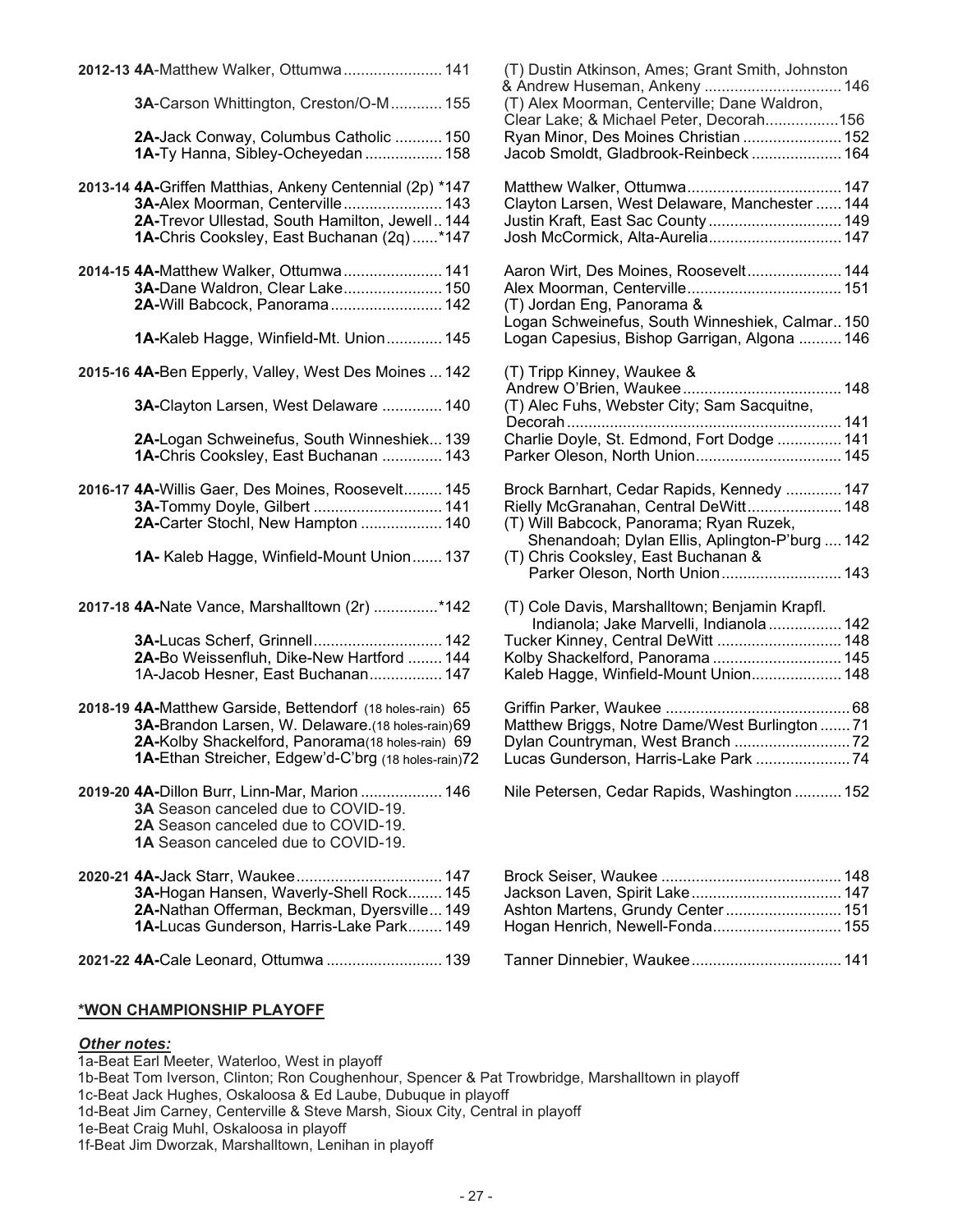| Year | Champion | Runner-up |
|---|---|---|
| 2012-13 | **4A**-Matthew Walker, Ottumwa ....................... 141 | (T) Dustin Atkinson, Ames; Grant Smith, Johnston & Andrew Huseman, Ankeny ................................ 146 |
| | **3A**-Carson Whittington, Creston/O-M ............ 155 | (T) Alex Moorman, Centerville; Dane Waldron, Clear Lake; & Michael Peter, Decorah.................156 |
| | **2A**-Jack Conway, Columbus Catholic ........... 150 | Ryan Minor, Des Moines Christian ....................... 152 |
| | **1A**-Ty Hanna, Sibley-Ocheyedan .................. 158 | Jacob Smoldt, Gladbrook-Reinbeck ..................... 164 |
| 2013-14 | **4A**-Griffen Matthias, Ankeny Centennial (2p) *147 | Matthew Walker, Ottumwa.................................... 147 |
| | **3A**-Alex Moorman, Centerville....................... 143 | Clayton Larsen, West Delaware, Manchester ...... 144 |
| | **2A**-Trevor Ullestad, South Hamilton, Jewell.. 144 | Justin Kraft, East Sac County ............................... 149 |
| | **1A**-Chris Cooksley, East Buchanan (2q) ......*147 | Josh McCormick, Alta-Aurelia............................... 147 |
| 2014-15 | **4A**-Matthew Walker, Ottumwa ....................... 141 | Aaron Wirt, Des Moines, Roosevelt...................... 144 |
| | **3A**-Dane Waldron, Clear Lake....................... 150 | Alex Moorman, Centerville.................................... 151 |
| | **2A**-Will Babcock, Panorama .......................... 142 | (T) Jordan Eng, Panorama & Logan Schweinefus, South Winneshiek, Calmar.. 150 |
| | **1A**-Kaleb Hagge, Winfield-Mt. Union............. 145 | Logan Capesius, Bishop Garrigan, Algona .......... 146 |
| 2015-16 | **4A**-Ben Epperly, Valley, West Des Moines ... 142 | (T) Tripp Kinney, Waukee & Andrew O'Brien, Waukee..................................... 148 |
| | **3A**-Clayton Larsen, West Delaware .............. 140 | (T) Alec Fuhs, Webster City; Sam Sacquitne, Decorah................................................................ 141 |
| | **2A**-Logan Schweinefus, South Winneshiek... 139 | Charlie Doyle, St. Edmond, Fort Dodge ............... 141 |
| | **1A**-Chris Cooksley, East Buchanan .............. 143 | Parker Oleson, North Union.................................. 145 |
| 2016-17 | **4A**-Willis Gaer, Des Moines, Roosevelt......... 145 | Brock Barnhart, Cedar Rapids, Kennedy ............. 147 |
| | **3A**-Tommy Doyle, Gilbert .............................. 141 | Rielly McGranahan, Central DeWitt...................... 148 |
| | **2A**-Carter Stochl, New Hampton ................... 140 | (T) Will Babcock, Panorama; Ryan Ruzek, Shenandoah; Dylan Ellis, Aplington-P'burg .... 142 |
| | **1A**- Kaleb Hagge, Winfield-Mount Union....... 137 | (T) Chris Cooksley, East Buchanan & Parker Oleson, North Union............................ 143 |
| 2017-18 | **4A**-Nate Vance, Marshalltown (2r) ...............*142 | (T) Cole Davis, Marshalltown; Benjamin Krapfl. Indianola; Jake Marvelli, Indianola ................. 142 |
| | **3A**-Lucas Scherf, Grinnell.............................. 142 | Tucker Kinney, Central DeWitt ............................. 148 |
| | **2A**-Bo Weissenfluh, Dike-New Hartford ........ 144 | Kolby Shackelford, Panorama .............................. 145 |
| | 1A-Jacob Hesner, East Buchanan................. 147 | Kaleb Hagge, Winfield-Mount Union..................... 148 |
| 2018-19 | **4A**-Matthew Garside, Bettendorf (18 holes-rain) 65 | Griffin Parker, Waukee ........................................... 68 |
| | **3A**-Brandon Larsen, W. Delaware.(18 holes-rain)69 | Matthew Briggs, Notre Dame/West Burlington ....... 71 |
| | **2A**-Kolby Shackelford, Panorama(18 holes-rain) 69 | Dylan Countryman, West Branch ........................... 72 |
| | **1A**-Ethan Streicher, Edgew'd-C'brg (18 holes-rain)72 | Lucas Gunderson, Harris-Lake Park ...................... 74 |
| 2019-20 | **4A**-Dillon Burr, Linn-Mar, Marion ................... 146 | Nile Petersen, Cedar Rapids, Washington ........... 152 |
| | **3A** Season canceled due to COVID-19. | |
| | **2A** Season canceled due to COVID-19. | |
| | **1A** Season canceled due to COVID-19. | |
| 2020-21 | **4A**-Jack Starr, Waukee.................................. 147 | Brock Seiser, Waukee .......................................... 148 |
| | **3A**-Hogan Hansen, Waverly-Shell Rock........ 145 | Jackson Laven, Spirit Lake................................... 147 |
| | **2A**-Nathan Offerman, Beckman, Dyersville... 149 | Ashton Martens, Grundy Center ........................... 151 |
| | **1A**-Lucas Gunderson, Harris-Lake Park........ 149 | Hogan Henrich, Newell-Fonda.............................. 155 |
| 2021-22 | **4A**-Cale Leonard, Ottumwa ........................... 139 | Tanner Dinnebier, Waukee................................... 141 |

**<u>*WON CHAMPIONSHIP PLAYOFF</u>**

***<u>Other notes:</u>***

1a-Beat Earl Meeter, Waterloo, West in playoff
1b-Beat Tom Iverson, Clinton; Ron Coughenhour, Spencer & Pat Trowbridge, Marshalltown in playoff
1c-Beat Jack Hughes, Oskaloosa & Ed Laube, Dubuque in playoff
1d-Beat Jim Carney, Centerville & Steve Marsh, Sioux City, Central in playoff
1e-Beat Craig Muhl, Oskaloosa in playoff
1f-Beat Jim Dworzak, Marshalltown, Lenihan in playoff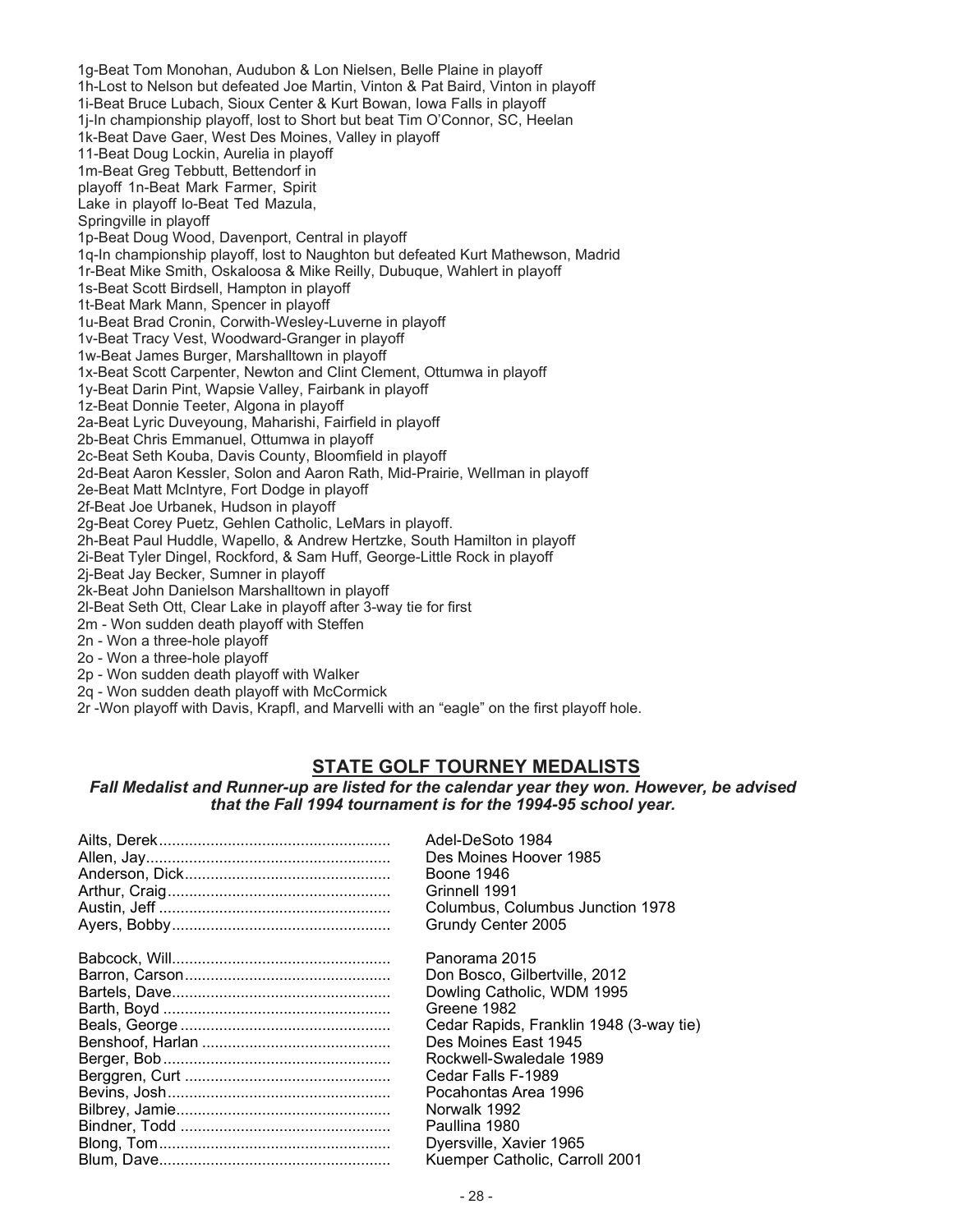1g-Beat Tom Monohan, Audubon & Lon Nielsen, Belle Plaine in playoff
1h-Lost to Nelson but defeated Joe Martin, Vinton & Pat Baird, Vinton in playoff
1i-Beat Bruce Lubach, Sioux Center & Kurt Bowan, Iowa Falls in playoff
1j-In championship playoff, lost to Short but beat Tim O'Connor, SC, Heelan
1k-Beat Dave Gaer, West Des Moines, Valley in playoff
1l-Beat Doug Lockin, Aurelia in playoff
1m-Beat Greg Tebbutt, Bettendorf in playoff
1n-Beat Mark Farmer, Spirit Lake in playoff
1o-Beat Ted Mazula, Springville in playoff
1p-Beat Doug Wood, Davenport, Central in playoff
1q-In championship playoff, lost to Naughton but defeated Kurt Mathewson, Madrid
1r-Beat Mike Smith, Oskaloosa & Mike Reilly, Dubuque, Wahlert in playoff
1s-Beat Scott Birdsell, Hampton in playoff
1t-Beat Mark Mann, Spencer in playoff
1u-Beat Brad Cronin, Corwith-Wesley-Luverne in playoff
1v-Beat Tracy Vest, Woodward-Granger in playoff
1w-Beat James Burger, Marshalltown in playoff
1x-Beat Scott Carpenter, Newton and Clint Clement, Ottumwa in playoff
1y-Beat Darin Pint, Wapsie Valley, Fairbank in playoff
1z-Beat Donnie Teeter, Algona in playoff
2a-Beat Lyric Duveyoung, Maharishi, Fairfield in playoff
2b-Beat Chris Emmanuel, Ottumwa in playoff
2c-Beat Seth Kouba, Davis County, Bloomfield in playoff
2d-Beat Aaron Kessler, Solon and Aaron Rath, Mid-Prairie, Wellman in playoff
2e-Beat Matt McIntyre, Fort Dodge in playoff
2f-Beat Joe Urbanek, Hudson in playoff
2g-Beat Corey Puetz, Gehlen Catholic, LeMars in playoff.
2h-Beat Paul Huddle, Wapello, & Andrew Hertzke, South Hamilton in playoff
2i-Beat Tyler Dingel, Rockford, & Sam Huff, George-Little Rock in playoff
2j-Beat Jay Becker, Sumner in playoff
2k-Beat John Danielson Marshalltown in playoff
2l-Beat Seth Ott, Clear Lake in playoff after 3-way tie for first
2m - Won sudden death playoff with Steffen
2n - Won a three-hole playoff
2o - Won a three-hole playoff
2p - Won sudden death playoff with Walker
2q - Won sudden death playoff with McCormick
2r -Won playoff with Davis, Krapfl, and Marvelli with an "eagle" on the first playoff hole.

## STATE GOLF TOURNEY MEDALISTS

***Fall Medalist and Runner-up are listed for the calendar year they won. However, be advised that the Fall 1994 tournament is for the 1994-95 school year.***

Ailts, Derek ...................................................... Adel-DeSoto 1984
Allen, Jay ...................................................... Des Moines Hoover 1985
Anderson, Dick ...................................................... Boone 1946
Arthur, Craig ...................................................... Grinnell 1991
Austin, Jeff ...................................................... Columbus, Columbus Junction 1978
Ayers, Bobby ...................................................... Grundy Center 2005

Babcock, Will ...................................................... Panorama 2015
Barron, Carson ...................................................... Don Bosco, Gilbertville, 2012
Bartels, Dave ...................................................... Dowling Catholic, WDM 1995
Barth, Boyd ...................................................... Greene 1982
Beals, George ...................................................... Cedar Rapids, Franklin 1948 (3-way tie)
Benshoof, Harlan ...................................................... Des Moines East 1945
Berger, Bob ...................................................... Rockwell-Swaledale 1989
Berggren, Curt ...................................................... Cedar Falls F-1989
Bevins, Josh ...................................................... Pocahontas Area 1996
Bilbrey, Jamie ...................................................... Norwalk 1992
Bindner, Todd ...................................................... Paullina 1980
Blong, Tom ...................................................... Dyersville, Xavier 1965
Blum, Dave ...................................................... Kuemper Catholic, Carroll 2001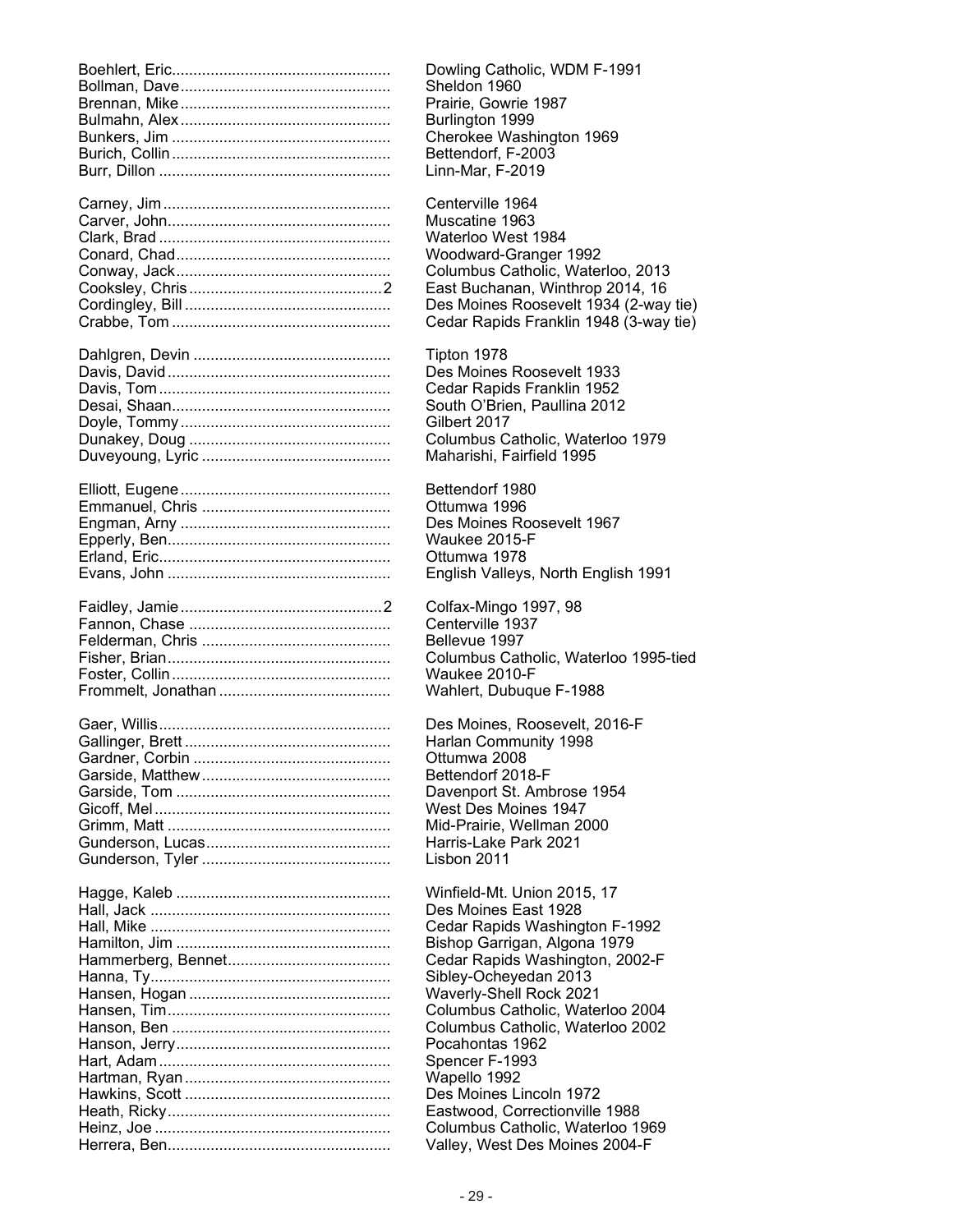| Name | School / Year |
|---|---|
| Boehlert, Eric | Dowling Catholic, WDM F-1991 |
| Bollman, Dave | Sheldon 1960 |
| Brennan, Mike | Prairie, Gowrie 1987 |
| Bulmahn, Alex | Burlington 1999 |
| Bunkers, Jim | Cherokee Washington 1969 |
| Burich, Collin | Bettendorf, F-2003 |
| Burr, Dillon | Linn-Mar, F-2019 |
| | |
| Carney, Jim | Centerville 1964 |
| Carver, John | Muscatine 1963 |
| Clark, Brad | Waterloo West 1984 |
| Conard, Chad | Woodward-Granger 1992 |
| Conway, Jack | Columbus Catholic, Waterloo, 2013 |
| Cooksley, Chris ... 2 | East Buchanan, Winthrop 2014, 16 |
| Cordingley, Bill | Des Moines Roosevelt 1934 (2-way tie) |
| Crabbe, Tom | Cedar Rapids Franklin 1948 (3-way tie) |
| | |
| Dahlgren, Devin | Tipton 1978 |
| Davis, David | Des Moines Roosevelt 1933 |
| Davis, Tom | Cedar Rapids Franklin 1952 |
| Desai, Shaan | South O'Brien, Paullina 2012 |
| Doyle, Tommy | Gilbert 2017 |
| Dunakey, Doug | Columbus Catholic, Waterloo 1979 |
| Duveyoung, Lyric | Maharishi, Fairfield 1995 |
| | |
| Elliott, Eugene | Bettendorf 1980 |
| Emmanuel, Chris | Ottumwa 1996 |
| Engman, Arny | Des Moines Roosevelt 1967 |
| Epperly, Ben | Waukee 2015-F |
| Erland, Eric | Ottumwa 1978 |
| Evans, John | English Valleys, North English 1991 |
| | |
| Faidley, Jamie ... 2 | Colfax-Mingo 1997, 98 |
| Fannon, Chase | Centerville 1937 |
| Felderman, Chris | Bellevue 1997 |
| Fisher, Brian | Columbus Catholic, Waterloo 1995-tied |
| Foster, Collin | Waukee 2010-F |
| Frommelt, Jonathan | Wahlert, Dubuque F-1988 |
| | |
| Gaer, Willis | Des Moines, Roosevelt, 2016-F |
| Gallinger, Brett | Harlan Community 1998 |
| Gardner, Corbin | Ottumwa 2008 |
| Garside, Matthew | Bettendorf 2018-F |
| Garside, Tom | Davenport St. Ambrose 1954 |
| Gicoff, Mel | West Des Moines 1947 |
| Grimm, Matt | Mid-Prairie, Wellman 2000 |
| Gunderson, Lucas | Harris-Lake Park 2021 |
| Gunderson, Tyler | Lisbon 2011 |
| | |
| Hagge, Kaleb | Winfield-Mt. Union 2015, 17 |
| Hall, Jack | Des Moines East 1928 |
| Hall, Mike | Cedar Rapids Washington F-1992 |
| Hamilton, Jim | Bishop Garrigan, Algona 1979 |
| Hammerberg, Bennet | Cedar Rapids Washington, 2002-F |
| Hanna, Ty | Sibley-Ocheyedan 2013 |
| Hansen, Hogan | Waverly-Shell Rock 2021 |
| Hansen, Tim | Columbus Catholic, Waterloo 2004 |
| Hanson, Ben | Columbus Catholic, Waterloo 2002 |
| Hanson, Jerry | Pocahontas 1962 |
| Hart, Adam | Spencer F-1993 |
| Hartman, Ryan | Wapello 1992 |
| Hawkins, Scott | Des Moines Lincoln 1972 |
| Heath, Ricky | Eastwood, Correctionville 1988 |
| Heinz, Joe | Columbus Catholic, Waterloo 1969 |
| Herrera, Ben | Valley, West Des Moines 2004-F |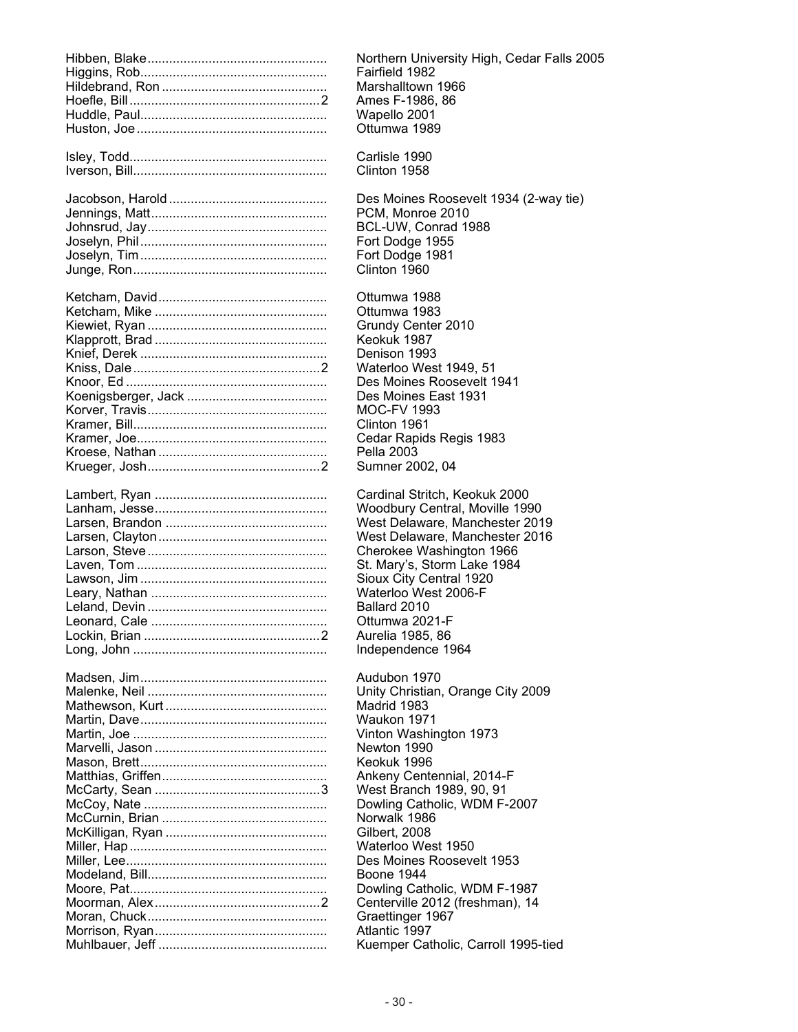| Name | | School / Year |
|---|---|---|
| Hibben, Blake | | Northern University High, Cedar Falls 2005 |
| Higgins, Rob | | Fairfield 1982 |
| Hildebrand, Ron | | Marshalltown 1966 |
| Hoefle, Bill | 2 | Ames F-1986, 86 |
| Huddle, Paul | | Wapello 2001 |
| Huston, Joe | | Ottumwa 1989 |
| | | |
| Isley, Todd | | Carlisle 1990 |
| Iverson, Bill | | Clinton 1958 |
| | | |
| Jacobson, Harold | | Des Moines Roosevelt 1934 (2-way tie) |
| Jennings, Matt | | PCM, Monroe 2010 |
| Johnsrud, Jay | | BCL-UW, Conrad 1988 |
| Joselyn, Phil | | Fort Dodge 1955 |
| Joselyn, Tim | | Fort Dodge 1981 |
| Junge, Ron | | Clinton 1960 |
| | | |
| Ketcham, David | | Ottumwa 1988 |
| Ketcham, Mike | | Ottumwa 1983 |
| Kiewiet, Ryan | | Grundy Center 2010 |
| Klapprott, Brad | | Keokuk 1987 |
| Knief, Derek | | Denison 1993 |
| Kniss, Dale | 2 | Waterloo West 1949, 51 |
| Knoor, Ed | | Des Moines Roosevelt 1941 |
| Koenigsberger, Jack | | Des Moines East 1931 |
| Korver, Travis | | MOC-FV 1993 |
| Kramer, Bill | | Clinton 1961 |
| Kramer, Joe | | Cedar Rapids Regis 1983 |
| Kroese, Nathan | | Pella 2003 |
| Krueger, Josh | 2 | Sumner 2002, 04 |
| | | |
| Lambert, Ryan | | Cardinal Stritch, Keokuk 2000 |
| Lanham, Jesse | | Woodbury Central, Moville 1990 |
| Larsen, Brandon | | West Delaware, Manchester 2019 |
| Larsen, Clayton | | West Delaware, Manchester 2016 |
| Larson, Steve | | Cherokee Washington 1966 |
| Laven, Tom | | St. Mary's, Storm Lake 1984 |
| Lawson, Jim | | Sioux City Central 1920 |
| Leary, Nathan | | Waterloo West 2006-F |
| Leland, Devin | | Ballard 2010 |
| Leonard, Cale | | Ottumwa 2021-F |
| Lockin, Brian | 2 | Aurelia 1985, 86 |
| Long, John | | Independence 1964 |
| | | |
| Madsen, Jim | | Audubon 1970 |
| Malenke, Neil | | Unity Christian, Orange City 2009 |
| Mathewson, Kurt | | Madrid 1983 |
| Martin, Dave | | Waukon 1971 |
| Martin, Joe | | Vinton Washington 1973 |
| Marvelli, Jason | | Newton 1990 |
| Mason, Brett | | Keokuk 1996 |
| Matthias, Griffen | | Ankeny Centennial, 2014-F |
| McCarty, Sean | 3 | West Branch 1989, 90, 91 |
| McCoy, Nate | | Dowling Catholic, WDM F-2007 |
| McCurnin, Brian | | Norwalk 1986 |
| McKilligan, Ryan | | Gilbert, 2008 |
| Miller, Hap | | Waterloo West 1950 |
| Miller, Lee | | Des Moines Roosevelt 1953 |
| Modeland, Bill | | Boone 1944 |
| Moore, Pat | | Dowling Catholic, WDM F-1987 |
| Moorman, Alex | 2 | Centerville 2012 (freshman), 14 |
| Moran, Chuck | | Graettinger 1967 |
| Morrison, Ryan | | Atlantic 1997 |
| Muhlbauer, Jeff | | Kuemper Catholic, Carroll 1995-tied |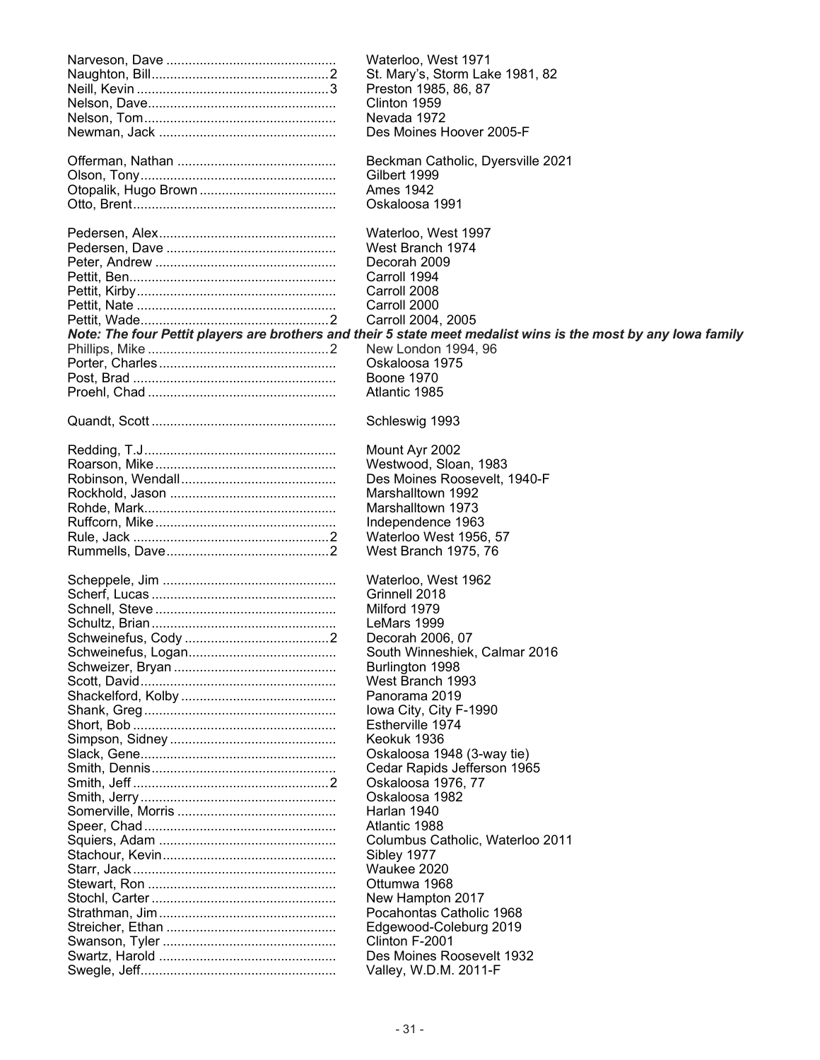| Name | Count | School / Year |
|---|---|---|
| Narveson, Dave | | Waterloo, West 1971 |
| Naughton, Bill | 2 | St. Mary's, Storm Lake 1981, 82 |
| Neill, Kevin | 3 | Preston 1985, 86, 87 |
| Nelson, Dave | | Clinton 1959 |
| Nelson, Tom | | Nevada 1972 |
| Newman, Jack | | Des Moines Hoover 2005-F |
| | | |
| Offerman, Nathan | | Beckman Catholic, Dyersville 2021 |
| Olson, Tony | | Gilbert 1999 |
| Otopalik, Hugo Brown | | Ames 1942 |
| Otto, Brent | | Oskaloosa 1991 |
| | | |
| Pedersen, Alex | | Waterloo, West 1997 |
| Pedersen, Dave | | West Branch 1974 |
| Peter, Andrew | | Decorah 2009 |
| Pettit, Ben | | Carroll 1994 |
| Pettit, Kirby | | Carroll 2008 |
| Pettit, Nate | | Carroll 2000 |
| Pettit, Wade | 2 | Carroll 2004, 2005 |

***Note: The four Pettit players are brothers and their 5 state meet medalist wins is the most by any Iowa family***

| Name | Count | School / Year |
|---|---|---|
| Phillips, Mike | 2 | New London 1994, 96 |
| Porter, Charles | | Oskaloosa 1975 |
| Post, Brad | | Boone 1970 |
| Proehl, Chad | | Atlantic 1985 |
| | | |
| Quandt, Scott | | Schleswig 1993 |
| | | |
| Redding, T.J | | Mount Ayr 2002 |
| Roarson, Mike | | Westwood, Sloan, 1983 |
| Robinson, Wendall | | Des Moines Roosevelt, 1940-F |
| Rockhold, Jason | | Marshalltown 1992 |
| Rohde, Mark | | Marshalltown 1973 |
| Ruffcorn, Mike | | Independence 1963 |
| Rule, Jack | 2 | Waterloo West 1956, 57 |
| Rummells, Dave | 2 | West Branch 1975, 76 |
| | | |
| Scheppele, Jim | | Waterloo, West 1962 |
| Scherf, Lucas | | Grinnell 2018 |
| Schnell, Steve | | Milford 1979 |
| Schultz, Brian | | LeMars 1999 |
| Schweinefus, Cody | 2 | Decorah 2006, 07 |
| Schweinefus, Logan | | South Winneshiek, Calmar 2016 |
| Schweizer, Bryan | | Burlington 1998 |
| Scott, David | | West Branch 1993 |
| Shackelford, Kolby | | Panorama 2019 |
| Shank, Greg | | Iowa City, City F-1990 |
| Short, Bob | | Estherville 1974 |
| Simpson, Sidney | | Keokuk 1936 |
| Slack, Gene | | Oskaloosa 1948 (3-way tie) |
| Smith, Dennis | | Cedar Rapids Jefferson 1965 |
| Smith, Jeff | 2 | Oskaloosa 1976, 77 |
| Smith, Jerry | | Oskaloosa 1982 |
| Somerville, Morris | | Harlan 1940 |
| Speer, Chad | | Atlantic 1988 |
| Squiers, Adam | | Columbus Catholic, Waterloo 2011 |
| Stachour, Kevin | | Sibley 1977 |
| Starr, Jack | | Waukee 2020 |
| Stewart, Ron | | Ottumwa 1968 |
| Stochl, Carter | | New Hampton 2017 |
| Strathman, Jim | | Pocahontas Catholic 1968 |
| Streicher, Ethan | | Edgewood-Coleburg 2019 |
| Swanson, Tyler | | Clinton F-2001 |
| Swartz, Harold | | Des Moines Roosevelt 1932 |
| Swegle, Jeff | | Valley, W.D.M. 2011-F |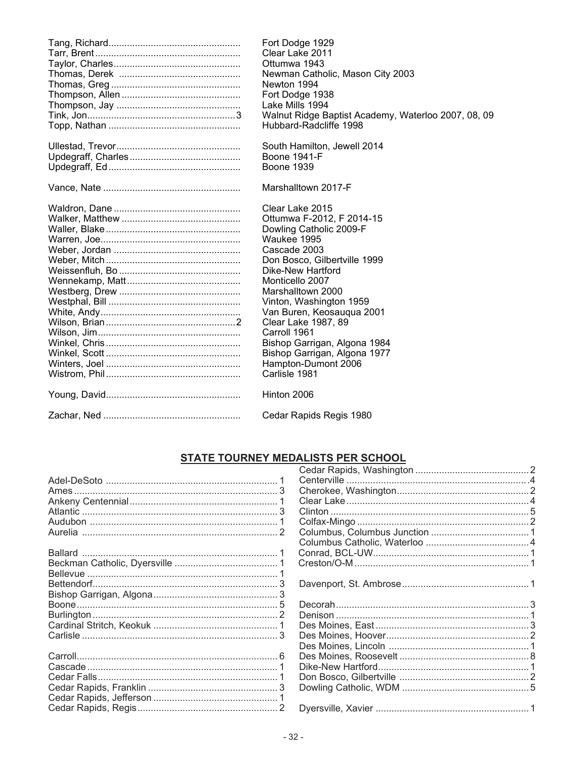| Name | | School |
|---|---|---|
| Tang, Richard | | Fort Dodge 1929 |
| Tarr, Brent | | Clear Lake 2011 |
| Taylor, Charles | | Ottumwa 1943 |
| Thomas, Derek | | Newman Catholic, Mason City 2003 |
| Thomas, Greg | | Newton 1994 |
| Thompson, Allen | | Fort Dodge 1938 |
| Thompson, Jay | | Lake Mills 1994 |
| Tink, Jon | 3 | Walnut Ridge Baptist Academy, Waterloo 2007, 08, 09 |
| Topp, Nathan | | Hubbard-Radcliffe 1998 |
| | | |
| Ullestad, Trevor | | South Hamilton, Jewell 2014 |
| Updegraff, Charles | | Boone 1941-F |
| Updegraff, Ed | | Boone 1939 |
| | | |
| Vance, Nate | | Marshalltown 2017-F |
| | | |
| Waldron, Dane | | Clear Lake 2015 |
| Walker, Matthew | | Ottumwa F-2012, F 2014-15 |
| Waller, Blake | | Dowling Catholic 2009-F |
| Warren, Joe | | Waukee 1995 |
| Weber, Jordan | | Cascade 2003 |
| Weber, Mitch | | Don Bosco, Gilbertville 1999 |
| Weissenfluh, Bo | | Dike-New Hartford |
| Wennekamp, Matt | | Monticello 2007 |
| Westberg, Drew | | Marshalltown 2000 |
| Westphal, Bill | | Vinton, Washington 1959 |
| White, Andy | | Van Buren, Keosauqua 2001 |
| Wilson, Brian | 2 | Clear Lake 1987, 89 |
| Wilson, Jim | | Carroll 1961 |
| Winkel, Chris | | Bishop Garrigan, Algona 1984 |
| Winkel, Scott | | Bishop Garrigan, Algona 1977 |
| Winters, Joel | | Hampton-Dumont 2006 |
| Wistrom, Phil | | Carlisle 1981 |
| | | |
| Young, David | | Hinton 2006 |
| | | |
| Zachar, Ned | | Cedar Rapids Regis 1980 |

## STATE TOURNEY MEDALISTS PER SCHOOL

| School | Medalists |
|---|---|
| Adel-DeSoto | 1 |
| Ames | 3 |
| Ankeny Centennial | 1 |
| Atlantic | 3 |
| Audubon | 1 |
| Aurelia | 2 |
| | |
| Ballard | 1 |
| Beckman Catholic, Dyersville | 1 |
| Bellevue | 1 |
| Bettendorf | 3 |
| Bishop Garrigan, Algona | 3 |
| Boone | 5 |
| Burlington | 2 |
| Cardinal Stritch, Keokuk | 1 |
| Carlisle | 3 |
| | |
| Carroll | 6 |
| Cascade | 1 |
| Cedar Falls | 1 |
| Cedar Rapids, Franklin | 3 |
| Cedar Rapids, Jefferson | 1 |
| Cedar Rapids, Regis | 2 |
| Cedar Rapids, Washington | 2 |
| Centerville | 4 |
| Cherokee, Washington | 2 |
| Clear Lake | 4 |
| Clinton | 5 |
| Colfax-Mingo | 2 |
| Columbus, Columbus Junction | 1 |
| Columbus Catholic, Waterloo | 4 |
| Conrad, BCL-UW | 1 |
| Creston/O-M | 1 |
| | |
| Davenport, St. Ambrose | 1 |
| | |
| Decorah | 3 |
| Denison | 1 |
| Des Moines, East | 3 |
| Des Moines, Hoover | 2 |
| Des Moines, Lincoln | 1 |
| Des Moines, Roosevelt | 8 |
| Dike-New Hartford | 1 |
| Don Bosco, Gilbertville | 2 |
| Dowling Catholic, WDM | 5 |
| | |
| Dyersville, Xavier | 1 |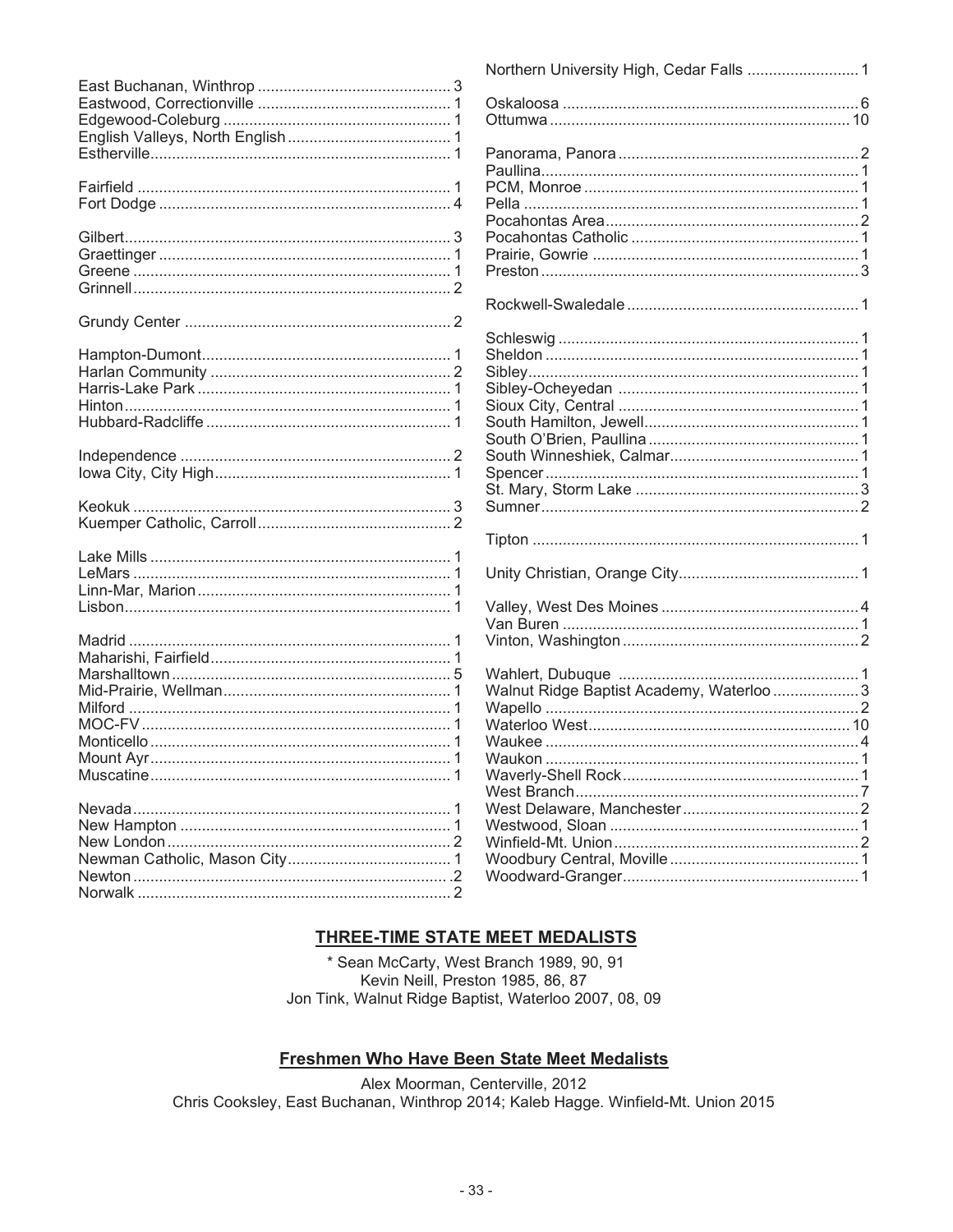East Buchanan, Winthrop ............................................ 3
Eastwood, Correctionville ............................................ 1
Edgewood-Coleburg .................................................... 1
English Valleys, North English ...................................... 1
Estherville..................................................................... 1

Fairfield ........................................................................ 1
Fort Dodge ................................................................... 4

Gilbert........................................................................... 3
Graettinger ................................................................... 1
Greene .......................................................................... 1
Grinnell......................................................................... 2

Grundy Center ............................................................. 2

Hampton-Dumont......................................................... 1
Harlan Community ....................................................... 2
Harris-Lake Park .......................................................... 1
Hinton........................................................................... 1
Hubbard-Radcliffe ........................................................ 1

Independence .............................................................. 2
Iowa City, City High...................................................... 1

Keokuk ......................................................................... 3
Kuemper Catholic, Carroll............................................ 2

Lake Mills ..................................................................... 1
LeMars ......................................................................... 1
Linn-Mar, Marion.......................................................... 1
Lisbon........................................................................... 1

Madrid .......................................................................... 1
Maharishi, Fairfield....................................................... 1
Marshalltown ................................................................ 5
Mid-Prairie, Wellman.................................................... 1
Milford .......................................................................... 1
MOC-FV ....................................................................... 1
Monticello ..................................................................... 1
Mount Ayr..................................................................... 1
Muscatine..................................................................... 1

Nevada......................................................................... 1
New Hampton .............................................................. 1
New London ................................................................. 2
Newman Catholic, Mason City...................................... 1
Newton ........................................................................ .2
Norwalk ........................................................................ 2

Northern University High, Cedar Falls .......................... 1

Oskaloosa .................................................................... 6
Ottumwa ..................................................................... 10

Panorama, Panora ........................................................ 2
Paullina......................................................................... 1
PCM, Monroe ................................................................ 1
Pella ............................................................................. 1
Pocahontas Area........................................................... 2
Pocahontas Catholic ..................................................... 1
Prairie, Gowrie ............................................................. 1
Preston ......................................................................... 3

Rockwell-Swaledale ...................................................... 1

Schleswig ..................................................................... 1
Sheldon ........................................................................ 1
Sibley............................................................................ 1
Sibley-Ocheyedan ....................................................... 1
Sioux City, Central ........................................................ 1
South Hamilton, Jewell.................................................. 1
South O'Brien, Paullina ................................................. 1
South Winneshiek, Calmar............................................ 1
Spencer ........................................................................ 1
St. Mary, Storm Lake .................................................... 3
Sumner......................................................................... 2

Tipton ........................................................................... 1

Unity Christian, Orange City.......................................... 1

Valley, West Des Moines .............................................. 4
Van Buren ..................................................................... 1
Vinton, Washington ....................................................... 2

Wahlert, Dubuque ........................................................ 1
Walnut Ridge Baptist Academy, Waterloo .................... 3
Wapello ......................................................................... 2
Waterloo West............................................................. 10
Waukee ......................................................................... 4
Waukon ........................................................................ 1
Waverly-Shell Rock....................................................... 1
West Branch.................................................................. 7
West Delaware, Manchester ......................................... 2
Westwood, Sloan .......................................................... 1
Winfield-Mt. Union......................................................... 2
Woodbury Central, Moville ............................................ 1
Woodward-Granger....................................................... 1

## THREE-TIME STATE MEET MEDALISTS

* Sean McCarty, West Branch 1989, 90, 91
Kevin Neill, Preston 1985, 86, 87
Jon Tink, Walnut Ridge Baptist, Waterloo 2007, 08, 09

## Freshmen Who Have Been State Meet Medalists

Alex Moorman, Centerville, 2012
Chris Cooksley, East Buchanan, Winthrop 2014; Kaleb Hagge. Winfield-Mt. Union 2015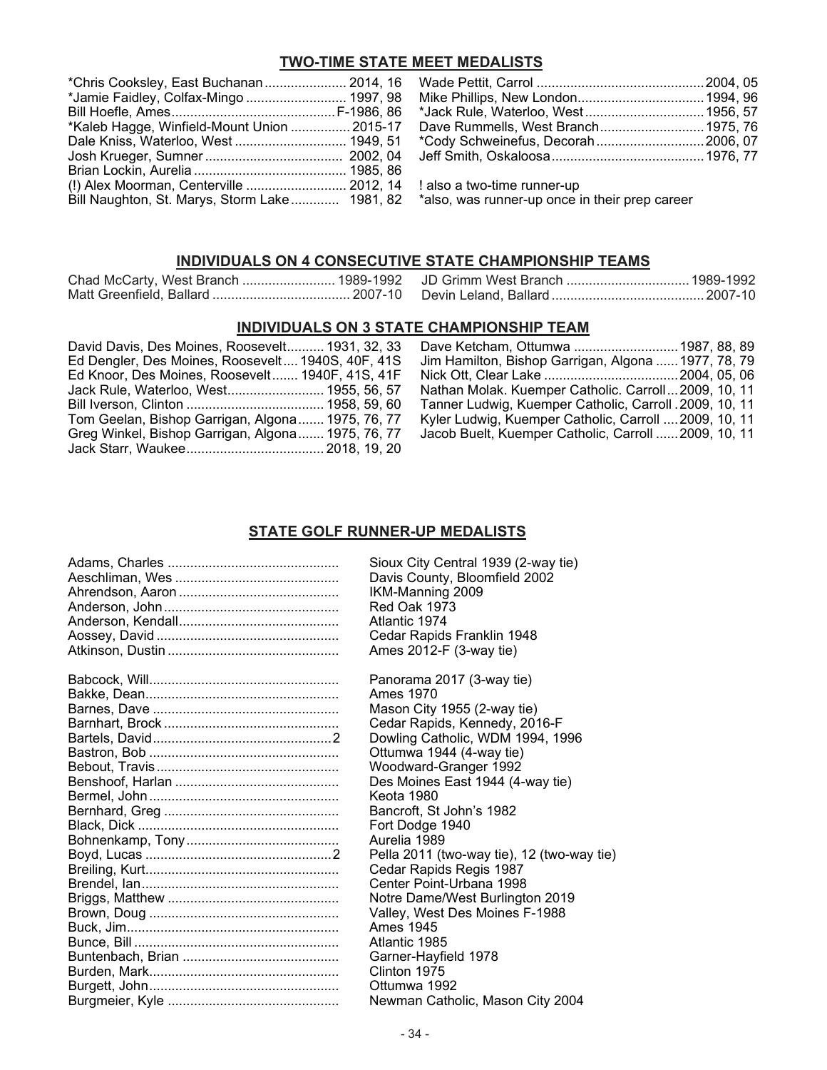## TWO-TIME STATE MEET MEDALISTS

| | |
|---|---|
| *Chris Cooksley, East Buchanan | 2014, 16 |
| *Jamie Faidley, Colfax-Mingo | 1997, 98 |
| Bill Hoefle, Ames | F-1986, 86 |
| *Kaleb Hagge, Winfield-Mount Union | 2015-17 |
| Dale Kniss, Waterloo, West | 1949, 51 |
| Josh Krueger, Sumner | 2002, 04 |
| Brian Lockin, Aurelia | 1985, 86 |
| (!) Alex Moorman, Centerville | 2012, 14 |
| Bill Naughton, St. Marys, Storm Lake | 1981, 82 |
| Wade Pettit, Carrol | 2004, 05 |
| Mike Phillips, New London | 1994, 96 |
| *Jack Rule, Waterloo, West | 1956, 57 |
| Dave Rummells, West Branch | 1975, 76 |
| *Cody Schweinefus, Decorah | 2006, 07 |
| Jeff Smith, Oskaloosa | 1976, 77 |

! also a two-time runner-up
*also, was runner-up once in their prep career

## INDIVIDUALS ON 4 CONSECUTIVE STATE CHAMPIONSHIP TEAMS

| | |
|---|---|
| Chad McCarty, West Branch | 1989-1992 |
| Matt Greenfield, Ballard | 2007-10 |
| JD Grimm West Branch | 1989-1992 |
| Devin Leland, Ballard | 2007-10 |

## INDIVIDUALS ON 3 STATE CHAMPIONSHIP TEAM

| | |
|---|---|
| David Davis, Des Moines, Roosevelt | 1931, 32, 33 |
| Ed Dengler, Des Moines, Roosevelt | 1940S, 40F, 41S |
| Ed Knoor, Des Moines, Roosevelt | 1940F, 41S, 41F |
| Jack Rule, Waterloo, West | 1955, 56, 57 |
| Bill Iverson, Clinton | 1958, 59, 60 |
| Tom Geelan, Bishop Garrigan, Algona | 1975, 76, 77 |
| Greg Winkel, Bishop Garrigan, Algona | 1975, 76, 77 |
| Jack Starr, Waukee | 2018, 19, 20 |
| Dave Ketcham, Ottumwa | 1987, 88, 89 |
| Jim Hamilton, Bishop Garrigan, Algona | 1977, 78, 79 |
| Nick Ott, Clear Lake | 2004, 05, 06 |
| Nathan Molak. Kuemper Catholic. Carroll | 2009, 10, 11 |
| Tanner Ludwig, Kuemper Catholic, Carroll | 2009, 10, 11 |
| Kyler Ludwig, Kuemper Catholic, Carroll | 2009, 10, 11 |
| Jacob Buelt, Kuemper Catholic, Carroll | 2009, 10, 11 |

## STATE GOLF RUNNER-UP MEDALISTS

| Name | | School / Year |
|---|---|---|
| Adams, Charles | | Sioux City Central 1939 (2-way tie) |
| Aeschliman, Wes | | Davis County, Bloomfield 2002 |
| Ahrendson, Aaron | | IKM-Manning 2009 |
| Anderson, John | | Red Oak 1973 |
| Anderson, Kendall | | Atlantic 1974 |
| Aossey, David | | Cedar Rapids Franklin 1948 |
| Atkinson, Dustin | | Ames 2012-F (3-way tie) |
| Babcock, Will | | Panorama 2017 (3-way tie) |
| Bakke, Dean | | Ames 1970 |
| Barnes, Dave | | Mason City 1955 (2-way tie) |
| Barnhart, Brock | | Cedar Rapids, Kennedy, 2016-F |
| Bartels, David | 2 | Dowling Catholic, WDM 1994, 1996 |
| Bastron, Bob | | Ottumwa 1944 (4-way tie) |
| Bebout, Travis | | Woodward-Granger 1992 |
| Benshoof, Harlan | | Des Moines East 1944 (4-way tie) |
| Bermel, John | | Keota 1980 |
| Bernhard, Greg | | Bancroft, St John's 1982 |
| Black, Dick | | Fort Dodge 1940 |
| Bohnenkamp, Tony | | Aurelia 1989 |
| Boyd, Lucas | 2 | Pella 2011 (two-way tie), 12 (two-way tie) |
| Breiling, Kurt | | Cedar Rapids Regis 1987 |
| Brendel, Ian | | Center Point-Urbana 1998 |
| Briggs, Matthew | | Notre Dame/West Burlington 2019 |
| Brown, Doug | | Valley, West Des Moines F-1988 |
| Buck, Jim | | Ames 1945 |
| Bunce, Bill | | Atlantic 1985 |
| Buntenbach, Brian | | Garner-Hayfield 1978 |
| Burden, Mark | | Clinton 1975 |
| Burgett, John | | Ottumwa 1992 |
| Burgmeier, Kyle | | Newman Catholic, Mason City 2004 |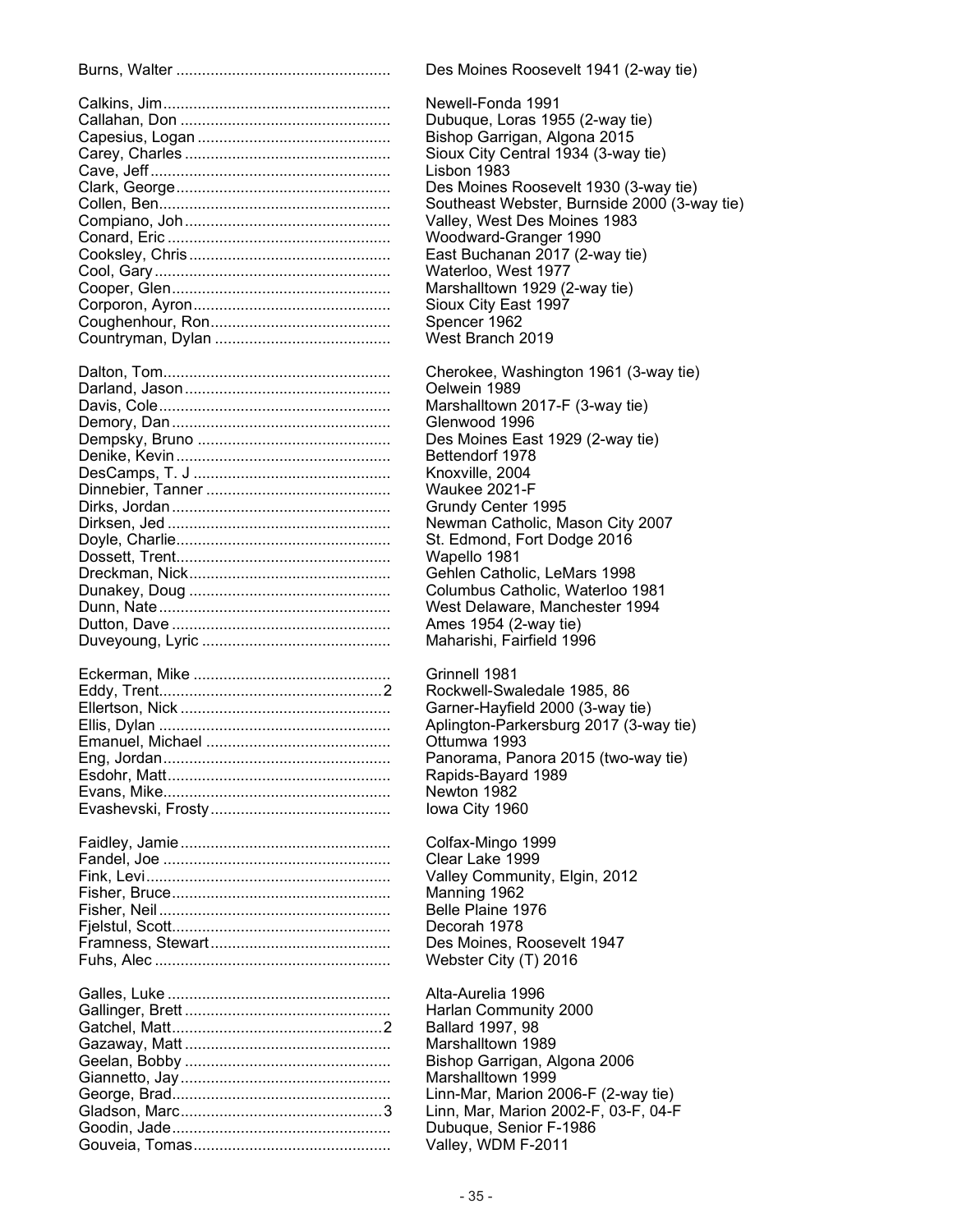| Name | | School / Year |
|---|---|---|
| Burns, Walter | | Des Moines Roosevelt 1941 (2-way tie) |
| | | |
| Calkins, Jim | | Newell-Fonda 1991 |
| Callahan, Don | | Dubuque, Loras 1955 (2-way tie) |
| Capesius, Logan | | Bishop Garrigan, Algona 2015 |
| Carey, Charles | | Sioux City Central 1934 (3-way tie) |
| Cave, Jeff | | Lisbon 1983 |
| Clark, George | | Des Moines Roosevelt 1930 (3-way tie) |
| Collen, Ben | | Southeast Webster, Burnside 2000 (3-way tie) |
| Compiano, Joh | | Valley, West Des Moines 1983 |
| Conard, Eric | | Woodward-Granger 1990 |
| Cooksley, Chris | | East Buchanan 2017 (2-way tie) |
| Cool, Gary | | Waterloo, West 1977 |
| Cooper, Glen | | Marshalltown 1929 (2-way tie) |
| Corporon, Ayron | | Sioux City East 1997 |
| Coughenhour, Ron | | Spencer 1962 |
| Countryman, Dylan | | West Branch 2019 |
| | | |
| Dalton, Tom | | Cherokee, Washington 1961 (3-way tie) |
| Darland, Jason | | Oelwein 1989 |
| Davis, Cole | | Marshalltown 2017-F (3-way tie) |
| Demory, Dan | | Glenwood 1996 |
| Dempsky, Bruno | | Des Moines East 1929 (2-way tie) |
| Denike, Kevin | | Bettendorf 1978 |
| DesCamps, T. J | | Knoxville, 2004 |
| Dinnebier, Tanner | | Waukee 2021-F |
| Dirks, Jordan | | Grundy Center 1995 |
| Dirksen, Jed | | Newman Catholic, Mason City 2007 |
| Doyle, Charlie | | St. Edmond, Fort Dodge 2016 |
| Dossett, Trent | | Wapello 1981 |
| Dreckman, Nick | | Gehlen Catholic, LeMars 1998 |
| Dunakey, Doug | | Columbus Catholic, Waterloo 1981 |
| Dunn, Nate | | West Delaware, Manchester 1994 |
| Dutton, Dave | | Ames 1954 (2-way tie) |
| Duveyoung, Lyric | | Maharishi, Fairfield 1996 |
| | | |
| Eckerman, Mike | | Grinnell 1981 |
| Eddy, Trent | 2 | Rockwell-Swaledale 1985, 86 |
| Ellertson, Nick | | Garner-Hayfield 2000 (3-way tie) |
| Ellis, Dylan | | Aplington-Parkersburg 2017 (3-way tie) |
| Emanuel, Michael | | Ottumwa 1993 |
| Eng, Jordan | | Panorama, Panora 2015 (two-way tie) |
| Esdohr, Matt | | Rapids-Bayard 1989 |
| Evans, Mike | | Newton 1982 |
| Evashevski, Frosty | | Iowa City 1960 |
| | | |
| Faidley, Jamie | | Colfax-Mingo 1999 |
| Fandel, Joe | | Clear Lake 1999 |
| Fink, Levi | | Valley Community, Elgin, 2012 |
| Fisher, Bruce | | Manning 1962 |
| Fisher, Neil | | Belle Plaine 1976 |
| Fjelstul, Scott | | Decorah 1978 |
| Framness, Stewart | | Des Moines, Roosevelt 1947 |
| Fuhs, Alec | | Webster City (T) 2016 |
| | | |
| Galles, Luke | | Alta-Aurelia 1996 |
| Gallinger, Brett | | Harlan Community 2000 |
| Gatchel, Matt | 2 | Ballard 1997, 98 |
| Gazaway, Matt | | Marshalltown 1989 |
| Geelan, Bobby | | Bishop Garrigan, Algona 2006 |
| Giannetto, Jay | | Marshalltown 1999 |
| George, Brad | | Linn-Mar, Marion 2006-F (2-way tie) |
| Gladson, Marc | 3 | Linn, Mar, Marion 2002-F, 03-F, 04-F |
| Goodin, Jade | | Dubuque, Senior F-1986 |
| Gouveia, Tomas | | Valley, WDM F-2011 |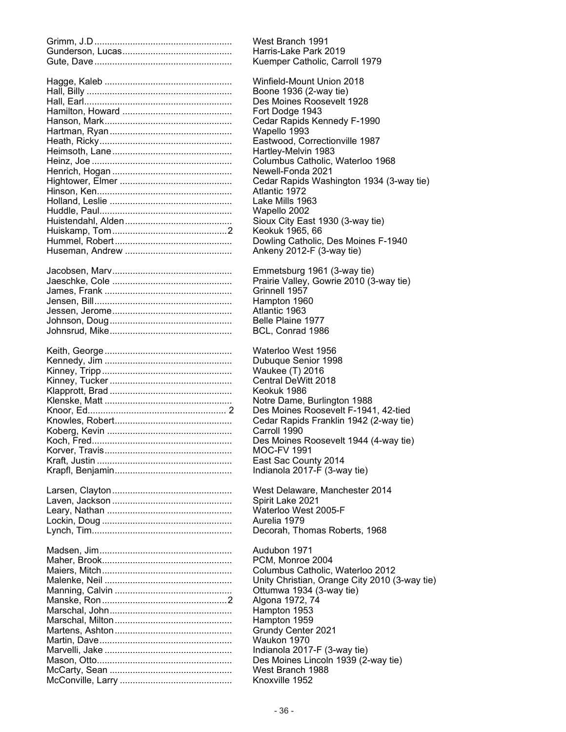| Name | Count | School/Year |
|---|---|---|
| Grimm, J.D | | West Branch 1991 |
| Gunderson, Lucas | | Harris-Lake Park 2019 |
| Gute, Dave | | Kuemper Catholic, Carroll 1979 |
| | | |
| Hagge, Kaleb | | Winfield-Mount Union 2018 |
| Hall, Billy | | Boone 1936 (2-way tie) |
| Hall, Earl | | Des Moines Roosevelt 1928 |
| Hamilton, Howard | | Fort Dodge 1943 |
| Hanson, Mark | | Cedar Rapids Kennedy F-1990 |
| Hartman, Ryan | | Wapello 1993 |
| Heath, Ricky | | Eastwood, Correctionville 1987 |
| Heimsoth, Lane | | Hartley-Melvin 1983 |
| Heinz, Joe | | Columbus Catholic, Waterloo 1968 |
| Henrich, Hogan | | Newell-Fonda 2021 |
| Hightower, Elmer | | Cedar Rapids Washington 1934 (3-way tie) |
| Hinson, Ken | | Atlantic 1972 |
| Holland, Leslie | | Lake Mills 1963 |
| Huddle, Paul | | Wapello 2002 |
| Huistendahl, Alden | | Sioux City East 1930 (3-way tie) |
| Huiskamp, Tom | 2 | Keokuk 1965, 66 |
| Hummel, Robert | | Dowling Catholic, Des Moines F-1940 |
| Huseman, Andrew | | Ankeny 2012-F (3-way tie) |
| | | |
| Jacobsen, Marv | | Emmetsburg 1961 (3-way tie) |
| Jaeschke, Cole | | Prairie Valley, Gowrie 2010 (3-way tie) |
| James, Frank | | Grinnell 1957 |
| Jensen, Bill | | Hampton 1960 |
| Jessen, Jerome | | Atlantic 1963 |
| Johnson, Doug | | Belle Plaine 1977 |
| Johnsrud, Mike | | BCL, Conrad 1986 |
| | | |
| Keith, George | | Waterloo West 1956 |
| Kennedy, Jim | | Dubuque Senior 1998 |
| Kinney, Tripp | | Waukee (T) 2016 |
| Kinney, Tucker | | Central DeWitt 2018 |
| Klapprott, Brad | | Keokuk 1986 |
| Klenske, Matt | | Notre Dame, Burlington 1988 |
| Knoor, Ed | 2 | Des Moines Roosevelt F-1941, 42-tied |
| Knowles, Robert | | Cedar Rapids Franklin 1942 (2-way tie) |
| Koberg, Kevin | | Carroll 1990 |
| Koch, Fred | | Des Moines Roosevelt 1944 (4-way tie) |
| Korver, Travis | | MOC-FV 1991 |
| Kraft, Justin | | East Sac County 2014 |
| Krapfl, Benjamin | | Indianola 2017-F (3-way tie) |
| | | |
| Larsen, Clayton | | West Delaware, Manchester 2014 |
| Laven, Jackson | | Spirit Lake 2021 |
| Leary, Nathan | | Waterloo West 2005-F |
| Lockin, Doug | | Aurelia 1979 |
| Lynch, Tim | | Decorah, Thomas Roberts, 1968 |
| | | |
| Madsen, Jim | | Audubon 1971 |
| Maher, Brook | | PCM, Monroe 2004 |
| Maiers, Mitch | | Columbus Catholic, Waterloo 2012 |
| Malenke, Neil | | Unity Christian, Orange City 2010 (3-way tie) |
| Manning, Calvin | | Ottumwa 1934 (3-way tie) |
| Manske, Ron | 2 | Algona 1972, 74 |
| Marschal, John | | Hampton 1953 |
| Marschal, Milton | | Hampton 1959 |
| Martens, Ashton | | Grundy Center 2021 |
| Martin, Dave | | Waukon 1970 |
| Marvelli, Jake | | Indianola 2017-F (3-way tie) |
| Mason, Otto | | Des Moines Lincoln 1939 (2-way tie) |
| McCarty, Sean | | West Branch 1988 |
| McConville, Larry | | Knoxville 1952 |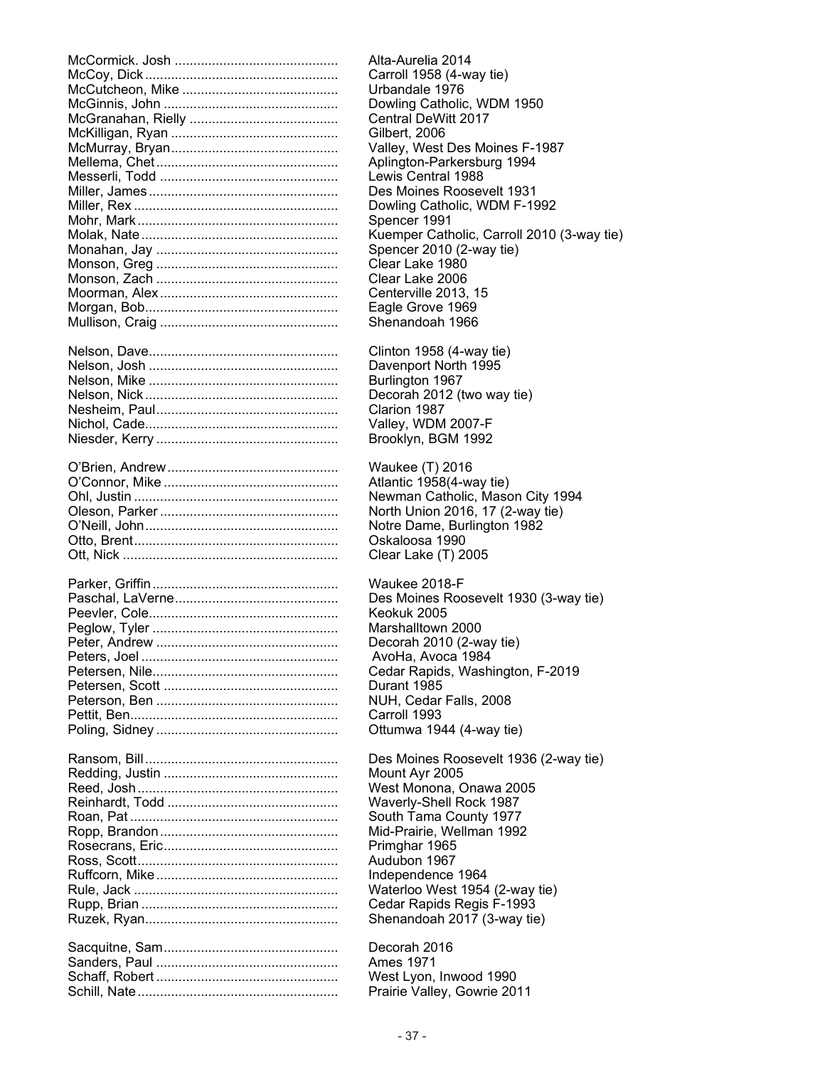McCormick. Josh ........................................... Alta-Aurelia 2014
McCoy, Dick ................................................... Carroll 1958 (4-way tie)
McCutcheon, Mike .......................................... Urbandale 1976
McGinnis, John ............................................... Dowling Catholic, WDM 1950
McGranahan, Rielly ........................................ Central DeWitt 2017
McKilligan, Ryan ............................................. Gilbert, 2006
McMurray, Bryan ............................................. Valley, West Des Moines F-1987
Mellema, Chet ................................................. Aplington-Parkersburg 1994
Messerli, Todd ................................................ Lewis Central 1988
Miller, James .................................................. Des Moines Roosevelt 1931
Miller, Rex ....................................................... Dowling Catholic, WDM F-1992
Mohr, Mark ...................................................... Spencer 1991
Molak, Nate ..................................................... Kuemper Catholic, Carroll 2010 (3-way tie)
Monahan, Jay ................................................. Spencer 2010 (2-way tie)
Monson, Greg ................................................. Clear Lake 1980
Monson, Zach ................................................. Clear Lake 2006
Moorman, Alex ................................................ Centerville 2013, 15
Morgan, Bob ................................................... Eagle Grove 1969
Mullison, Craig ................................................ Shenandoah 1966

Nelson, Dave .................................................. Clinton 1958 (4-way tie)
Nelson, Josh ................................................... Davenport North 1995
Nelson, Mike ................................................... Burlington 1967
Nelson, Nick .................................................... Decorah 2012 (two way tie)
Nesheim, Paul ................................................. Clarion 1987
Nichol, Cade .................................................... Valley, WDM 2007-F
Niesder, Kerry ................................................. Brooklyn, BGM 1992

O'Brien, Andrew .............................................. Waukee (T) 2016
O'Connor, Mike ............................................... Atlantic 1958(4-way tie)
Ohl, Justin ....................................................... Newman Catholic, Mason City 1994
Oleson, Parker ................................................ North Union 2016, 17 (2-way tie)
O'Neill, John .................................................... Notre Dame, Burlington 1982
Otto, Brent ...................................................... Oskaloosa 1990
Ott, Nick .......................................................... Clear Lake (T) 2005

Parker, Griffin ................................................. Waukee 2018-F
Paschal, LaVerne ............................................ Des Moines Roosevelt 1930 (3-way tie)
Peevler, Cole ................................................... Keokuk 2005
Peglow, Tyler .................................................. Marshalltown 2000
Peter, Andrew ................................................. Decorah 2010 (2-way tie)
Peters, Joel ..................................................... AvoHa, Avoca 1984
Petersen, Nile ................................................. Cedar Rapids, Washington, F-2019
Petersen, Scott ............................................... Durant 1985
Peterson, Ben ................................................. NUH, Cedar Falls, 2008
Pettit, Ben ........................................................ Carroll 1993
Poling, Sidney ................................................. Ottumwa 1944 (4-way tie)

Ransom, Bill .................................................... Des Moines Roosevelt 1936 (2-way tie)
Redding, Justin ............................................... Mount Ayr 2005
Reed, Josh ...................................................... West Monona, Onawa 2005
Reinhardt, Todd .............................................. Waverly-Shell Rock 1987
Roan, Pat ........................................................ South Tama County 1977
Ropp, Brandon ................................................ Mid-Prairie, Wellman 1992
Rosecrans, Eric ............................................... Primghar 1965
Ross, Scott ...................................................... Audubon 1967
Ruffcorn, Mike ................................................. Independence 1964
Rule, Jack ....................................................... Waterloo West 1954 (2-way tie)
Rupp, Brian ..................................................... Cedar Rapids Regis F-1993
Ruzek, Ryan .................................................... Shenandoah 2017 (3-way tie)

Sacquitne, Sam ............................................... Decorah 2016
Sanders, Paul ................................................. Ames 1971
Schaff, Robert ................................................. West Lyon, Inwood 1990
Schill, Nate ...................................................... Prairie Valley, Gowrie 2011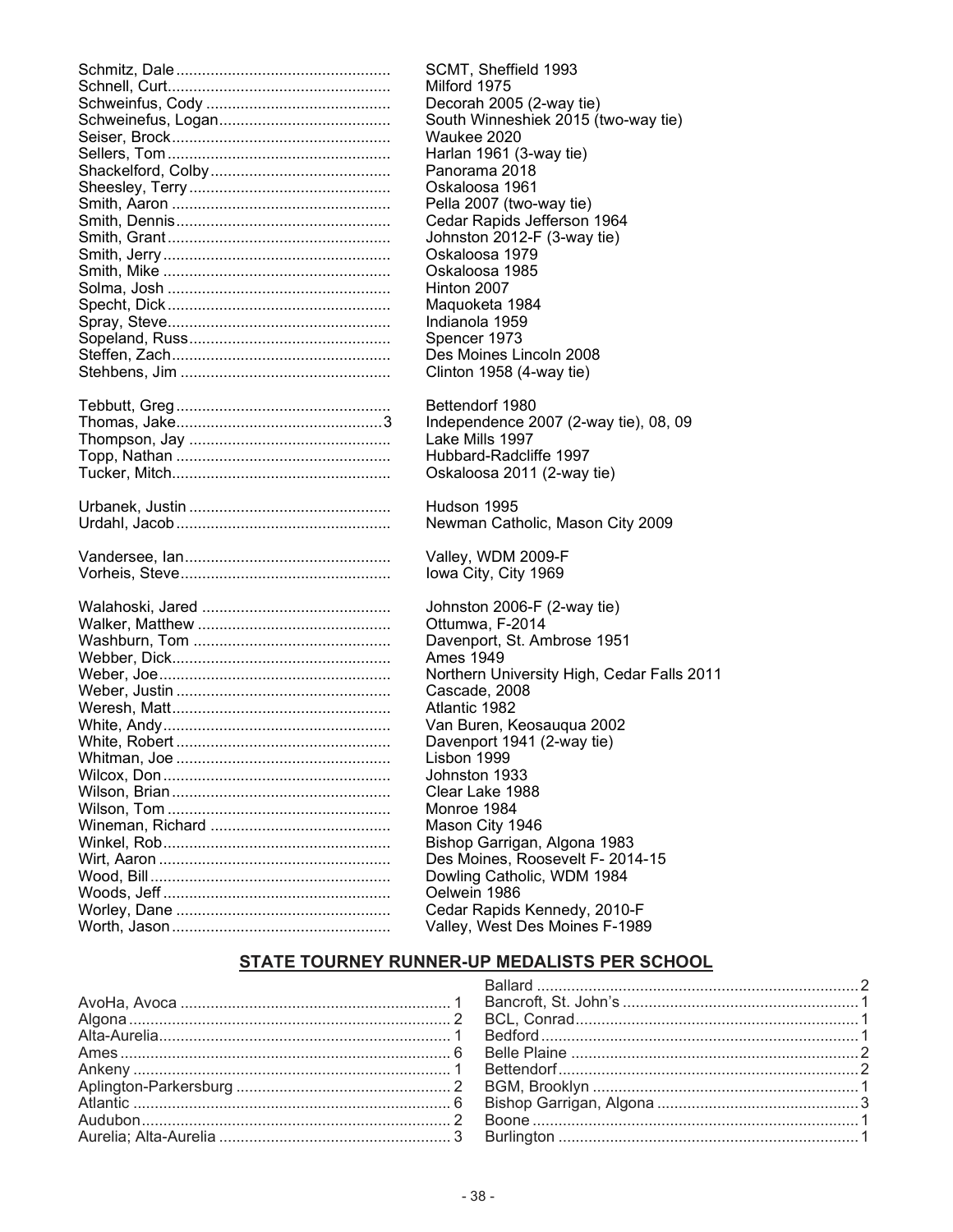| | |
|---|---|
| Schmitz, Dale | SCMT, Sheffield 1993 |
| Schnell, Curt | Milford 1975 |
| Schweinfus, Cody | Decorah 2005 (2-way tie) |
| Schweinefus, Logan | South Winneshiek 2015 (two-way tie) |
| Seiser, Brock | Waukee 2020 |
| Sellers, Tom | Harlan 1961 (3-way tie) |
| Shackelford, Colby | Panorama 2018 |
| Sheesley, Terry | Oskaloosa 1961 |
| Smith, Aaron | Pella 2007 (two-way tie) |
| Smith, Dennis | Cedar Rapids Jefferson 1964 |
| Smith, Grant | Johnston 2012-F (3-way tie) |
| Smith, Jerry | Oskaloosa 1979 |
| Smith, Mike | Oskaloosa 1985 |
| Solma, Josh | Hinton 2007 |
| Specht, Dick | Maquoketa 1984 |
| Spray, Steve | Indianola 1959 |
| Sopeland, Russ | Spencer 1973 |
| Steffen, Zach | Des Moines Lincoln 2008 |
| Stehbens, Jim | Clinton 1958 (4-way tie) |
| | |
| Tebbutt, Greg | Bettendorf 1980 |
| Thomas, Jake 3 | Independence 2007 (2-way tie), 08, 09 |
| Thompson, Jay | Lake Mills 1997 |
| Topp, Nathan | Hubbard-Radcliffe 1997 |
| Tucker, Mitch | Oskaloosa 2011 (2-way tie) |
| | |
| Urbanek, Justin | Hudson 1995 |
| Urdahl, Jacob | Newman Catholic, Mason City 2009 |
| | |
| Vandersee, Ian | Valley, WDM 2009-F |
| Vorheis, Steve | Iowa City, City 1969 |
| | |
| Walahoski, Jared | Johnston 2006-F (2-way tie) |
| Walker, Matthew | Ottumwa, F-2014 |
| Washburn, Tom | Davenport, St. Ambrose 1951 |
| Webber, Dick | Ames 1949 |
| Weber, Joe | Northern University High, Cedar Falls 2011 |
| Weber, Justin | Cascade, 2008 |
| Weresh, Matt | Atlantic 1982 |
| White, Andy | Van Buren, Keosauqua 2002 |
| White, Robert | Davenport 1941 (2-way tie) |
| Whitman, Joe | Lisbon 1999 |
| Wilcox, Don | Johnston 1933 |
| Wilson, Brian | Clear Lake 1988 |
| Wilson, Tom | Monroe 1984 |
| Wineman, Richard | Mason City 1946 |
| Winkel, Rob | Bishop Garrigan, Algona 1983 |
| Wirt, Aaron | Des Moines, Roosevelt F- 2014-15 |
| Wood, Bill | Dowling Catholic, WDM 1984 |
| Woods, Jeff | Oelwein 1986 |
| Worley, Dane | Cedar Rapids Kennedy, 2010-F |
| Worth, Jason | Valley, West Des Moines F-1989 |

## STATE TOURNEY RUNNER-UP MEDALISTS PER SCHOOL

| School | Count |
|---|---|
| AvoHa, Avoca | 1 |
| Algona | 2 |
| Alta-Aurelia | 1 |
| Ames | 6 |
| Ankeny | 1 |
| Aplington-Parkersburg | 2 |
| Atlantic | 6 |
| Audubon | 2 |
| Aurelia; Alta-Aurelia | 3 |
| Ballard | 2 |
| Bancroft, St. John's | 1 |
| BCL, Conrad | 1 |
| Bedford | 1 |
| Belle Plaine | 2 |
| Bettendorf | 2 |
| BGM, Brooklyn | 1 |
| Bishop Garrigan, Algona | 3 |
| Boone | 1 |
| Burlington | 1 |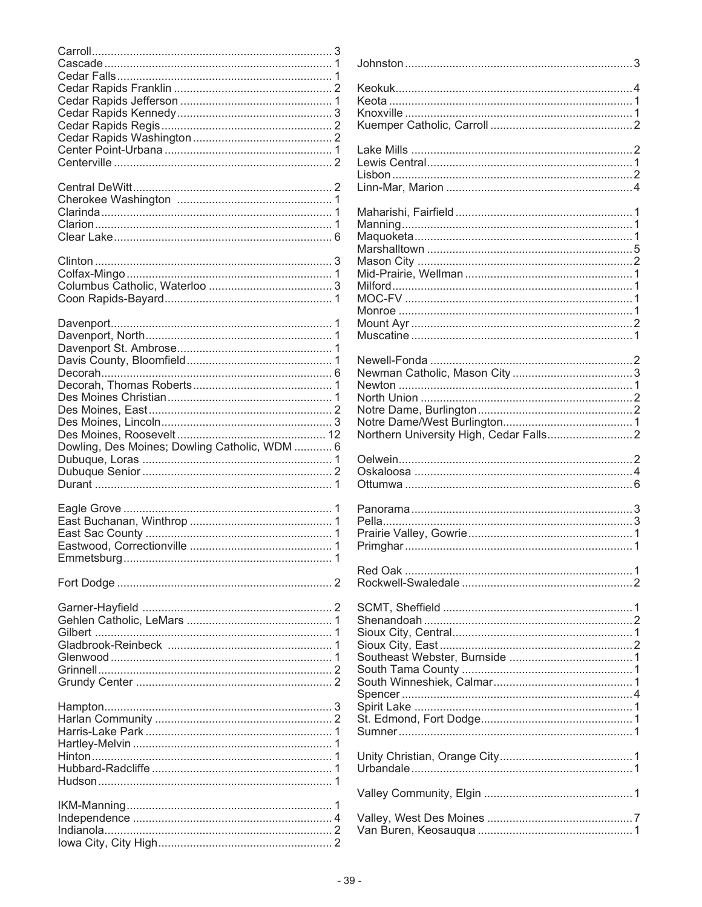Carroll .......... 3
Cascade .......... 1
Cedar Falls .......... 1
Cedar Rapids Franklin .......... 2
Cedar Rapids Jefferson .......... 1
Cedar Rapids Kennedy .......... 3
Cedar Rapids Regis .......... 2
Cedar Rapids Washington .......... 2
Center Point-Urbana .......... 1
Centerville .......... 2

Central DeWitt .......... 2
Cherokee Washington .......... 1
Clarinda .......... 1
Clarion .......... 1
Clear Lake .......... 6

Clinton .......... 3
Colfax-Mingo .......... 1
Columbus Catholic, Waterloo .......... 3
Coon Rapids-Bayard .......... 1

Davenport .......... 1
Davenport, North .......... 1
Davenport St. Ambrose .......... 1
Davis County, Bloomfield .......... 1
Decorah .......... 6
Decorah, Thomas Roberts .......... 1
Des Moines Christian .......... 1
Des Moines, East .......... 2
Des Moines, Lincoln .......... 3
Des Moines, Roosevelt .......... 12
Dowling, Des Moines; Dowling Catholic, WDM .......... 6
Dubuque, Loras .......... 1
Dubuque Senior .......... 2
Durant .......... 1

Eagle Grove .......... 1
East Buchanan, Winthrop .......... 1
East Sac County .......... 1
Eastwood, Correctionville .......... 1
Emmetsburg .......... 1

Fort Dodge .......... 2

Garner-Hayfield .......... 2
Gehlen Catholic, LeMars .......... 1
Gilbert .......... 1
Gladbrook-Reinbeck .......... 1
Glenwood .......... 1
Grinnell .......... 2
Grundy Center .......... 2

Hampton .......... 3
Harlan Community .......... 2
Harris-Lake Park .......... 1
Hartley-Melvin .......... 1
Hinton .......... 1
Hubbard-Radcliffe .......... 1
Hudson .......... 1

IKM-Manning .......... 1
Independence .......... 4
Indianola .......... 2
Iowa City, City High .......... 2

Johnston .......... 3

Keokuk .......... 4
Keota .......... 1
Knoxville .......... 1
Kuemper Catholic, Carroll .......... 2

Lake Mills .......... 2
Lewis Central .......... 1
Lisbon .......... 2
Linn-Mar, Marion .......... 4

Maharishi, Fairfield .......... 1
Manning .......... 1
Maquoketa .......... 1
Marshalltown .......... 5
Mason City .......... 2
Mid-Prairie, Wellman .......... 1
Milford .......... 1
MOC-FV .......... 1
Monroe .......... 1
Mount Ayr .......... 2
Muscatine .......... 1

Newell-Fonda .......... 2
Newman Catholic, Mason City .......... 3
Newton .......... 1
North Union .......... 2
Notre Dame, Burlington .......... 2
Notre Dame/West Burlington .......... 1
Northern University High, Cedar Falls .......... 2

Oelwein .......... 2
Oskaloosa .......... 4
Ottumwa .......... 6

Panorama .......... 3
Pella .......... 3
Prairie Valley, Gowrie .......... 1
Primghar .......... 1

Red Oak .......... 1
Rockwell-Swaledale .......... 2

SCMT, Sheffield .......... 1
Shenandoah .......... 2
Sioux City, Central .......... 1
Sioux City, East .......... 2
Southeast Webster, Burnside .......... 1
South Tama County .......... 1
South Winneshiek, Calmar .......... 1
Spencer .......... 4
Spirit Lake .......... 1
St. Edmond, Fort Dodge .......... 1
Sumner .......... 1

Unity Christian, Orange City .......... 1
Urbandale .......... 1

Valley Community, Elgin .......... 1

Valley, West Des Moines .......... 7
Van Buren, Keosauqua .......... 1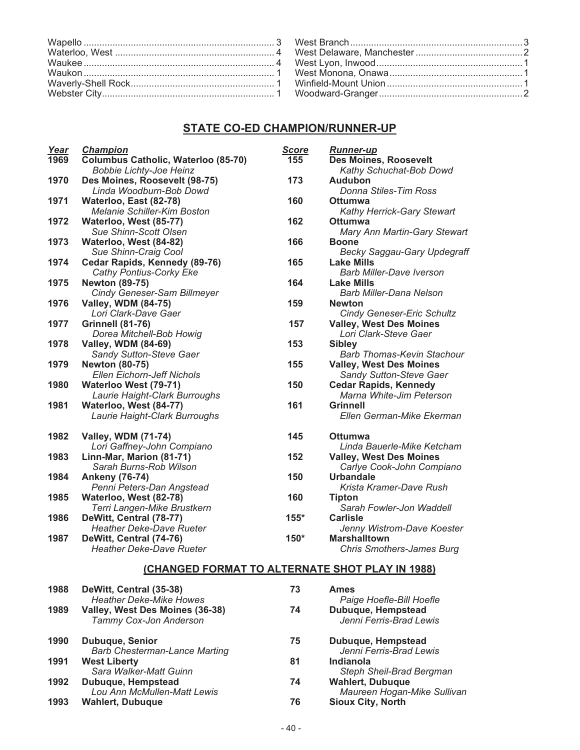| | | | |
|---|---|---|---|
| Wapello | 3 | West Branch | 3 |
| Waterloo, West | 4 | West Delaware, Manchester | 2 |
| Waukee | 4 | West Lyon, Inwood | 1 |
| Waukon | 1 | West Monona, Onawa | 1 |
| Waverly-Shell Rock | 1 | Winfield-Mount Union | 1 |
| Webster City | 1 | Woodward-Granger | 2 |

## STATE CO-ED CHAMPION/RUNNER-UP

| *Year* | *Champion* | *Score* | *Runner-up* |
|---|---|---|---|
| **1969** | **Columbus Catholic, Waterloo (85-70)**<br>*Bobbie Lichty-Joe Heinz* | **155** | **Des Moines, Roosevelt**<br>*Kathy Schuchat-Bob Dowd* |
| **1970** | **Des Moines, Roosevelt (98-75)**<br>*Linda Woodburn-Bob Dowd* | **173** | **Audubon**<br>*Donna Stiles-Tim Ross* |
| **1971** | **Waterloo, East (82-78)**<br>*Melanie Schiller-Kim Boston* | **160** | **Ottumwa**<br>*Kathy Herrick-Gary Stewart* |
| **1972** | **Waterloo, West (85-77)**<br>*Sue Shinn-Scott Olsen* | **162** | **Ottumwa**<br>*Mary Ann Martin-Gary Stewart* |
| **1973** | **Waterloo, West (84-82)**<br>*Sue Shinn-Craig Cool* | **166** | **Boone**<br>*Becky Saggau-Gary Updegraff* |
| **1974** | **Cedar Rapids, Kennedy (89-76)**<br>*Cathy Pontius-Corky Eke* | **165** | **Lake Mills**<br>*Barb Miller-Dave Iverson* |
| **1975** | **Newton (89-75)**<br>*Cindy Geneser-Sam Billmeyer* | **164** | **Lake Mills**<br>*Barb Miller-Dana Nelson* |
| **1976** | **Valley, WDM (84-75)**<br>*Lori Clark-Dave Gaer* | **159** | **Newton**<br>*Cindy Geneser-Eric Schultz* |
| **1977** | **Grinnell (81-76)**<br>*Dorea Mitchell-Bob Howig* | **157** | **Valley, West Des Moines**<br>*Lori Clark-Steve Gaer* |
| **1978** | **Valley, WDM (84-69)**<br>*Sandy Sutton-Steve Gaer* | **153** | **Sibley**<br>*Barb Thomas-Kevin Stachour* |
| **1979** | **Newton (80-75)**<br>*Ellen Eichorn-Jeff Nichols* | **155** | **Valley, West Des Moines**<br>*Sandy Sutton-Steve Gaer* |
| **1980** | **Waterloo West (79-71)**<br>*Laurie Haight-Clark Burroughs* | **150** | **Cedar Rapids, Kennedy**<br>*Marna White-Jim Peterson* |
| **1981** | **Waterloo, West (84-77)**<br>*Laurie Haight-Clark Burroughs* | **161** | **Grinnell**<br>*Ellen German-Mike Ekerman* |
| **1982** | **Valley, WDM (71-74)**<br>*Lori Gaffney-John Compiano* | **145** | **Ottumwa**<br>*Linda Bauerle-Mike Ketcham* |
| **1983** | **Linn-Mar, Marion (81-71)**<br>*Sarah Burns-Rob Wilson* | **152** | **Valley, West Des Moines**<br>*Carlye Cook-John Compiano* |
| **1984** | **Ankeny (76-74)**<br>*Penni Peters-Dan Angstead* | **150** | **Urbandale**<br>*Krista Kramer-Dave Rush* |
| **1985** | **Waterloo, West (82-78)**<br>*Terri Langen-Mike Brustkern* | **160** | **Tipton**<br>*Sarah Fowler-Jon Waddell* |
| **1986** | **DeWitt, Central (78-77)**<br>*Heather Deke-Dave Rueter* | **155*** | **Carlisle**<br>*Jenny Wistrom-Dave Koester* |
| **1987** | **DeWitt, Central (74-76)**<br>*Heather Deke-Dave Rueter* | **150*** | **Marshalltown**<br>*Chris Smothers-James Burg* |

### (CHANGED FORMAT TO ALTERNATE SHOT PLAY IN 1988)

| *Year* | *Champion* | *Score* | *Runner-up* |
|---|---|---|---|
| **1988** | **DeWitt, Central (35-38)**<br>*Heather Deke-Mike Howes* | **73** | **Ames**<br>*Paige Hoefle-Bill Hoefle* |
| **1989** | **Valley, West Des Moines (36-38)**<br>*Tammy Cox-Jon Anderson* | **74** | **Dubuque, Hempstead**<br>*Jenni Ferris-Brad Lewis* |
| **1990** | **Dubuque, Senior**<br>*Barb Chesterman-Lance Marting* | **75** | **Dubuque, Hempstead**<br>*Jenni Ferris-Brad Lewis* |
| **1991** | **West Liberty**<br>*Sara Walker-Matt Guinn* | **81** | **Indianola**<br>*Steph Sheil-Brad Bergman* |
| **1992** | **Dubuque, Hempstead**<br>*Lou Ann McMullen-Matt Lewis* | **74** | **Wahlert, Dubuque**<br>*Maureen Hogan-Mike Sullivan* |
| **1993** | **Wahlert, Dubuque** | **76** | **Sioux City, North** |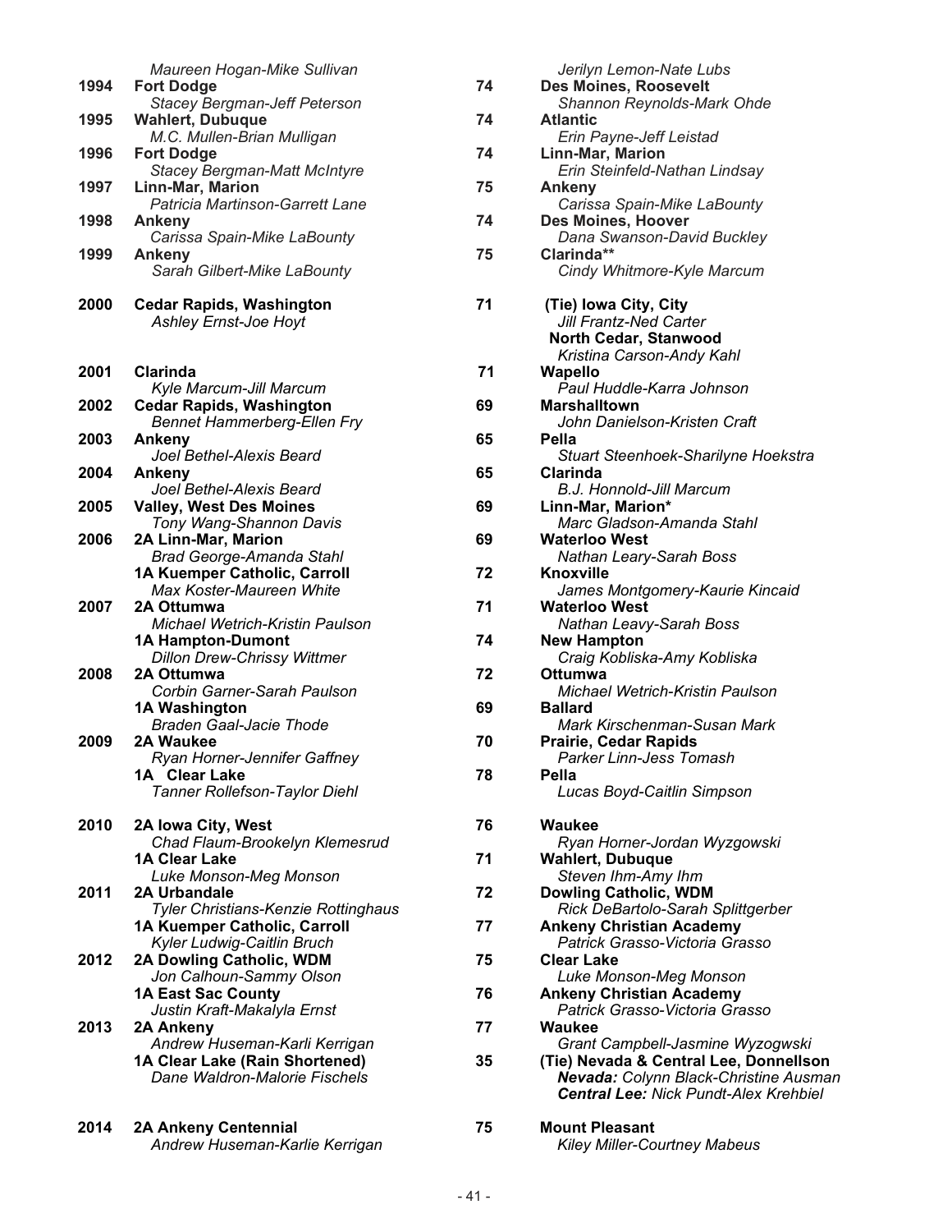| Year | Winner | Score | Runner-up |
|---|---|---|---|
| | *Maureen Hogan-Mike Sullivan* | | *Jerilyn Lemon-Nate Lubs* |
| 1994 | **Fort Dodge** | 74 | **Des Moines, Roosevelt** |
| | *Stacey Bergman-Jeff Peterson* | | *Shannon Reynolds-Mark Ohde* |
| 1995 | **Wahlert, Dubuque** | 74 | **Atlantic** |
| | *M.C. Mullen-Brian Mulligan* | | *Erin Payne-Jeff Leistad* |
| 1996 | **Fort Dodge** | 74 | **Linn-Mar, Marion** |
| | *Stacey Bergman-Matt McIntyre* | | *Erin Steinfeld-Nathan Lindsay* |
| 1997 | **Linn-Mar, Marion** | 75 | **Ankeny** |
| | *Patricia Martinson-Garrett Lane* | | *Carissa Spain-Mike LaBounty* |
| 1998 | **Ankeny** | 74 | **Des Moines, Hoover** |
| | *Carissa Spain-Mike LaBounty* | | *Dana Swanson-David Buckley* |
| 1999 | **Ankeny** | 75 | **Clarinda**** |
| | *Sarah Gilbert-Mike LaBounty* | | *Cindy Whitmore-Kyle Marcum* |
| 2000 | **Cedar Rapids, Washington** | 71 | **(Tie) Iowa City, City** |
| | *Ashley Ernst-Joe Hoyt* | | *Jill Frantz-Ned Carter* |
| | | | **North Cedar, Stanwood** |
| | | | *Kristina Carson-Andy Kahl* |
| 2001 | **Clarinda** | 71 | **Wapello** |
| | *Kyle Marcum-Jill Marcum* | | *Paul Huddle-Karra Johnson* |
| 2002 | **Cedar Rapids, Washington** | 69 | **Marshalltown** |
| | *Bennet Hammerberg-Ellen Fry* | | *John Danielson-Kristen Craft* |
| 2003 | **Ankeny** | 65 | **Pella** |
| | *Joel Bethel-Alexis Beard* | | *Stuart Steenhoek-Sharilyne Hoekstra* |
| 2004 | **Ankeny** | 65 | **Clarinda** |
| | *Joel Bethel-Alexis Beard* | | *B.J. Honnold-Jill Marcum* |
| 2005 | **Valley, West Des Moines** | 69 | **Linn-Mar, Marion*** |
| | *Tony Wang-Shannon Davis* | | *Marc Gladson-Amanda Stahl* |
| 2006 | **2A Linn-Mar, Marion** | 69 | **Waterloo West** |
| | *Brad George-Amanda Stahl* | | *Nathan Leary-Sarah Boss* |
| | **1A Kuemper Catholic, Carroll** | 72 | **Knoxville** |
| | *Max Koster-Maureen White* | | *James Montgomery-Kaurie Kincaid* |
| 2007 | **2A Ottumwa** | 71 | **Waterloo West** |
| | *Michael Wetrich-Kristin Paulson* | | *Nathan Leavy-Sarah Boss* |
| | **1A Hampton-Dumont** | 74 | **New Hampton** |
| | *Dillon Drew-Chrissy Wittmer* | | *Craig Kobliska-Amy Kobliska* |
| 2008 | **2A Ottumwa** | 72 | **Ottumwa** |
| | *Corbin Garner-Sarah Paulson* | | *Michael Wetrich-Kristin Paulson* |
| | **1A Washington** | 69 | **Ballard** |
| | *Braden Gaal-Jacie Thode* | | *Mark Kirschenman-Susan Mark* |
| 2009 | **2A Waukee** | 70 | **Prairie, Cedar Rapids** |
| | *Ryan Horner-Jennifer Gaffney* | | *Parker Linn-Jess Tomash* |
| | **1A Clear Lake** | 78 | **Pella** |
| | *Tanner Rollefson-Taylor Diehl* | | *Lucas Boyd-Caitlin Simpson* |
| 2010 | **2A Iowa City, West** | 76 | **Waukee** |
| | *Chad Flaum-Brookelyn Klemesrud* | | *Ryan Horner-Jordan Wyzgowski* |
| | **1A Clear Lake** | 71 | **Wahlert, Dubuque** |
| | *Luke Monson-Meg Monson* | | *Steven Ihm-Amy Ihm* |
| 2011 | **2A Urbandale** | 72 | **Dowling Catholic, WDM** |
| | *Tyler Christians-Kenzie Rottinghaus* | | *Rick DeBartolo-Sarah Splittgerber* |
| | **1A Kuemper Catholic, Carroll** | 77 | **Ankeny Christian Academy** |
| | *Kyler Ludwig-Caitlin Bruch* | | *Patrick Grasso-Victoria Grasso* |
| 2012 | **2A Dowling Catholic, WDM** | 75 | **Clear Lake** |
| | *Jon Calhoun-Sammy Olson* | | *Luke Monson-Meg Monson* |
| | **1A East Sac County** | 76 | **Ankeny Christian Academy** |
| | *Justin Kraft-Makalyla Ernst* | | *Patrick Grasso-Victoria Grasso* |
| 2013 | **2A Ankeny** | 77 | **Waukee** |
| | *Andrew Huseman-Karli Kerrigan* | | *Grant Campbell-Jasmine Wyzogwski* |
| | **1A Clear Lake (Rain Shortened)** | 35 | **(Tie) Nevada & Central Lee, Donnellson** |
| | *Dane Waldron-Malorie Fischels* | | ***Nevada:** Colynn Black-Christine Ausman* |
| | | | ***Central Lee:** Nick Pundt-Alex Krehbiel* |
| 2014 | **2A Ankeny Centennial** | 75 | **Mount Pleasant** |
| | *Andrew Huseman-Karlie Kerrigan* | | *Kiley Miller-Courtney Mabeus* |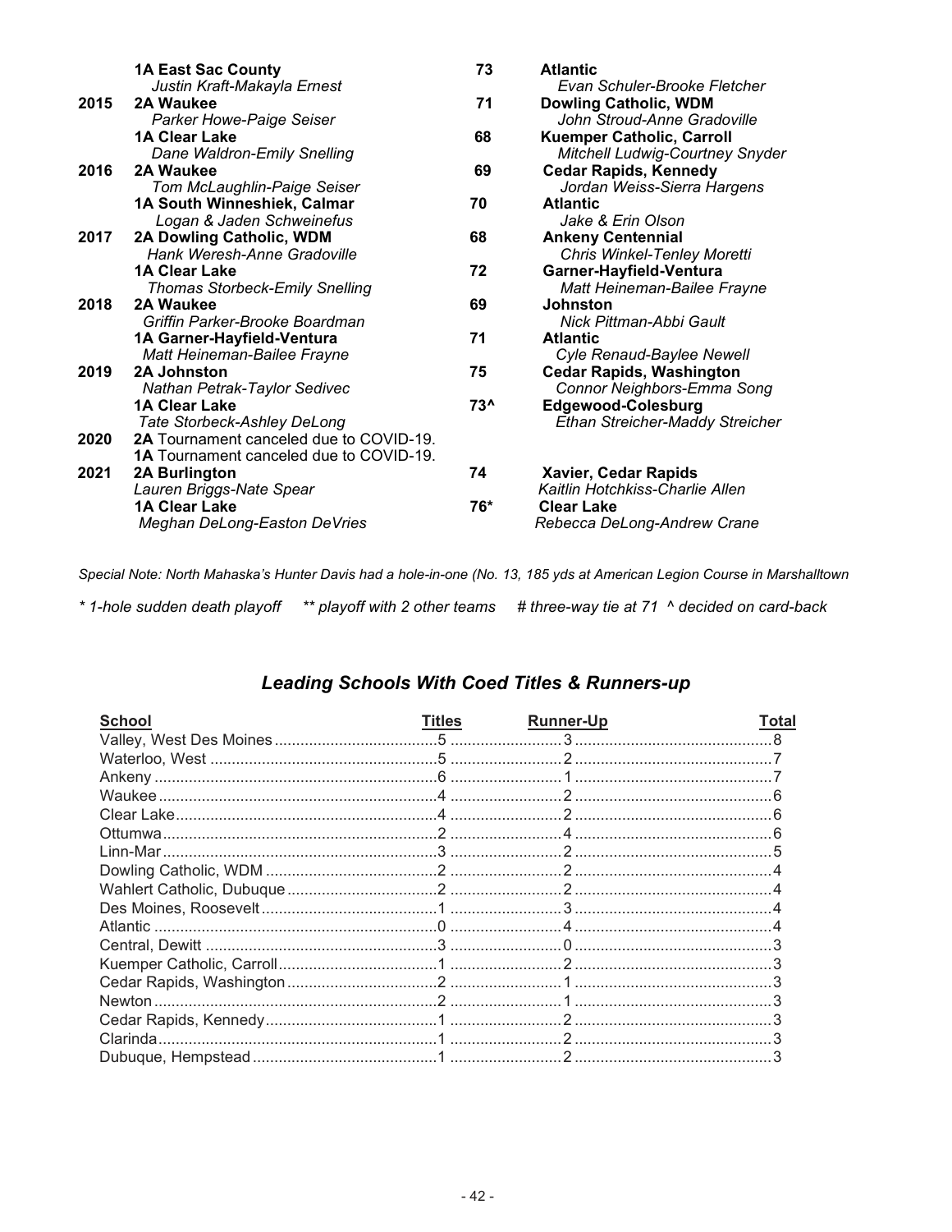| Year | Champion | Score | Runner-up |
|---|---|---|---|
| | **1A East Sac County** | **73** | **Atlantic** |
| | *Justin Kraft-Makayla Ernest* | | *Evan Schuler-Brooke Fletcher* |
| **2015** | **2A Waukee** | **71** | **Dowling Catholic, WDM** |
| | *Parker Howe-Paige Seiser* | | *John Stroud-Anne Gradoville* |
| | **1A Clear Lake** | **68** | **Kuemper Catholic, Carroll** |
| | *Dane Waldron-Emily Snelling* | | *Mitchell Ludwig-Courtney Snyder* |
| **2016** | **2A Waukee** | **69** | **Cedar Rapids, Kennedy** |
| | *Tom McLaughlin-Paige Seiser* | | *Jordan Weiss-Sierra Hargens* |
| | **1A South Winneshiek, Calmar** | **70** | **Atlantic** |
| | *Logan & Jaden Schweinefus* | | *Jake & Erin Olson* |
| **2017** | **2A Dowling Catholic, WDM** | **68** | **Ankeny Centennial** |
| | *Hank Weresh-Anne Gradoville* | | *Chris Winkel-Tenley Moretti* |
| | **1A Clear Lake** | **72** | **Garner-Hayfield-Ventura** |
| | *Thomas Storbeck-Emily Snelling* | | *Matt Heineman-Bailee Frayne* |
| **2018** | **2A Waukee** | **69** | **Johnston** |
| | *Griffin Parker-Brooke Boardman* | | *Nick Pittman-Abbi Gault* |
| | **1A Garner-Hayfield-Ventura** | **71** | **Atlantic** |
| | *Matt Heineman-Bailee Frayne* | | *Cyle Renaud-Baylee Newell* |
| **2019** | **2A Johnston** | **75** | **Cedar Rapids, Washington** |
| | *Nathan Petrak-Taylor Sedivec* | | *Connor Neighbors-Emma Song* |
| | **1A Clear Lake** | **73^** | **Edgewood-Colesburg** |
| | *Tate Storbeck-Ashley DeLong* | | *Ethan Streicher-Maddy Streicher* |
| **2020** | **2A** Tournament canceled due to COVID-19. | | |
| | **1A** Tournament canceled due to COVID-19. | | |
| **2021** | **2A Burlington** | **74** | **Xavier, Cedar Rapids** |
| | *Lauren Briggs-Nate Spear* | | *Kaitlin Hotchkiss-Charlie Allen* |
| | **1A Clear Lake** | **76*** | **Clear Lake** |
| | *Meghan DeLong-Easton DeVries* | | *Rebecca DeLong-Andrew Crane* |

*Special Note: North Mahaska's Hunter Davis had a hole-in-one (No. 13, 185 yds at American Legion Course in Marshalltown*

*\* 1-hole sudden death playoff     \*\* playoff with 2 other teams     # three-way tie at 71  ^ decided on card-back*

## *Leading Schools With Coed Titles & Runners-up*

| School | Titles | Runner-Up | Total |
|---|---|---|---|
| Valley, West Des Moines | 5 | 3 | 8 |
| Waterloo, West | 5 | 2 | 7 |
| Ankeny | 6 | 1 | 7 |
| Waukee | 4 | 2 | 6 |
| Clear Lake | 4 | 2 | 6 |
| Ottumwa | 2 | 4 | 6 |
| Linn-Mar | 3 | 2 | 5 |
| Dowling Catholic, WDM | 2 | 2 | 4 |
| Wahlert Catholic, Dubuque | 2 | 2 | 4 |
| Des Moines, Roosevelt | 1 | 3 | 4 |
| Atlantic | 0 | 4 | 4 |
| Central, Dewitt | 3 | 0 | 3 |
| Kuemper Catholic, Carroll | 1 | 2 | 3 |
| Cedar Rapids, Washington | 2 | 1 | 3 |
| Newton | 2 | 1 | 3 |
| Cedar Rapids, Kennedy | 1 | 2 | 3 |
| Clarinda | 1 | 2 | 3 |
| Dubuque, Hempstead | 1 | 2 | 3 |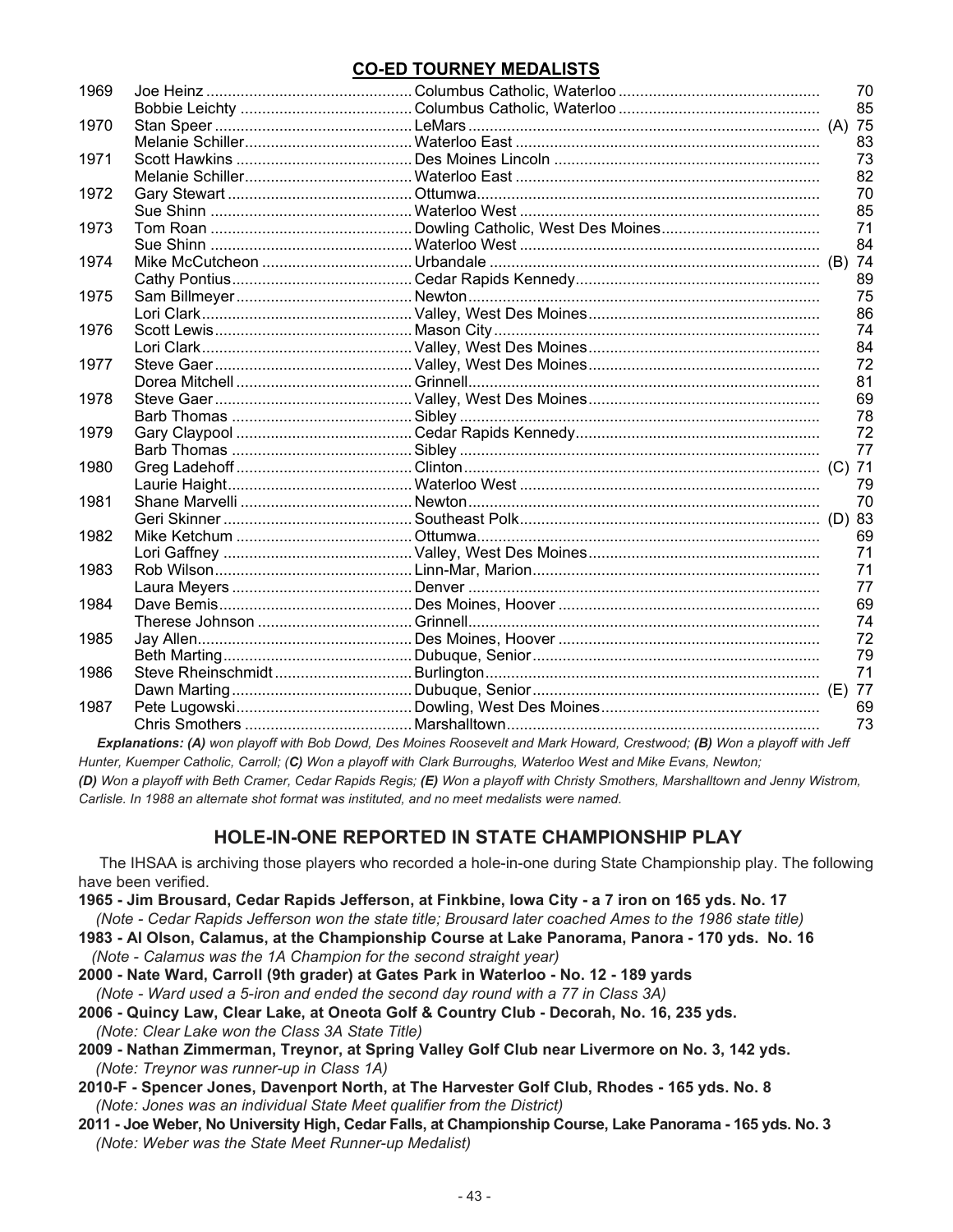## CO-ED TOURNEY MEDALISTS

| Year | Name | School | Note | Score |
|---|---|---|---|---|
| 1969 | Joe Heinz | Columbus Catholic, Waterloo | | 70 |
| | Bobbie Leichty | Columbus Catholic, Waterloo | | 85 |
| 1970 | Stan Speer | LeMars | (A) | 75 |
| | Melanie Schiller | Waterloo East | | 83 |
| 1971 | Scott Hawkins | Des Moines Lincoln | | 73 |
| | Melanie Schiller | Waterloo East | | 82 |
| 1972 | Gary Stewart | Ottumwa | | 70 |
| | Sue Shinn | Waterloo West | | 85 |
| 1973 | Tom Roan | Dowling Catholic, West Des Moines | | 71 |
| | Sue Shinn | Waterloo West | | 84 |
| 1974 | Mike McCutcheon | Urbandale | (B) | 74 |
| | Cathy Pontius | Cedar Rapids Kennedy | | 89 |
| 1975 | Sam Billmeyer | Newton | | 75 |
| | Lori Clark | Valley, West Des Moines | | 86 |
| 1976 | Scott Lewis | Mason City | | 74 |
| | Lori Clark | Valley, West Des Moines | | 84 |
| 1977 | Steve Gaer | Valley, West Des Moines | | 72 |
| | Dorea Mitchell | Grinnell | | 81 |
| 1978 | Steve Gaer | Valley, West Des Moines | | 69 |
| | Barb Thomas | Sibley | | 78 |
| 1979 | Gary Claypool | Cedar Rapids Kennedy | | 72 |
| | Barb Thomas | Sibley | | 77 |
| 1980 | Greg Ladehoff | Clinton | (C) | 71 |
| | Laurie Haight | Waterloo West | | 79 |
| 1981 | Shane Marvelli | Newton | | 70 |
| | Geri Skinner | Southeast Polk | (D) | 83 |
| 1982 | Mike Ketchum | Ottumwa | | 69 |
| | Lori Gaffney | Valley, West Des Moines | | 71 |
| 1983 | Rob Wilson | Linn-Mar, Marion | | 71 |
| | Laura Meyers | Denver | | 77 |
| 1984 | Dave Bemis | Des Moines, Hoover | | 69 |
| | Therese Johnson | Grinnell | | 74 |
| 1985 | Jay Allen | Des Moines, Hoover | | 72 |
| | Beth Marting | Dubuque, Senior | | 79 |
| 1986 | Steve Rheinschmidt | Burlington | | 71 |
| | Dawn Marting | Dubuque, Senior | (E) | 77 |
| 1987 | Pete Lugowski | Dowling, West Des Moines | | 69 |
| | Chris Smothers | Marshalltown | | 73 |

***Explanations: (A)*** *won playoff with Bob Dowd, Des Moines Roosevelt and Mark Howard, Crestwood;* ***(B)*** *Won a playoff with Jeff Hunter, Kuemper Catholic, Carroll; (****C)*** *Won a playoff with Clark Burroughs, Waterloo West and Mike Evans, Newton;* ***(D)*** *Won a playoff with Beth Cramer, Cedar Rapids Regis;* ***(E)*** *Won a playoff with Christy Smothers, Marshalltown and Jenny Wistrom, Carlisle. In 1988 an alternate shot format was instituted, and no meet medalists were named.*

## HOLE-IN-ONE REPORTED IN STATE CHAMPIONSHIP PLAY

The IHSAA is archiving those players who recorded a hole-in-one during State Championship play. The following have been verified.

**1965 - Jim Brousard, Cedar Rapids Jefferson, at Finkbine, Iowa City - a 7 iron on 165 yds. No. 17**
*(Note - Cedar Rapids Jefferson won the state title; Brousard later coached Ames to the 1986 state title)*

**1983 - Al Olson, Calamus, at the Championship Course at Lake Panorama, Panora - 170 yds. No. 16**
*(Note - Calamus was the 1A Champion for the second straight year)*

**2000 - Nate Ward, Carroll (9th grader) at Gates Park in Waterloo - No. 12 - 189 yards**
*(Note - Ward used a 5-iron and ended the second day round with a 77 in Class 3A)*

**2006 - Quincy Law, Clear Lake, at Oneota Golf & Country Club - Decorah, No. 16, 235 yds.**
*(Note: Clear Lake won the Class 3A State Title)*

**2009 - Nathan Zimmerman, Treynor, at Spring Valley Golf Club near Livermore on No. 3, 142 yds.**
*(Note: Treynor was runner-up in Class 1A)*

**2010-F - Spencer Jones, Davenport North, at The Harvester Golf Club, Rhodes - 165 yds. No. 8**
*(Note: Jones was an individual State Meet qualifier from the District)*

**2011 - Joe Weber, No University High, Cedar Falls, at Championship Course, Lake Panorama - 165 yds. No. 3**
*(Note: Weber was the State Meet Runner-up Medalist)*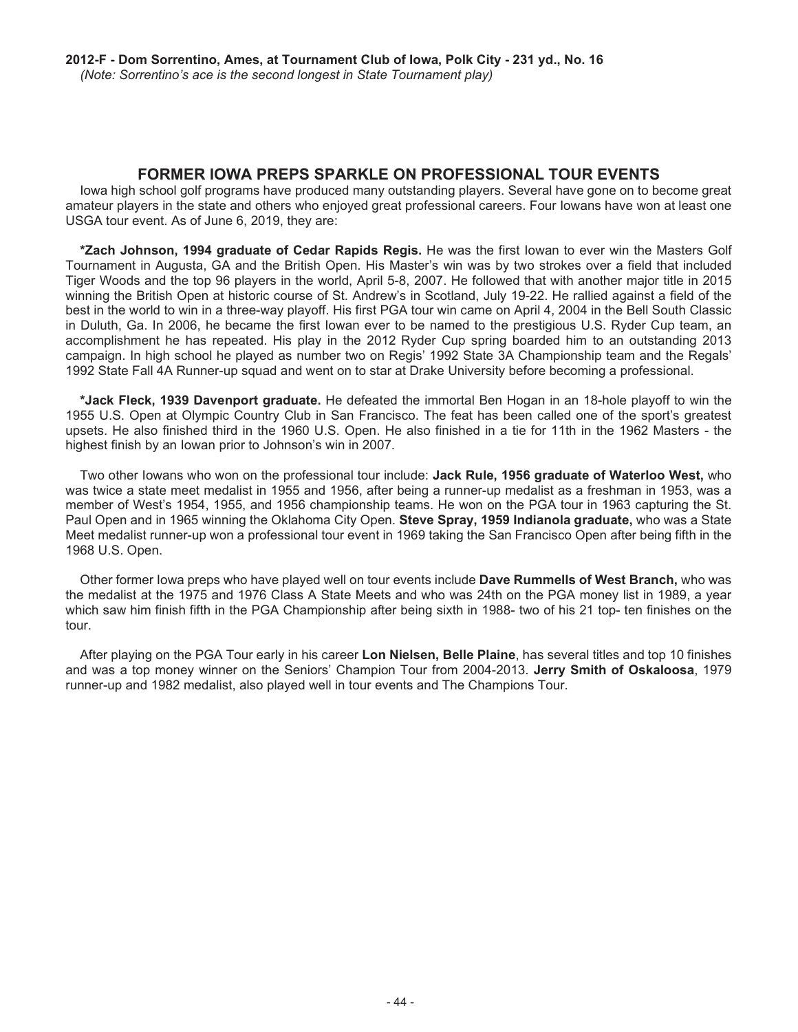**2012-F - Dom Sorrentino, Ames, at Tournament Club of Iowa, Polk City - 231 yd., No. 16**
*(Note: Sorrentino's ace is the second longest in State Tournament play)*

## FORMER IOWA PREPS SPARKLE ON PROFESSIONAL TOUR EVENTS

Iowa high school golf programs have produced many outstanding players. Several have gone on to become great amateur players in the state and others who enjoyed great professional careers. Four Iowans have won at least one USGA tour event. As of June 6, 2019, they are:

**\*Zach Johnson, 1994 graduate of Cedar Rapids Regis.** He was the first Iowan to ever win the Masters Golf Tournament in Augusta, GA and the British Open. His Master's win was by two strokes over a field that included Tiger Woods and the top 96 players in the world, April 5-8, 2007. He followed that with another major title in 2015 winning the British Open at historic course of St. Andrew's in Scotland, July 19-22. He rallied against a field of the best in the world to win in a three-way playoff. His first PGA tour win came on April 4, 2004 in the Bell South Classic in Duluth, Ga. In 2006, he became the first Iowan ever to be named to the prestigious U.S. Ryder Cup team, an accomplishment he has repeated. His play in the 2012 Ryder Cup spring boarded him to an outstanding 2013 campaign. In high school he played as number two on Regis' 1992 State 3A Championship team and the Regals' 1992 State Fall 4A Runner-up squad and went on to star at Drake University before becoming a professional.

**\*Jack Fleck, 1939 Davenport graduate.** He defeated the immortal Ben Hogan in an 18-hole playoff to win the 1955 U.S. Open at Olympic Country Club in San Francisco. The feat has been called one of the sport's greatest upsets. He also finished third in the 1960 U.S. Open. He also finished in a tie for 11th in the 1962 Masters - the highest finish by an Iowan prior to Johnson's win in 2007.

Two other Iowans who won on the professional tour include: **Jack Rule, 1956 graduate of Waterloo West,** who was twice a state meet medalist in 1955 and 1956, after being a runner-up medalist as a freshman in 1953, was a member of West's 1954, 1955, and 1956 championship teams. He won on the PGA tour in 1963 capturing the St. Paul Open and in 1965 winning the Oklahoma City Open. **Steve Spray, 1959 Indianola graduate,** who was a State Meet medalist runner-up won a professional tour event in 1969 taking the San Francisco Open after being fifth in the 1968 U.S. Open.

Other former Iowa preps who have played well on tour events include **Dave Rummells of West Branch,** who was the medalist at the 1975 and 1976 Class A State Meets and who was 24th on the PGA money list in 1989, a year which saw him finish fifth in the PGA Championship after being sixth in 1988- two of his 21 top- ten finishes on the tour.

After playing on the PGA Tour early in his career **Lon Nielsen, Belle Plaine**, has several titles and top 10 finishes and was a top money winner on the Seniors' Champion Tour from 2004-2013. **Jerry Smith of Oskaloosa**, 1979 runner-up and 1982 medalist, also played well in tour events and The Champions Tour.